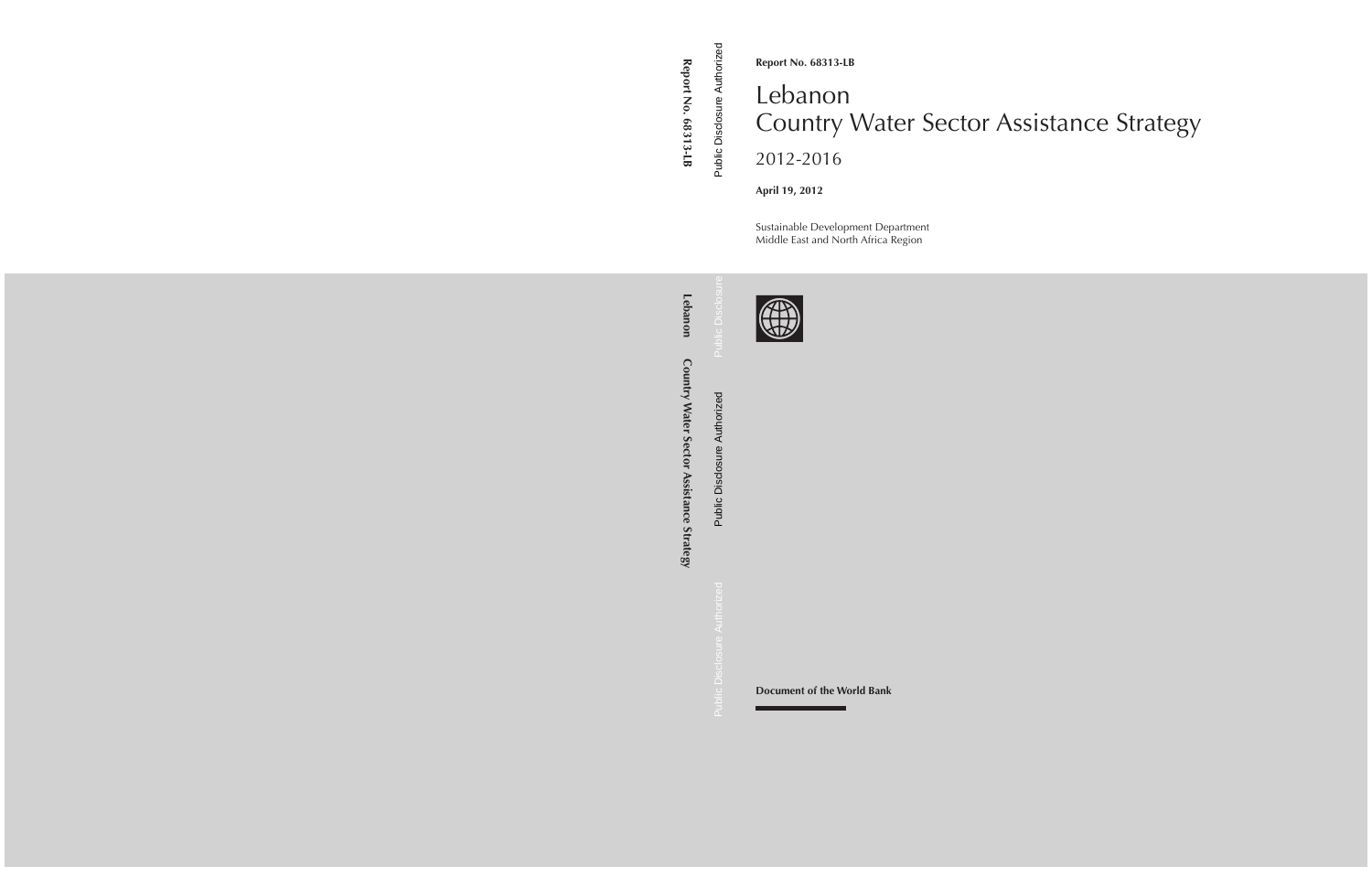**Report No. 68313-LB**

# Lebanon
# Country Water Sector Assistance Strategy

## 2012-2016

**April 19, 2012**

Sustainable Development Department
Middle East and North Africa Region

**Document of the World Bank**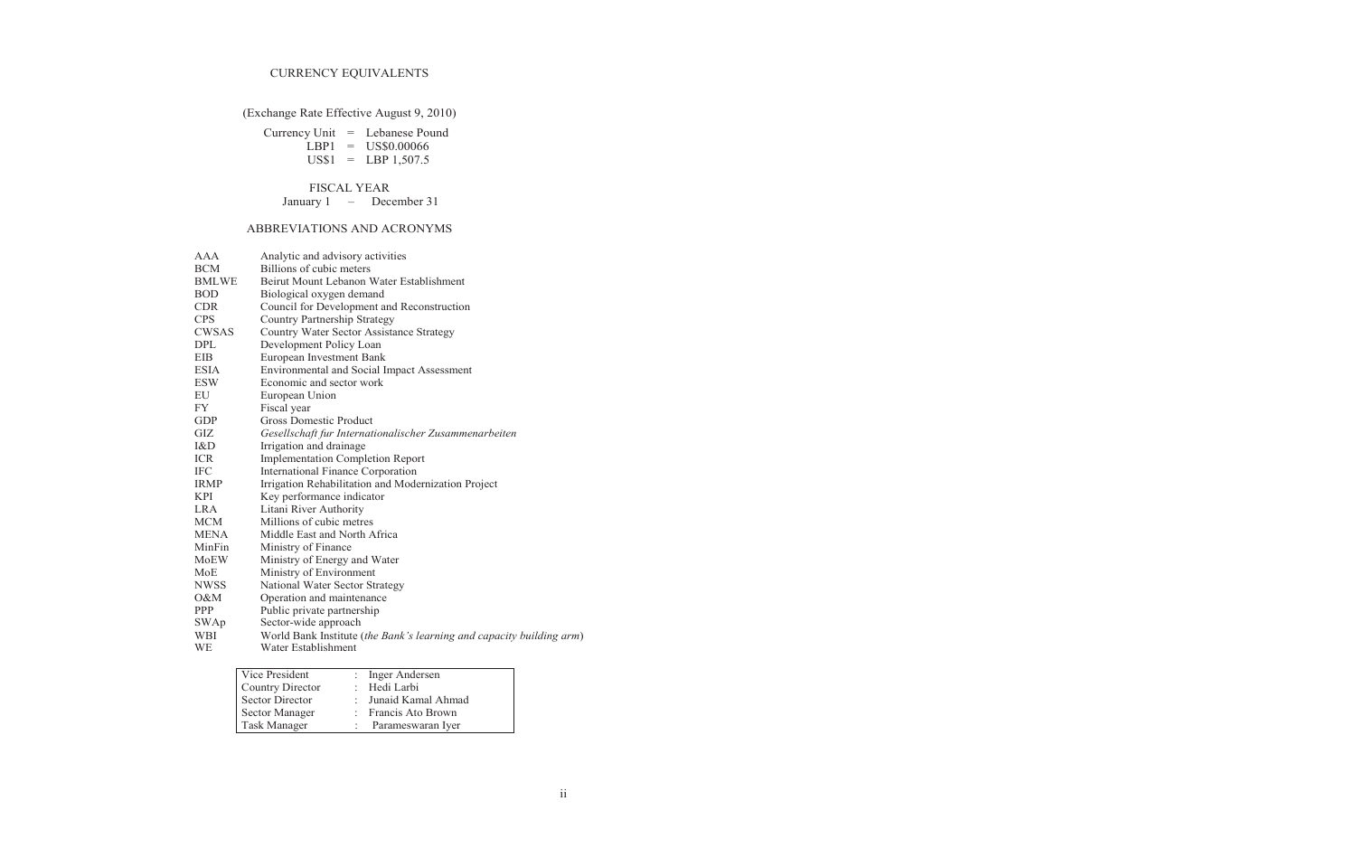## CURRENCY EQUIVALENTS

(Exchange Rate Effective August 9, 2010)

Currency Unit = Lebanese Pound
LBP1 = US$0.00066
US$1 = LBP 1,507.5

## FISCAL YEAR

January 1 – December 31

## ABBREVIATIONS AND ACRONYMS

| | |
|---|---|
| AAA | Analytic and advisory activities |
| BCM | Billions of cubic meters |
| BMLWE | Beirut Mount Lebanon Water Establishment |
| BOD | Biological oxygen demand |
| CDR | Council for Development and Reconstruction |
| CPS | Country Partnership Strategy |
| CWSAS | Country Water Sector Assistance Strategy |
| DPL | Development Policy Loan |
| EIB | European Investment Bank |
| ESIA | Environmental and Social Impact Assessment |
| ESW | Economic and sector work |
| EU | European Union |
| FY | Fiscal year |
| GDP | Gross Domestic Product |
| GIZ | *Gesellschaft fur Internationalischer Zusammenarbeiten* |
| I&D | Irrigation and drainage |
| ICR | Implementation Completion Report |
| IFC | International Finance Corporation |
| IRMP | Irrigation Rehabilitation and Modernization Project |
| KPI | Key performance indicator |
| LRA | Litani River Authority |
| MCM | Millions of cubic metres |
| MENA | Middle East and North Africa |
| MinFin | Ministry of Finance |
| MoEW | Ministry of Energy and Water |
| MoE | Ministry of Environment |
| NWSS | National Water Sector Strategy |
| O&M | Operation and maintenance |
| PPP | Public private partnership |
| SWAp | Sector-wide approach |
| WBI | World Bank Institute (*the Bank's learning and capacity building arm*) |
| WE | Water Establishment |

| | | |
|---|---|---|
| Vice President | : | Inger Andersen |
| Country Director | : | Hedi Larbi |
| Sector Director | : | Junaid Kamal Ahmad |
| Sector Manager | : | Francis Ato Brown |
| Task Manager | : | Parameswaran Iyer |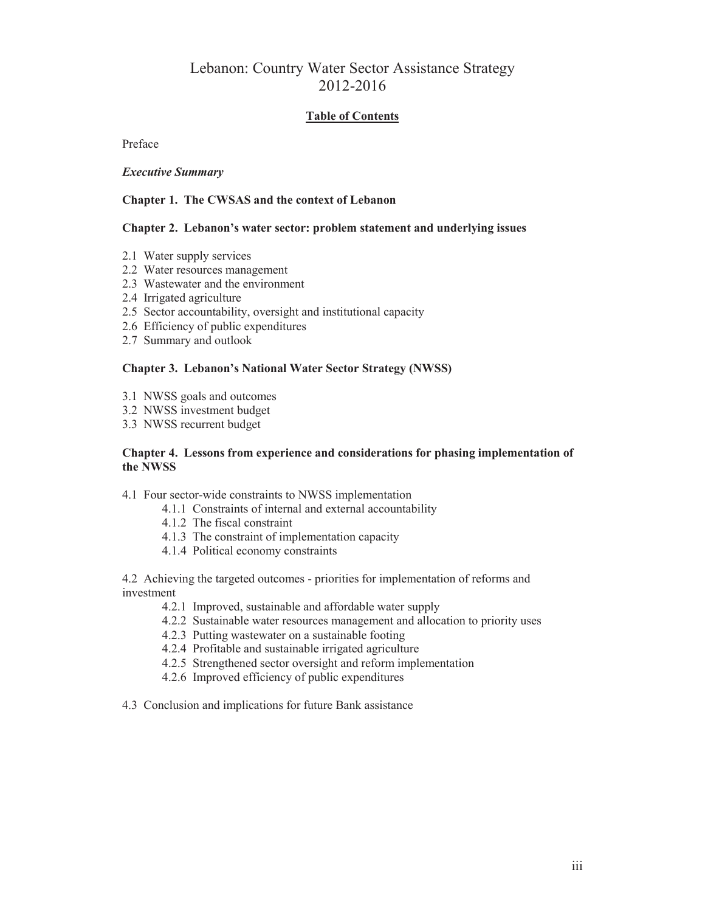# Lebanon: Country Water Sector Assistance Strategy 2012-2016

**Table of Contents**

Preface

***Executive Summary***

**Chapter 1. The CWSAS and the context of Lebanon**

**Chapter 2. Lebanon's water sector: problem statement and underlying issues**

2.1 Water supply services
2.2 Water resources management
2.3 Wastewater and the environment
2.4 Irrigated agriculture
2.5 Sector accountability, oversight and institutional capacity
2.6 Efficiency of public expenditures
2.7 Summary and outlook

**Chapter 3. Lebanon's National Water Sector Strategy (NWSS)**

3.1 NWSS goals and outcomes
3.2 NWSS investment budget
3.3 NWSS recurrent budget

**Chapter 4. Lessons from experience and considerations for phasing implementation of the NWSS**

4.1 Four sector-wide constraints to NWSS implementation
- 4.1.1 Constraints of internal and external accountability
- 4.1.2 The fiscal constraint
- 4.1.3 The constraint of implementation capacity
- 4.1.4 Political economy constraints

4.2 Achieving the targeted outcomes - priorities for implementation of reforms and investment
- 4.2.1 Improved, sustainable and affordable water supply
- 4.2.2 Sustainable water resources management and allocation to priority uses
- 4.2.3 Putting wastewater on a sustainable footing
- 4.2.4 Profitable and sustainable irrigated agriculture
- 4.2.5 Strengthened sector oversight and reform implementation
- 4.2.6 Improved efficiency of public expenditures

4.3 Conclusion and implications for future Bank assistance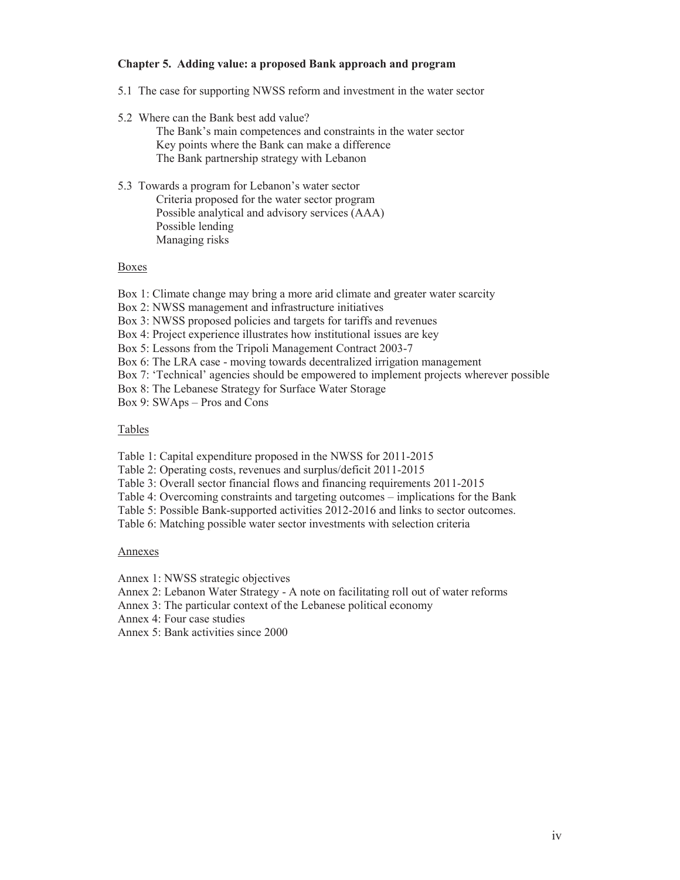**Chapter 5. Adding value: a proposed Bank approach and program**

5.1 The case for supporting NWSS reform and investment in the water sector

5.2 Where can the Bank best add value?
    The Bank's main competences and constraints in the water sector
    Key points where the Bank can make a difference
    The Bank partnership strategy with Lebanon

5.3 Towards a program for Lebanon's water sector
    Criteria proposed for the water sector program
    Possible analytical and advisory services (AAA)
    Possible lending
    Managing risks

Boxes

Box 1: Climate change may bring a more arid climate and greater water scarcity
Box 2: NWSS management and infrastructure initiatives
Box 3: NWSS proposed policies and targets for tariffs and revenues
Box 4: Project experience illustrates how institutional issues are key
Box 5: Lessons from the Tripoli Management Contract 2003-7
Box 6: The LRA case - moving towards decentralized irrigation management
Box 7: 'Technical' agencies should be empowered to implement projects wherever possible
Box 8: The Lebanese Strategy for Surface Water Storage
Box 9: SWAps – Pros and Cons

Tables

Table 1: Capital expenditure proposed in the NWSS for 2011-2015
Table 2: Operating costs, revenues and surplus/deficit 2011-2015
Table 3: Overall sector financial flows and financing requirements 2011-2015
Table 4: Overcoming constraints and targeting outcomes – implications for the Bank
Table 5: Possible Bank-supported activities 2012-2016 and links to sector outcomes.
Table 6: Matching possible water sector investments with selection criteria

Annexes

Annex 1: NWSS strategic objectives
Annex 2: Lebanon Water Strategy - A note on facilitating roll out of water reforms
Annex 3: The particular context of the Lebanese political economy
Annex 4: Four case studies
Annex 5: Bank activities since 2000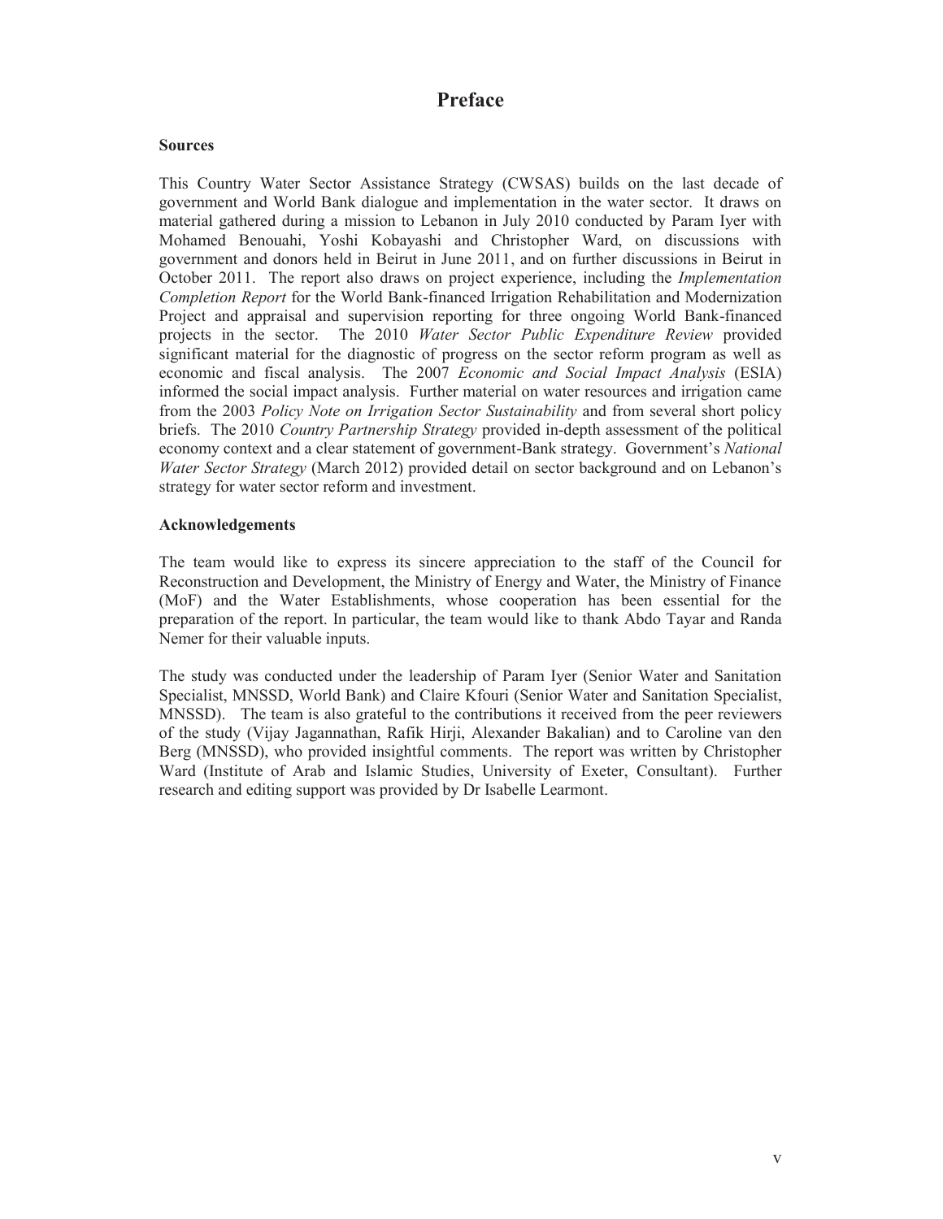# Preface

**Sources**

This Country Water Sector Assistance Strategy (CWSAS) builds on the last decade of government and World Bank dialogue and implementation in the water sector. It draws on material gathered during a mission to Lebanon in July 2010 conducted by Param Iyer with Mohamed Benouahi, Yoshi Kobayashi and Christopher Ward, on discussions with government and donors held in Beirut in June 2011, and on further discussions in Beirut in October 2011. The report also draws on project experience, including the *Implementation Completion Report* for the World Bank-financed Irrigation Rehabilitation and Modernization Project and appraisal and supervision reporting for three ongoing World Bank-financed projects in the sector. The 2010 *Water Sector Public Expenditure Review* provided significant material for the diagnostic of progress on the sector reform program as well as economic and fiscal analysis. The 2007 *Economic and Social Impact Analysis* (ESIA) informed the social impact analysis. Further material on water resources and irrigation came from the 2003 *Policy Note on Irrigation Sector Sustainability* and from several short policy briefs. The 2010 *Country Partnership Strategy* provided in-depth assessment of the political economy context and a clear statement of government-Bank strategy. Government's *National Water Sector Strategy* (March 2012) provided detail on sector background and on Lebanon's strategy for water sector reform and investment.

**Acknowledgements**

The team would like to express its sincere appreciation to the staff of the Council for Reconstruction and Development, the Ministry of Energy and Water, the Ministry of Finance (MoF) and the Water Establishments, whose cooperation has been essential for the preparation of the report. In particular, the team would like to thank Abdo Tayar and Randa Nemer for their valuable inputs.

The study was conducted under the leadership of Param Iyer (Senior Water and Sanitation Specialist, MNSSD, World Bank) and Claire Kfouri (Senior Water and Sanitation Specialist, MNSSD). The team is also grateful to the contributions it received from the peer reviewers of the study (Vijay Jagannathan, Rafik Hirji, Alexander Bakalian) and to Caroline van den Berg (MNSSD), who provided insightful comments. The report was written by Christopher Ward (Institute of Arab and Islamic Studies, University of Exeter, Consultant). Further research and editing support was provided by Dr Isabelle Learmont.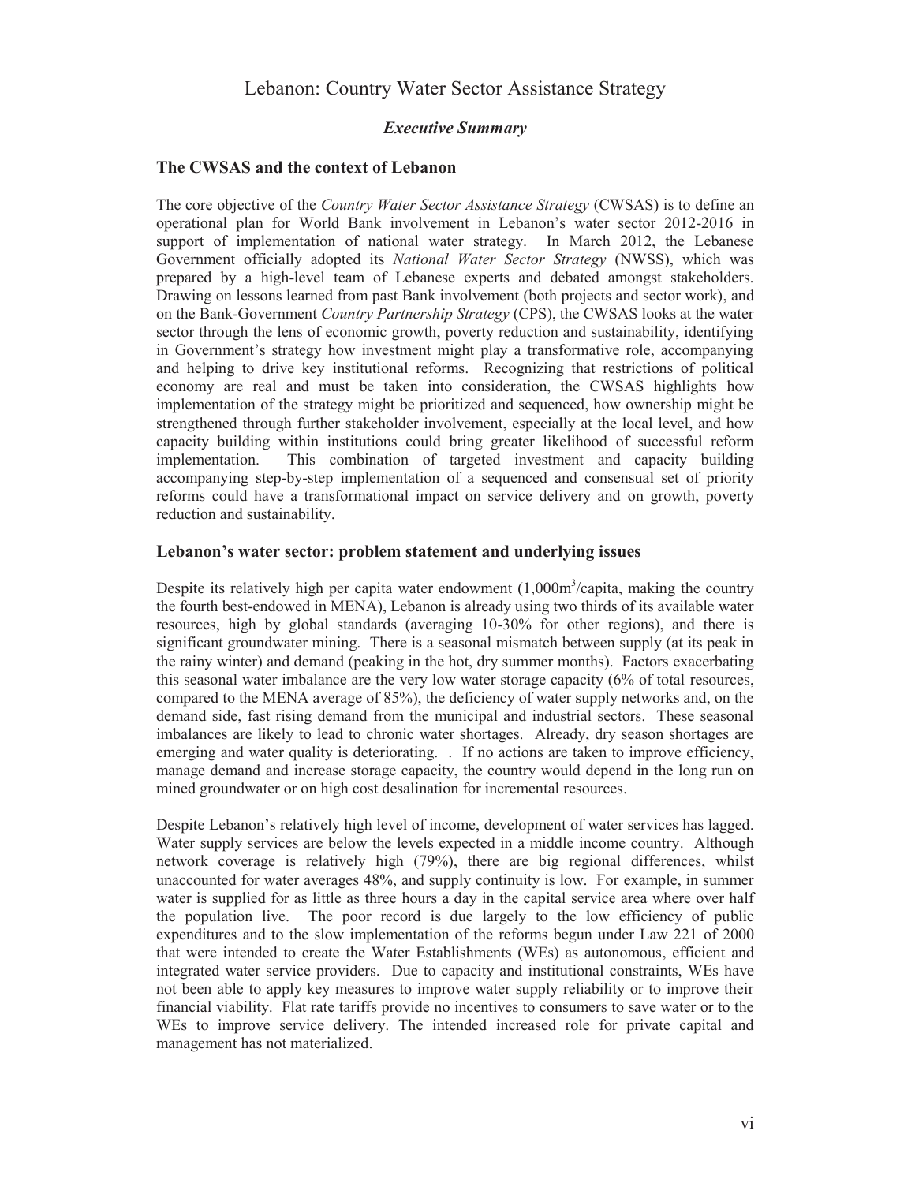# Lebanon: Country Water Sector Assistance Strategy

### *Executive Summary*

## The CWSAS and the context of Lebanon

The core objective of the *Country Water Sector Assistance Strategy* (CWSAS) is to define an operational plan for World Bank involvement in Lebanon's water sector 2012-2016 in support of implementation of national water strategy. In March 2012, the Lebanese Government officially adopted its *National Water Sector Strategy* (NWSS), which was prepared by a high-level team of Lebanese experts and debated amongst stakeholders. Drawing on lessons learned from past Bank involvement (both projects and sector work), and on the Bank-Government *Country Partnership Strategy* (CPS), the CWSAS looks at the water sector through the lens of economic growth, poverty reduction and sustainability, identifying in Government's strategy how investment might play a transformative role, accompanying and helping to drive key institutional reforms. Recognizing that restrictions of political economy are real and must be taken into consideration, the CWSAS highlights how implementation of the strategy might be prioritized and sequenced, how ownership might be strengthened through further stakeholder involvement, especially at the local level, and how capacity building within institutions could bring greater likelihood of successful reform implementation. This combination of targeted investment and capacity building accompanying step-by-step implementation of a sequenced and consensual set of priority reforms could have a transformational impact on service delivery and on growth, poverty reduction and sustainability.

## Lebanon's water sector: problem statement and underlying issues

Despite its relatively high per capita water endowment (1,000m$^3$/capita, making the country the fourth best-endowed in MENA), Lebanon is already using two thirds of its available water resources, high by global standards (averaging 10-30% for other regions), and there is significant groundwater mining. There is a seasonal mismatch between supply (at its peak in the rainy winter) and demand (peaking in the hot, dry summer months). Factors exacerbating this seasonal water imbalance are the very low water storage capacity (6% of total resources, compared to the MENA average of 85%), the deficiency of water supply networks and, on the demand side, fast rising demand from the municipal and industrial sectors. These seasonal imbalances are likely to lead to chronic water shortages. Already, dry season shortages are emerging and water quality is deteriorating. . If no actions are taken to improve efficiency, manage demand and increase storage capacity, the country would depend in the long run on mined groundwater or on high cost desalination for incremental resources.

Despite Lebanon's relatively high level of income, development of water services has lagged. Water supply services are below the levels expected in a middle income country. Although network coverage is relatively high (79%), there are big regional differences, whilst unaccounted for water averages 48%, and supply continuity is low. For example, in summer water is supplied for as little as three hours a day in the capital service area where over half the population live. The poor record is due largely to the low efficiency of public expenditures and to the slow implementation of the reforms begun under Law 221 of 2000 that were intended to create the Water Establishments (WEs) as autonomous, efficient and integrated water service providers. Due to capacity and institutional constraints, WEs have not been able to apply key measures to improve water supply reliability or to improve their financial viability. Flat rate tariffs provide no incentives to consumers to save water or to the WEs to improve service delivery. The intended increased role for private capital and management has not materialized.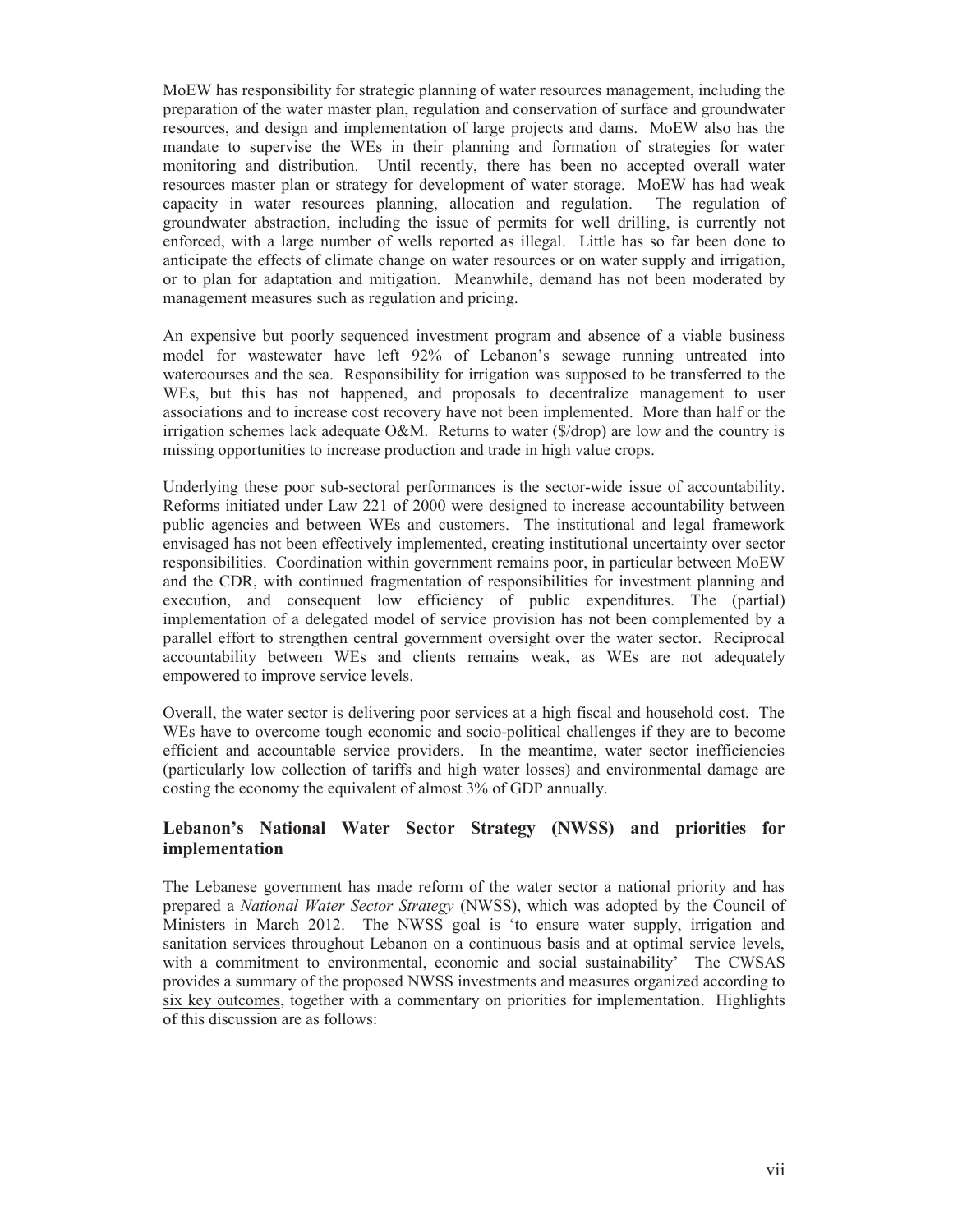MoEW has responsibility for strategic planning of water resources management, including the preparation of the water master plan, regulation and conservation of surface and groundwater resources, and design and implementation of large projects and dams. MoEW also has the mandate to supervise the WEs in their planning and formation of strategies for water monitoring and distribution. Until recently, there has been no accepted overall water resources master plan or strategy for development of water storage. MoEW has had weak capacity in water resources planning, allocation and regulation. The regulation of groundwater abstraction, including the issue of permits for well drilling, is currently not enforced, with a large number of wells reported as illegal. Little has so far been done to anticipate the effects of climate change on water resources or on water supply and irrigation, or to plan for adaptation and mitigation. Meanwhile, demand has not been moderated by management measures such as regulation and pricing.

An expensive but poorly sequenced investment program and absence of a viable business model for wastewater have left 92% of Lebanon's sewage running untreated into watercourses and the sea. Responsibility for irrigation was supposed to be transferred to the WEs, but this has not happened, and proposals to decentralize management to user associations and to increase cost recovery have not been implemented. More than half or the irrigation schemes lack adequate O&M. Returns to water ($/drop) are low and the country is missing opportunities to increase production and trade in high value crops.

Underlying these poor sub-sectoral performances is the sector-wide issue of accountability. Reforms initiated under Law 221 of 2000 were designed to increase accountability between public agencies and between WEs and customers. The institutional and legal framework envisaged has not been effectively implemented, creating institutional uncertainty over sector responsibilities. Coordination within government remains poor, in particular between MoEW and the CDR, with continued fragmentation of responsibilities for investment planning and execution, and consequent low efficiency of public expenditures. The (partial) implementation of a delegated model of service provision has not been complemented by a parallel effort to strengthen central government oversight over the water sector. Reciprocal accountability between WEs and clients remains weak, as WEs are not adequately empowered to improve service levels.

Overall, the water sector is delivering poor services at a high fiscal and household cost. The WEs have to overcome tough economic and socio-political challenges if they are to become efficient and accountable service providers. In the meantime, water sector inefficiencies (particularly low collection of tariffs and high water losses) and environmental damage are costing the economy the equivalent of almost 3% of GDP annually.

## Lebanon's National Water Sector Strategy (NWSS) and priorities for implementation

The Lebanese government has made reform of the water sector a national priority and has prepared a *National Water Sector Strategy* (NWSS), which was adopted by the Council of Ministers in March 2012. The NWSS goal is 'to ensure water supply, irrigation and sanitation services throughout Lebanon on a continuous basis and at optimal service levels, with a commitment to environmental, economic and social sustainability' The CWSAS provides a summary of the proposed NWSS investments and measures organized according to six key outcomes, together with a commentary on priorities for implementation. Highlights of this discussion are as follows: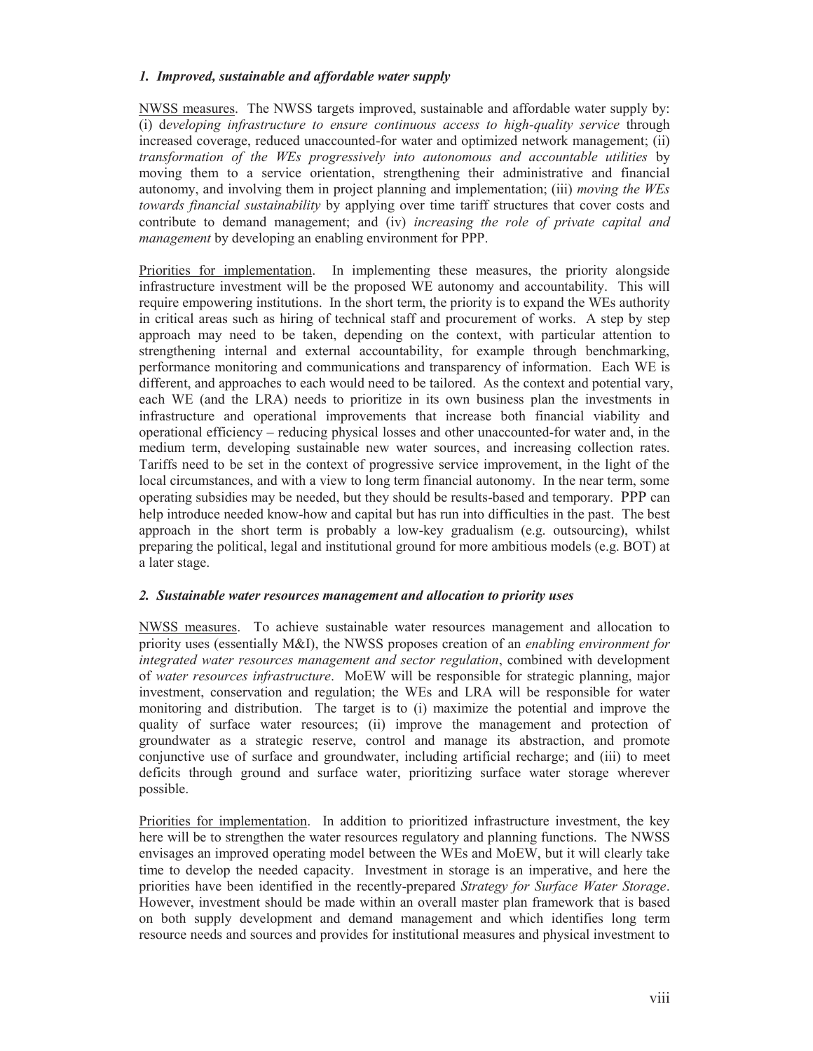### *1. Improved, sustainable and affordable water supply*

NWSS measures. The NWSS targets improved, sustainable and affordable water supply by: (i) d*eveloping infrastructure to ensure continuous access to high-quality service* through increased coverage, reduced unaccounted-for water and optimized network management; (ii) *transformation of the WEs progressively into autonomous and accountable utilities* by moving them to a service orientation, strengthening their administrative and financial autonomy, and involving them in project planning and implementation; (iii) *moving the WEs towards financial sustainability* by applying over time tariff structures that cover costs and contribute to demand management; and (iv) *increasing the role of private capital and management* by developing an enabling environment for PPP.

Priorities for implementation. In implementing these measures, the priority alongside infrastructure investment will be the proposed WE autonomy and accountability. This will require empowering institutions. In the short term, the priority is to expand the WEs authority in critical areas such as hiring of technical staff and procurement of works. A step by step approach may need to be taken, depending on the context, with particular attention to strengthening internal and external accountability, for example through benchmarking, performance monitoring and communications and transparency of information. Each WE is different, and approaches to each would need to be tailored. As the context and potential vary, each WE (and the LRA) needs to prioritize in its own business plan the investments in infrastructure and operational improvements that increase both financial viability and operational efficiency – reducing physical losses and other unaccounted-for water and, in the medium term, developing sustainable new water sources, and increasing collection rates. Tariffs need to be set in the context of progressive service improvement, in the light of the local circumstances, and with a view to long term financial autonomy. In the near term, some operating subsidies may be needed, but they should be results-based and temporary. PPP can help introduce needed know-how and capital but has run into difficulties in the past. The best approach in the short term is probably a low-key gradualism (e.g. outsourcing), whilst preparing the political, legal and institutional ground for more ambitious models (e.g. BOT) at a later stage.

### *2. Sustainable water resources management and allocation to priority uses*

NWSS measures. To achieve sustainable water resources management and allocation to priority uses (essentially M&I), the NWSS proposes creation of an *enabling environment for integrated water resources management and sector regulation*, combined with development of *water resources infrastructure*. MoEW will be responsible for strategic planning, major investment, conservation and regulation; the WEs and LRA will be responsible for water monitoring and distribution. The target is to (i) maximize the potential and improve the quality of surface water resources; (ii) improve the management and protection of groundwater as a strategic reserve, control and manage its abstraction, and promote conjunctive use of surface and groundwater, including artificial recharge; and (iii) to meet deficits through ground and surface water, prioritizing surface water storage wherever possible.

Priorities for implementation. In addition to prioritized infrastructure investment, the key here will be to strengthen the water resources regulatory and planning functions. The NWSS envisages an improved operating model between the WEs and MoEW, but it will clearly take time to develop the needed capacity. Investment in storage is an imperative, and here the priorities have been identified in the recently-prepared *Strategy for Surface Water Storage*. However, investment should be made within an overall master plan framework that is based on both supply development and demand management and which identifies long term resource needs and sources and provides for institutional measures and physical investment to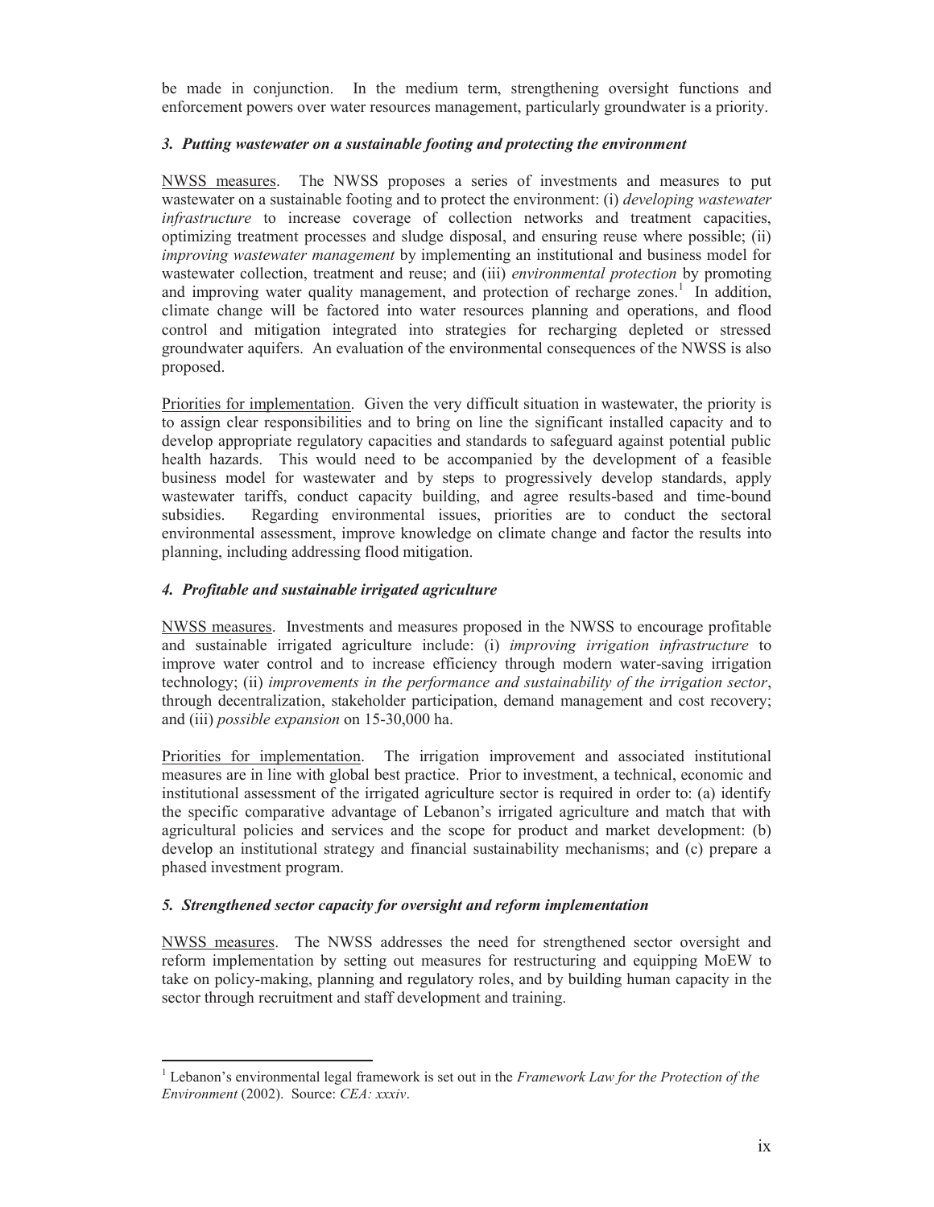be made in conjunction. In the medium term, strengthening oversight functions and enforcement powers over water resources management, particularly groundwater is a priority.

### *3. Putting wastewater on a sustainable footing and protecting the environment*

NWSS measures. The NWSS proposes a series of investments and measures to put wastewater on a sustainable footing and to protect the environment: (i) *developing wastewater infrastructure* to increase coverage of collection networks and treatment capacities, optimizing treatment processes and sludge disposal, and ensuring reuse where possible; (ii) *improving wastewater management* by implementing an institutional and business model for wastewater collection, treatment and reuse; and (iii) *environmental protection* by promoting and improving water quality management, and protection of recharge zones.[1] In addition, climate change will be factored into water resources planning and operations, and flood control and mitigation integrated into strategies for recharging depleted or stressed groundwater aquifers. An evaluation of the environmental consequences of the NWSS is also proposed.

Priorities for implementation. Given the very difficult situation in wastewater, the priority is to assign clear responsibilities and to bring on line the significant installed capacity and to develop appropriate regulatory capacities and standards to safeguard against potential public health hazards. This would need to be accompanied by the development of a feasible business model for wastewater and by steps to progressively develop standards, apply wastewater tariffs, conduct capacity building, and agree results-based and time-bound subsidies. Regarding environmental issues, priorities are to conduct the sectoral environmental assessment, improve knowledge on climate change and factor the results into planning, including addressing flood mitigation.

### *4. Profitable and sustainable irrigated agriculture*

NWSS measures. Investments and measures proposed in the NWSS to encourage profitable and sustainable irrigated agriculture include: (i) *improving irrigation infrastructure* to improve water control and to increase efficiency through modern water-saving irrigation technology; (ii) *improvements in the performance and sustainability of the irrigation sector*, through decentralization, stakeholder participation, demand management and cost recovery; and (iii) *possible expansion* on 15-30,000 ha.

Priorities for implementation. The irrigation improvement and associated institutional measures are in line with global best practice. Prior to investment, a technical, economic and institutional assessment of the irrigated agriculture sector is required in order to: (a) identify the specific comparative advantage of Lebanon's irrigated agriculture and match that with agricultural policies and services and the scope for product and market development: (b) develop an institutional strategy and financial sustainability mechanisms; and (c) prepare a phased investment program.

### *5. Strengthened sector capacity for oversight and reform implementation*

NWSS measures. The NWSS addresses the need for strengthened sector oversight and reform implementation by setting out measures for restructuring and equipping MoEW to take on policy-making, planning and regulatory roles, and by building human capacity in the sector through recruitment and staff development and training.

---

[1] Lebanon's environmental legal framework is set out in the *Framework Law for the Protection of the Environment* (2002). Source: *CEA: xxxiv*.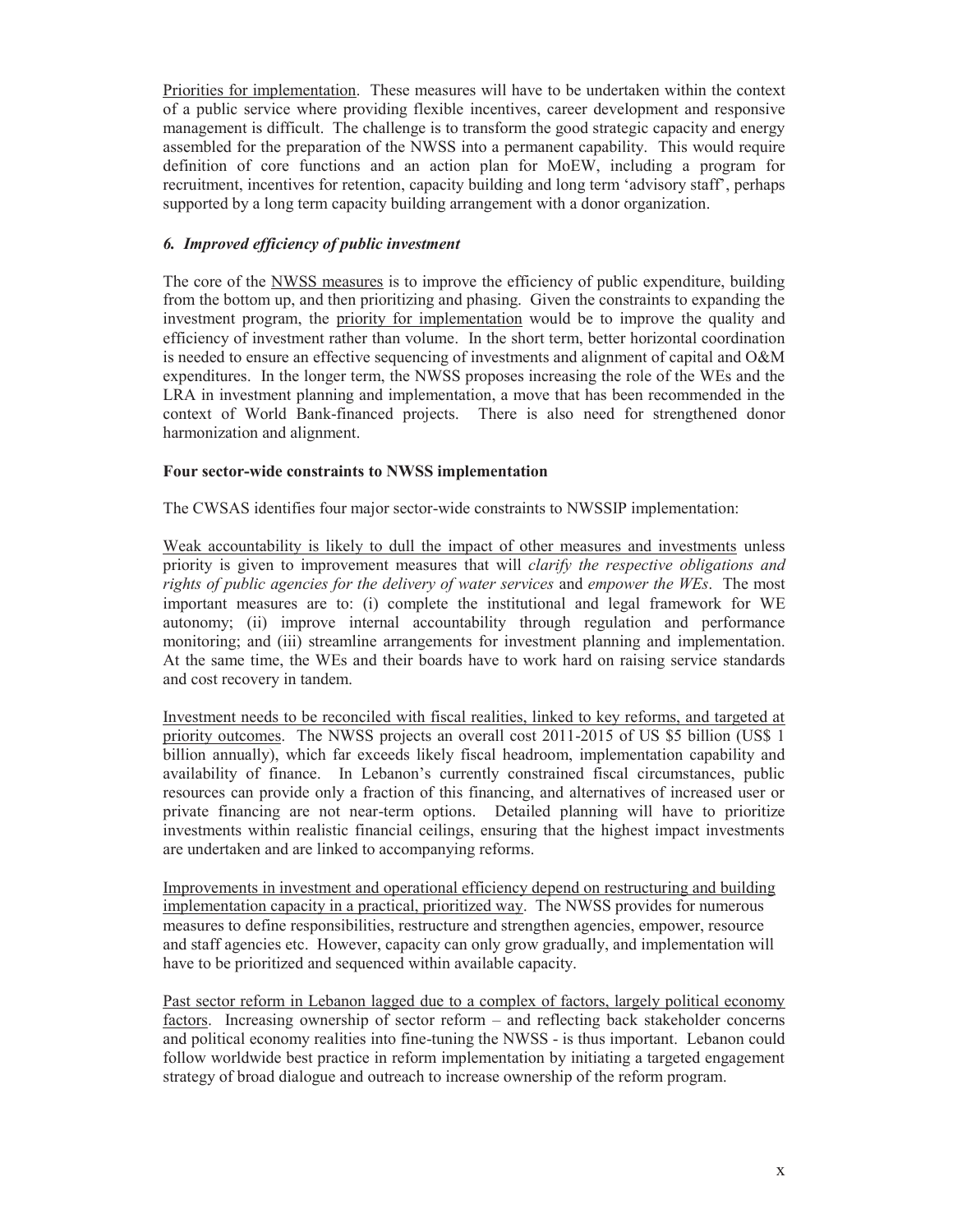Priorities for implementation. These measures will have to be undertaken within the context of a public service where providing flexible incentives, career development and responsive management is difficult. The challenge is to transform the good strategic capacity and energy assembled for the preparation of the NWSS into a permanent capability. This would require definition of core functions and an action plan for MoEW, including a program for recruitment, incentives for retention, capacity building and long term 'advisory staff', perhaps supported by a long term capacity building arrangement with a donor organization.

### *6. Improved efficiency of public investment*

The core of the NWSS measures is to improve the efficiency of public expenditure, building from the bottom up, and then prioritizing and phasing. Given the constraints to expanding the investment program, the priority for implementation would be to improve the quality and efficiency of investment rather than volume. In the short term, better horizontal coordination is needed to ensure an effective sequencing of investments and alignment of capital and O&M expenditures. In the longer term, the NWSS proposes increasing the role of the WEs and the LRA in investment planning and implementation, a move that has been recommended in the context of World Bank-financed projects. There is also need for strengthened donor harmonization and alignment.

### **Four sector-wide constraints to NWSS implementation**

The CWSAS identifies four major sector-wide constraints to NWSSIP implementation:

Weak accountability is likely to dull the impact of other measures and investments unless priority is given to improvement measures that will *clarify the respective obligations and rights of public agencies for the delivery of water services* and *empower the WEs*. The most important measures are to: (i) complete the institutional and legal framework for WE autonomy; (ii) improve internal accountability through regulation and performance monitoring; and (iii) streamline arrangements for investment planning and implementation. At the same time, the WEs and their boards have to work hard on raising service standards and cost recovery in tandem.

Investment needs to be reconciled with fiscal realities, linked to key reforms, and targeted at priority outcomes. The NWSS projects an overall cost 2011-2015 of US $5 billion (US$ 1 billion annually), which far exceeds likely fiscal headroom, implementation capability and availability of finance. In Lebanon's currently constrained fiscal circumstances, public resources can provide only a fraction of this financing, and alternatives of increased user or private financing are not near-term options. Detailed planning will have to prioritize investments within realistic financial ceilings, ensuring that the highest impact investments are undertaken and are linked to accompanying reforms.

Improvements in investment and operational efficiency depend on restructuring and building implementation capacity in a practical, prioritized way. The NWSS provides for numerous measures to define responsibilities, restructure and strengthen agencies, empower, resource and staff agencies etc. However, capacity can only grow gradually, and implementation will have to be prioritized and sequenced within available capacity.

Past sector reform in Lebanon lagged due to a complex of factors, largely political economy factors. Increasing ownership of sector reform – and reflecting back stakeholder concerns and political economy realities into fine-tuning the NWSS - is thus important. Lebanon could follow worldwide best practice in reform implementation by initiating a targeted engagement strategy of broad dialogue and outreach to increase ownership of the reform program.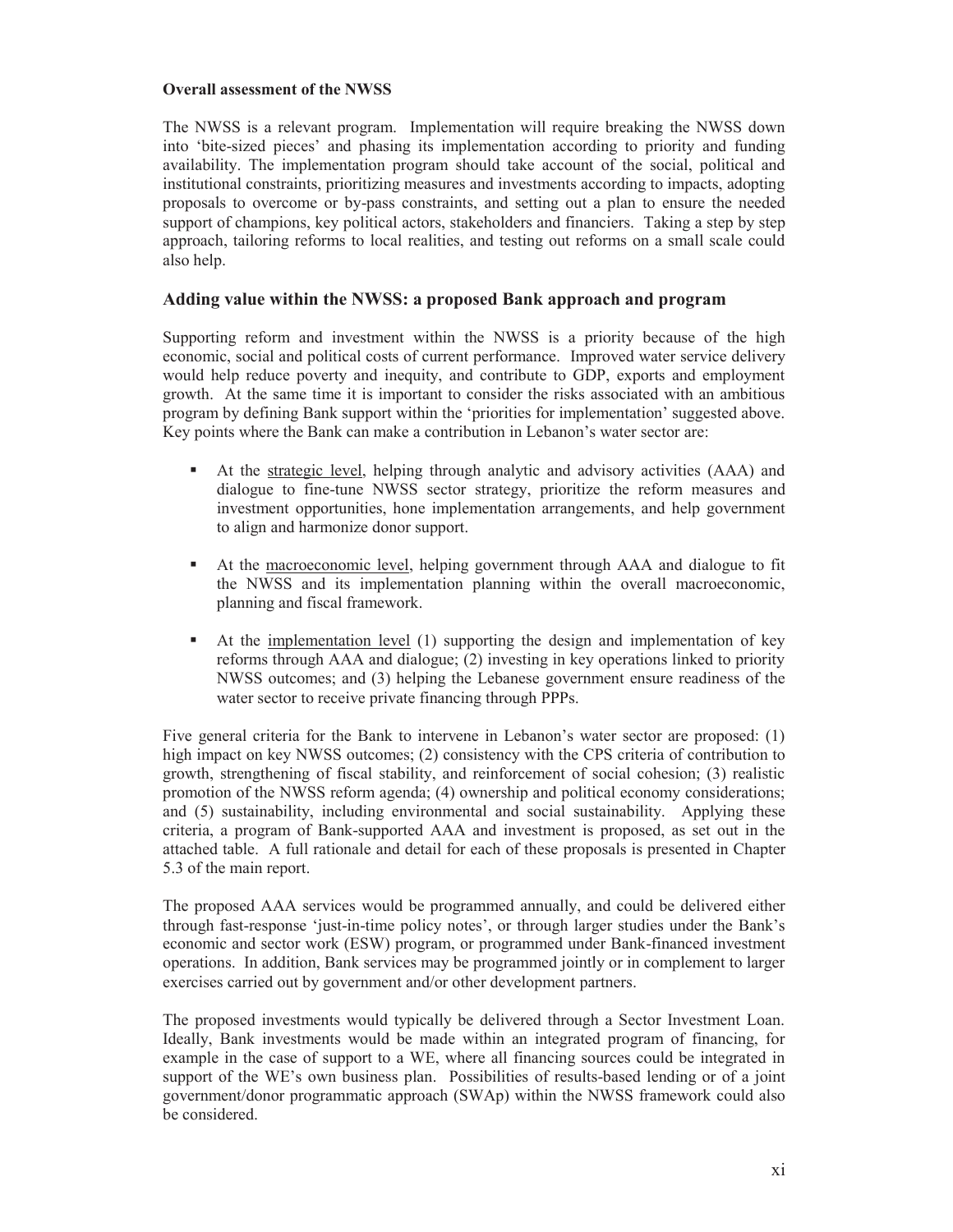**Overall assessment of the NWSS**

The NWSS is a relevant program. Implementation will require breaking the NWSS down into 'bite-sized pieces' and phasing its implementation according to priority and funding availability. The implementation program should take account of the social, political and institutional constraints, prioritizing measures and investments according to impacts, adopting proposals to overcome or by-pass constraints, and setting out a plan to ensure the needed support of champions, key political actors, stakeholders and financiers. Taking a step by step approach, tailoring reforms to local realities, and testing out reforms on a small scale could also help.

## Adding value within the NWSS: a proposed Bank approach and program

Supporting reform and investment within the NWSS is a priority because of the high economic, social and political costs of current performance. Improved water service delivery would help reduce poverty and inequity, and contribute to GDP, exports and employment growth. At the same time it is important to consider the risks associated with an ambitious program by defining Bank support within the 'priorities for implementation' suggested above. Key points where the Bank can make a contribution in Lebanon's water sector are:

- At the strategic level, helping through analytic and advisory activities (AAA) and dialogue to fine-tune NWSS sector strategy, prioritize the reform measures and investment opportunities, hone implementation arrangements, and help government to align and harmonize donor support.
- At the macroeconomic level, helping government through AAA and dialogue to fit the NWSS and its implementation planning within the overall macroeconomic, planning and fiscal framework.
- At the implementation level (1) supporting the design and implementation of key reforms through AAA and dialogue; (2) investing in key operations linked to priority NWSS outcomes; and (3) helping the Lebanese government ensure readiness of the water sector to receive private financing through PPPs.

Five general criteria for the Bank to intervene in Lebanon's water sector are proposed: (1) high impact on key NWSS outcomes; (2) consistency with the CPS criteria of contribution to growth, strengthening of fiscal stability, and reinforcement of social cohesion; (3) realistic promotion of the NWSS reform agenda; (4) ownership and political economy considerations; and (5) sustainability, including environmental and social sustainability. Applying these criteria, a program of Bank-supported AAA and investment is proposed, as set out in the attached table. A full rationale and detail for each of these proposals is presented in Chapter 5.3 of the main report.

The proposed AAA services would be programmed annually, and could be delivered either through fast-response 'just-in-time policy notes', or through larger studies under the Bank's economic and sector work (ESW) program, or programmed under Bank-financed investment operations. In addition, Bank services may be programmed jointly or in complement to larger exercises carried out by government and/or other development partners.

The proposed investments would typically be delivered through a Sector Investment Loan. Ideally, Bank investments would be made within an integrated program of financing, for example in the case of support to a WE, where all financing sources could be integrated in support of the WE's own business plan. Possibilities of results-based lending or of a joint government/donor programmatic approach (SWAp) within the NWSS framework could also be considered.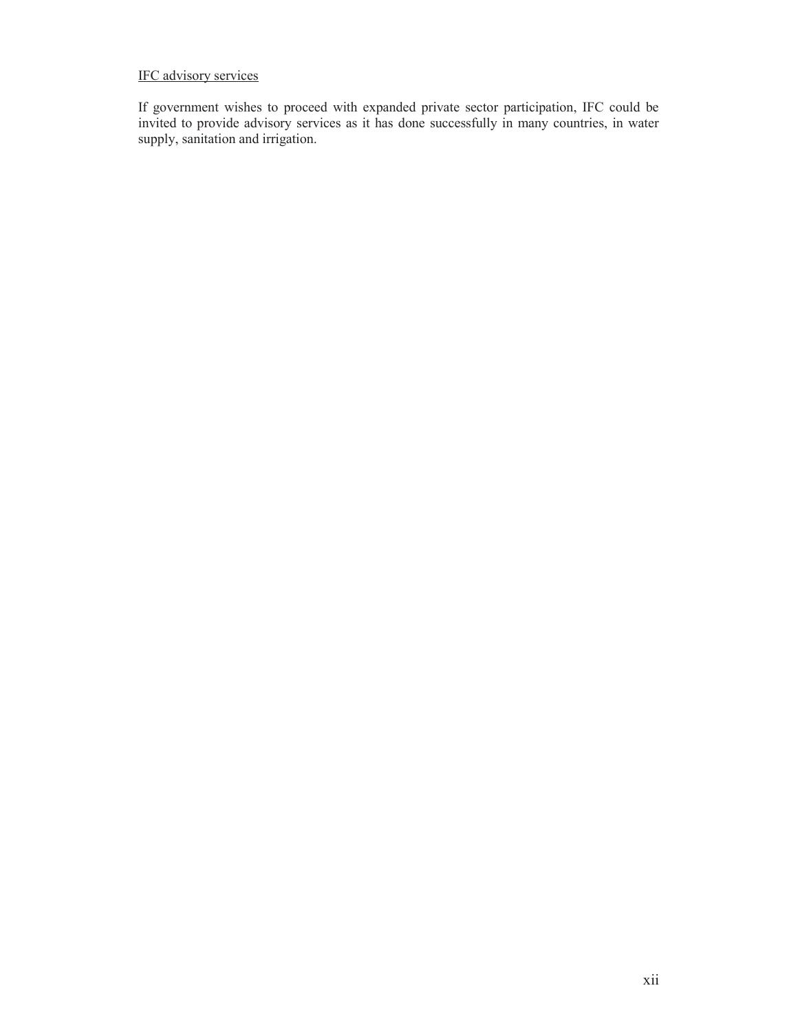IFC advisory services

If government wishes to proceed with expanded private sector participation, IFC could be invited to provide advisory services as it has done successfully in many countries, in water supply, sanitation and irrigation.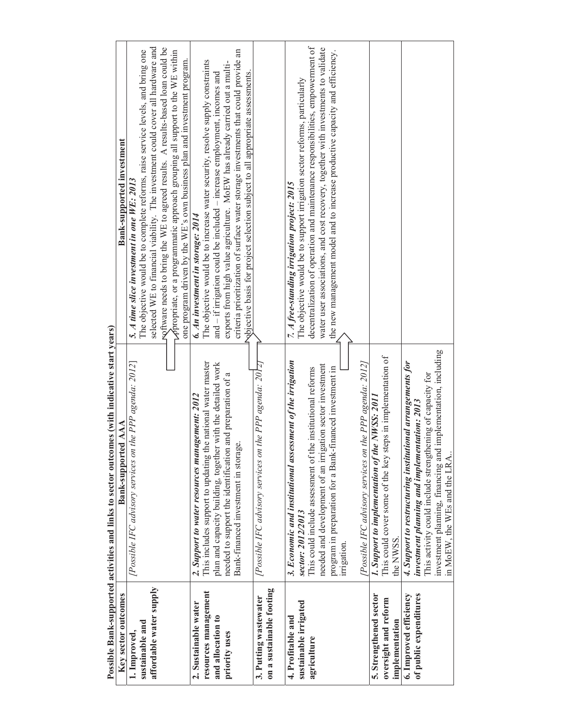**Possible Bank-supported activities and links to sector outcomes (with indicative start years)**

| Key sector outcomes | Bank-supported AAA | Bank-supported investment |
|---|---|---|
| **1. Improved, sustainable and affordable water supply** | *[Possible IFC advisory services on the PPP agenda: 2012]* | ***5. A time slice investment in one WE: 2013*** The objective would be to complete reforms, raise service levels, and bring one selected WE to financial viability. The investment could cover all hardware and software needs to bring the WE to agreed results. A results-based loan could be appropriate, or a programmatic approach grouping all support to the WE within one program driven by the WE's own business plan and investment program. |
| **2. Sustainable water resources management and allocation to priority uses** | ***2. Support to water resources management: 2012*** This includes support to updating the national water master plan and capacity building, together with the detailed work needed to support the identification and preparation of a Bank-financed investment in storage. | ***6. An investment in storage: 2014*** The objective would be to increase water security, resolve supply constraints and – if irrigation could be included – increase employment, incomes and exports from high value agriculture. MoEW has already carried out a multi-criteria prioritization of surface water storage investments that could provide an objective basis for project selection subject to all appropriate assessments. |
| **3. Putting wastewater on a sustainable footing** | *[Possible IFC advisory services on the PPP agenda: 2012]* | |
| **4. Profitable and sustainable irrigated agriculture** | ***3. Economic and institutional assessment of the irrigation sector: 2012/2013*** This could include assessment of the institutional reforms needed and development of an irrigation sector investment program in preparation for a Bank-financed investment in irrigation. *[Possible IFC advisory services on the PPP agenda: 2012]* | ***7. A free-standing irrigation project: 2015*** The objective would be to support irrigation sector reforms, particularly decentralization of operation and maintenance responsibilities, empowerment of water user associations, and cost recovery, together with investments to validate the new management model and to increase productive capacity and efficiency. |
| **5. Strengthened sector oversight and reform implementation** | ***1. Support to implementation of the NWSS: 2011*** This could cover some of the key steps in implementation of the NWSS. | |
| **6. Improved efficiency of public expenditures** | ***4. Support to restructuring institutional arrangements for investment planning and implementation: 2013*** This activity could include strengthening of capacity for investment planning, financing and implementation, including in MoEW, the WEs and the LRA.. | |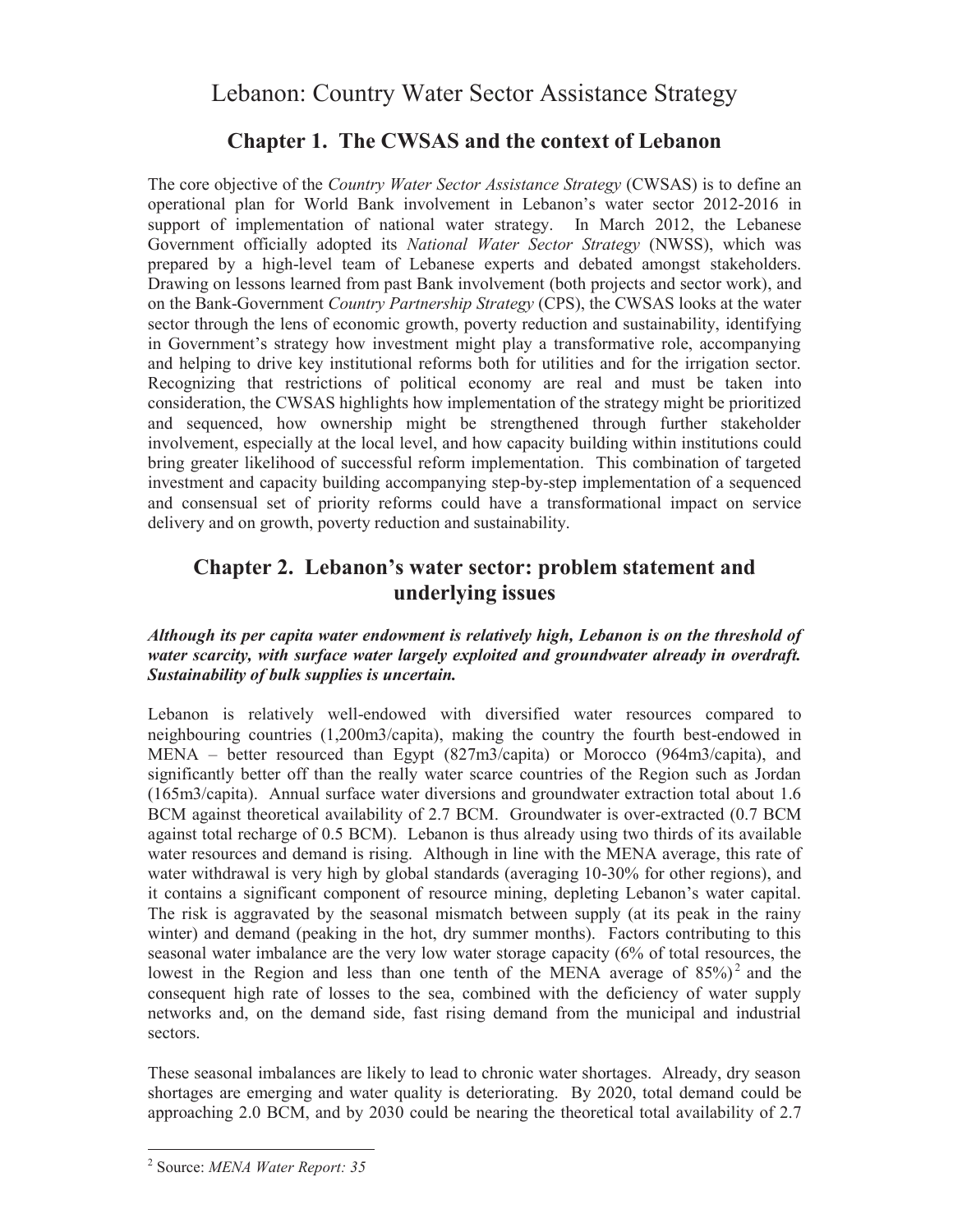# Lebanon: Country Water Sector Assistance Strategy

## Chapter 1. The CWSAS and the context of Lebanon

The core objective of the *Country Water Sector Assistance Strategy* (CWSAS) is to define an operational plan for World Bank involvement in Lebanon's water sector 2012-2016 in support of implementation of national water strategy. In March 2012, the Lebanese Government officially adopted its *National Water Sector Strategy* (NWSS), which was prepared by a high-level team of Lebanese experts and debated amongst stakeholders. Drawing on lessons learned from past Bank involvement (both projects and sector work), and on the Bank-Government *Country Partnership Strategy* (CPS), the CWSAS looks at the water sector through the lens of economic growth, poverty reduction and sustainability, identifying in Government's strategy how investment might play a transformative role, accompanying and helping to drive key institutional reforms both for utilities and for the irrigation sector. Recognizing that restrictions of political economy are real and must be taken into consideration, the CWSAS highlights how implementation of the strategy might be prioritized and sequenced, how ownership might be strengthened through further stakeholder involvement, especially at the local level, and how capacity building within institutions could bring greater likelihood of successful reform implementation. This combination of targeted investment and capacity building accompanying step-by-step implementation of a sequenced and consensual set of priority reforms could have a transformational impact on service delivery and on growth, poverty reduction and sustainability.

## Chapter 2. Lebanon's water sector: problem statement and underlying issues

***Although its per capita water endowment is relatively high, Lebanon is on the threshold of water scarcity, with surface water largely exploited and groundwater already in overdraft. Sustainability of bulk supplies is uncertain.***

Lebanon is relatively well-endowed with diversified water resources compared to neighbouring countries (1,200m3/capita), making the country the fourth best-endowed in MENA – better resourced than Egypt (827m3/capita) or Morocco (964m3/capita), and significantly better off than the really water scarce countries of the Region such as Jordan (165m3/capita). Annual surface water diversions and groundwater extraction total about 1.6 BCM against theoretical availability of 2.7 BCM. Groundwater is over-extracted (0.7 BCM against total recharge of 0.5 BCM). Lebanon is thus already using two thirds of its available water resources and demand is rising. Although in line with the MENA average, this rate of water withdrawal is very high by global standards (averaging 10-30% for other regions), and it contains a significant component of resource mining, depleting Lebanon's water capital. The risk is aggravated by the seasonal mismatch between supply (at its peak in the rainy winter) and demand (peaking in the hot, dry summer months). Factors contributing to this seasonal water imbalance are the very low water storage capacity (6% of total resources, the lowest in the Region and less than one tenth of the MENA average of 85%)[2] and the consequent high rate of losses to the sea, combined with the deficiency of water supply networks and, on the demand side, fast rising demand from the municipal and industrial sectors.

These seasonal imbalances are likely to lead to chronic water shortages. Already, dry season shortages are emerging and water quality is deteriorating. By 2020, total demand could be approaching 2.0 BCM, and by 2030 could be nearing the theoretical total availability of 2.7

---

[2] Source: *MENA Water Report: 35*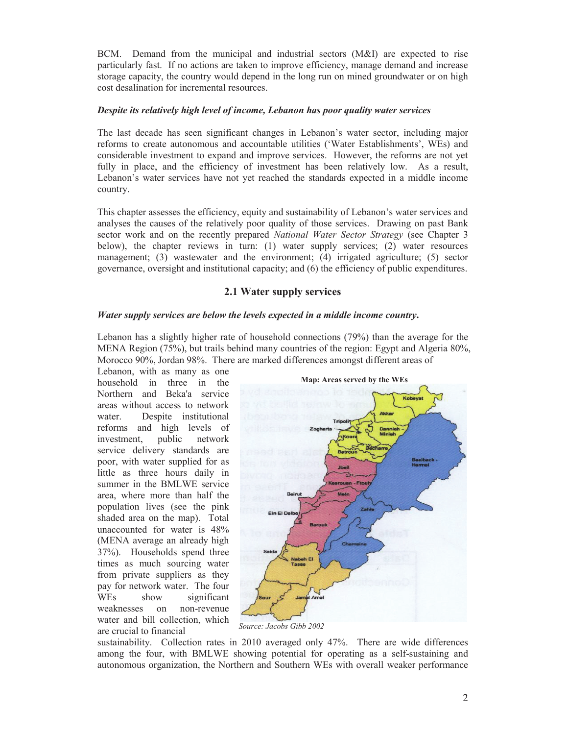BCM. Demand from the municipal and industrial sectors (M&I) are expected to rise particularly fast. If no actions are taken to improve efficiency, manage demand and increase storage capacity, the country would depend in the long run on mined groundwater or on high cost desalination for incremental resources.

***Despite its relatively high level of income, Lebanon has poor quality water services***

The last decade has seen significant changes in Lebanon's water sector, including major reforms to create autonomous and accountable utilities ('Water Establishments', WEs) and considerable investment to expand and improve services. However, the reforms are not yet fully in place, and the efficiency of investment has been relatively low. As a result, Lebanon's water services have not yet reached the standards expected in a middle income country.

This chapter assesses the efficiency, equity and sustainability of Lebanon's water services and analyses the causes of the relatively poor quality of those services. Drawing on past Bank sector work and on the recently prepared *National Water Sector Strategy* (see Chapter 3 below), the chapter reviews in turn: (1) water supply services; (2) water resources management; (3) wastewater and the environment; (4) irrigated agriculture; (5) sector governance, oversight and institutional capacity; and (6) the efficiency of public expenditures.

## 2.1 Water supply services

***Water supply services are below the levels expected in a middle income country.***

Lebanon has a slightly higher rate of household connections (79%) than the average for the MENA Region (75%), but trails behind many countries of the region: Egypt and Algeria 80%, Morocco 90%, Jordan 98%. There are marked differences amongst different areas of Lebanon, with as many as one household in three in the Northern and Beka'a service areas without access to network water. Despite institutional reforms and high levels of investment, public network service delivery standards are poor, with water supplied for as little as three hours daily in summer in the BMLWE service area, where more than half the population lives (see the pink shaded area on the map). Total unaccounted for water is 48% (MENA average an already high 37%). Households spend three times as much sourcing water from private suppliers as they pay for network water. The four WEs show significant weaknesses on non-revenue water and bill collection, which are crucial to financial sustainability. Collection rates in 2010 averaged only 47%. There are wide differences among the four, with BMLWE showing potential for operating as a self-sustaining and autonomous organization, the Northern and Southern WEs with overall weaker performance

**Map: Areas served by the WEs**

*Source: Jacobs Gibb 2002*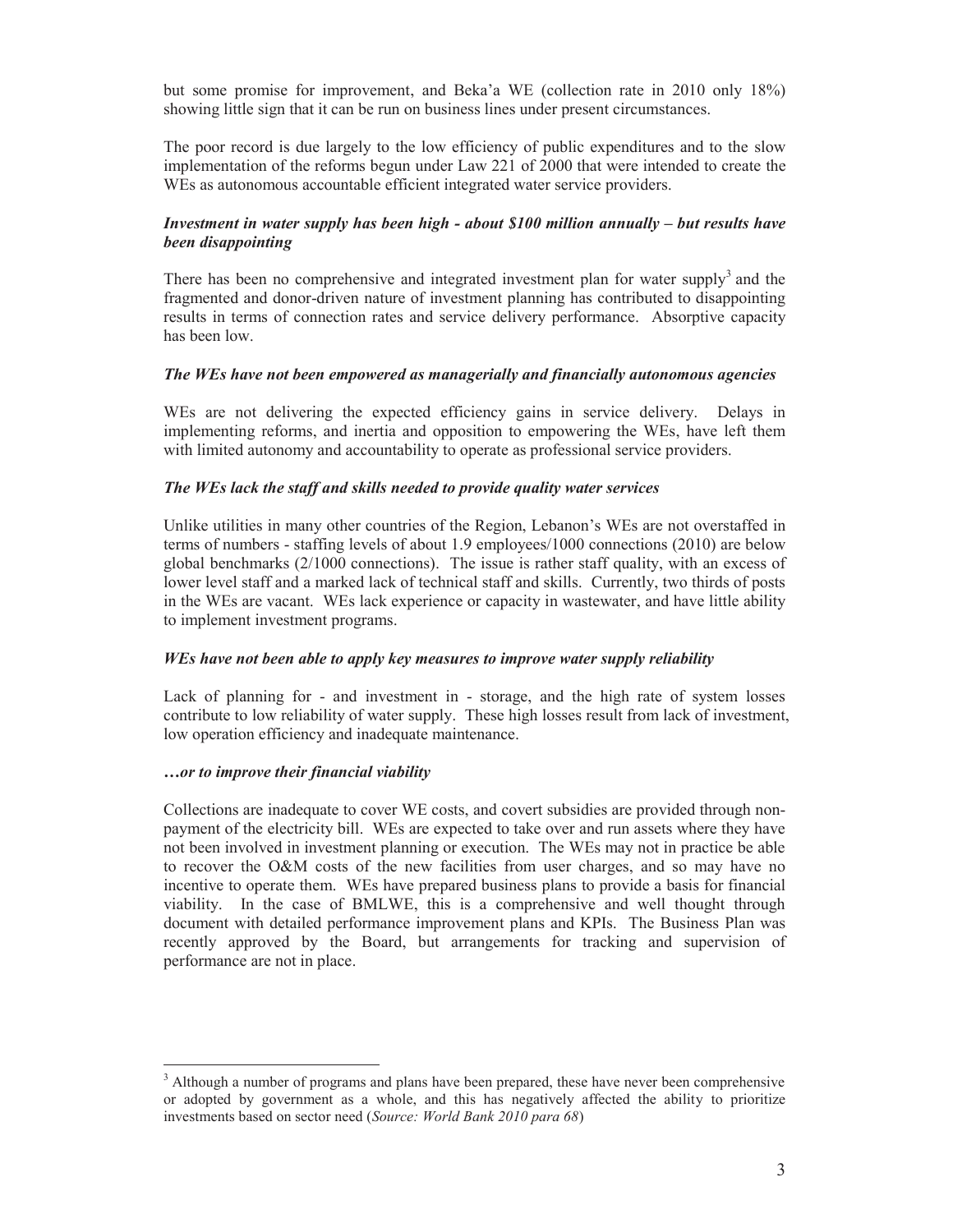but some promise for improvement, and Beka'a WE (collection rate in 2010 only 18%) showing little sign that it can be run on business lines under present circumstances.

The poor record is due largely to the low efficiency of public expenditures and to the slow implementation of the reforms begun under Law 221 of 2000 that were intended to create the WEs as autonomous accountable efficient integrated water service providers.

***Investment in water supply has been high - about $100 million annually – but results have been disappointing***

There has been no comprehensive and integrated investment plan for water supply[3] and the fragmented and donor-driven nature of investment planning has contributed to disappointing results in terms of connection rates and service delivery performance. Absorptive capacity has been low.

***The WEs have not been empowered as managerially and financially autonomous agencies***

WEs are not delivering the expected efficiency gains in service delivery. Delays in implementing reforms, and inertia and opposition to empowering the WEs, have left them with limited autonomy and accountability to operate as professional service providers.

***The WEs lack the staff and skills needed to provide quality water services***

Unlike utilities in many other countries of the Region, Lebanon's WEs are not overstaffed in terms of numbers - staffing levels of about 1.9 employees/1000 connections (2010) are below global benchmarks (2/1000 connections). The issue is rather staff quality, with an excess of lower level staff and a marked lack of technical staff and skills. Currently, two thirds of posts in the WEs are vacant. WEs lack experience or capacity in wastewater, and have little ability to implement investment programs.

***WEs have not been able to apply key measures to improve water supply reliability***

Lack of planning for - and investment in - storage, and the high rate of system losses contribute to low reliability of water supply. These high losses result from lack of investment, low operation efficiency and inadequate maintenance.

***…or to improve their financial viability***

Collections are inadequate to cover WE costs, and covert subsidies are provided through non-payment of the electricity bill. WEs are expected to take over and run assets where they have not been involved in investment planning or execution. The WEs may not in practice be able to recover the O&M costs of the new facilities from user charges, and so may have no incentive to operate them. WEs have prepared business plans to provide a basis for financial viability. In the case of BMLWE, this is a comprehensive and well thought through document with detailed performance improvement plans and KPIs. The Business Plan was recently approved by the Board, but arrangements for tracking and supervision of performance are not in place.

---

[3] Although a number of programs and plans have been prepared, these have never been comprehensive or adopted by government as a whole, and this has negatively affected the ability to prioritize investments based on sector need (*Source: World Bank 2010 para 68*)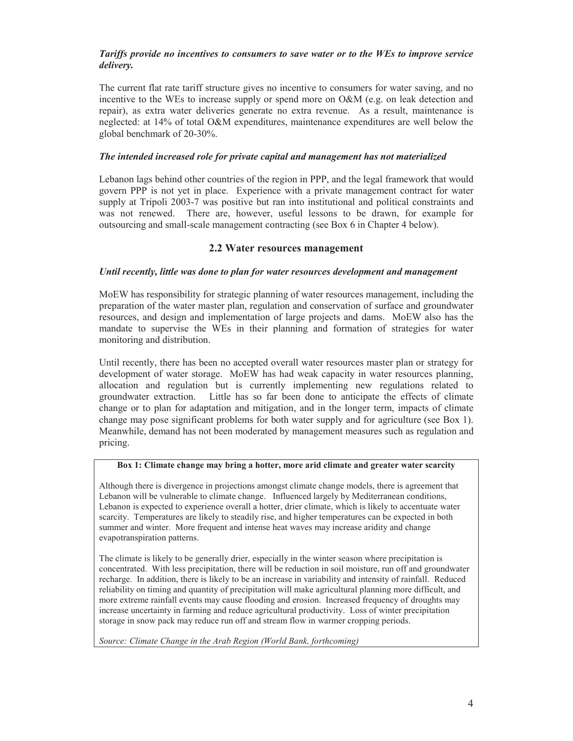***Tariffs provide no incentives to consumers to save water or to the WEs to improve service delivery.***

The current flat rate tariff structure gives no incentive to consumers for water saving, and no incentive to the WEs to increase supply or spend more on O&M (e.g. on leak detection and repair), as extra water deliveries generate no extra revenue. As a result, maintenance is neglected: at 14% of total O&M expenditures, maintenance expenditures are well below the global benchmark of 20-30%.

***The intended increased role for private capital and management has not materialized***

Lebanon lags behind other countries of the region in PPP, and the legal framework that would govern PPP is not yet in place. Experience with a private management contract for water supply at Tripoli 2003-7 was positive but ran into institutional and political constraints and was not renewed. There are, however, useful lessons to be drawn, for example for outsourcing and small-scale management contracting (see Box 6 in Chapter 4 below).

## 2.2 Water resources management

***Until recently, little was done to plan for water resources development and management***

MoEW has responsibility for strategic planning of water resources management, including the preparation of the water master plan, regulation and conservation of surface and groundwater resources, and design and implementation of large projects and dams. MoEW also has the mandate to supervise the WEs in their planning and formation of strategies for water monitoring and distribution.

Until recently, there has been no accepted overall water resources master plan or strategy for development of water storage. MoEW has had weak capacity in water resources planning, allocation and regulation but is currently implementing new regulations related to groundwater extraction. Little has so far been done to anticipate the effects of climate change or to plan for adaptation and mitigation, and in the longer term, impacts of climate change may pose significant problems for both water supply and for agriculture (see Box 1). Meanwhile, demand has not been moderated by management measures such as regulation and pricing.

**Box 1: Climate change may bring a hotter, more arid climate and greater water scarcity**

Although there is divergence in projections amongst climate change models, there is agreement that Lebanon will be vulnerable to climate change. Influenced largely by Mediterranean conditions, Lebanon is expected to experience overall a hotter, drier climate, which is likely to accentuate water scarcity. Temperatures are likely to steadily rise, and higher temperatures can be expected in both summer and winter. More frequent and intense heat waves may increase aridity and change evapotranspiration patterns.

The climate is likely to be generally drier, especially in the winter season where precipitation is concentrated. With less precipitation, there will be reduction in soil moisture, run off and groundwater recharge. In addition, there is likely to be an increase in variability and intensity of rainfall. Reduced reliability on timing and quantity of precipitation will make agricultural planning more difficult, and more extreme rainfall events may cause flooding and erosion. Increased frequency of droughts may increase uncertainty in farming and reduce agricultural productivity. Loss of winter precipitation storage in snow pack may reduce run off and stream flow in warmer cropping periods.

*Source: Climate Change in the Arab Region (World Bank, forthcoming)*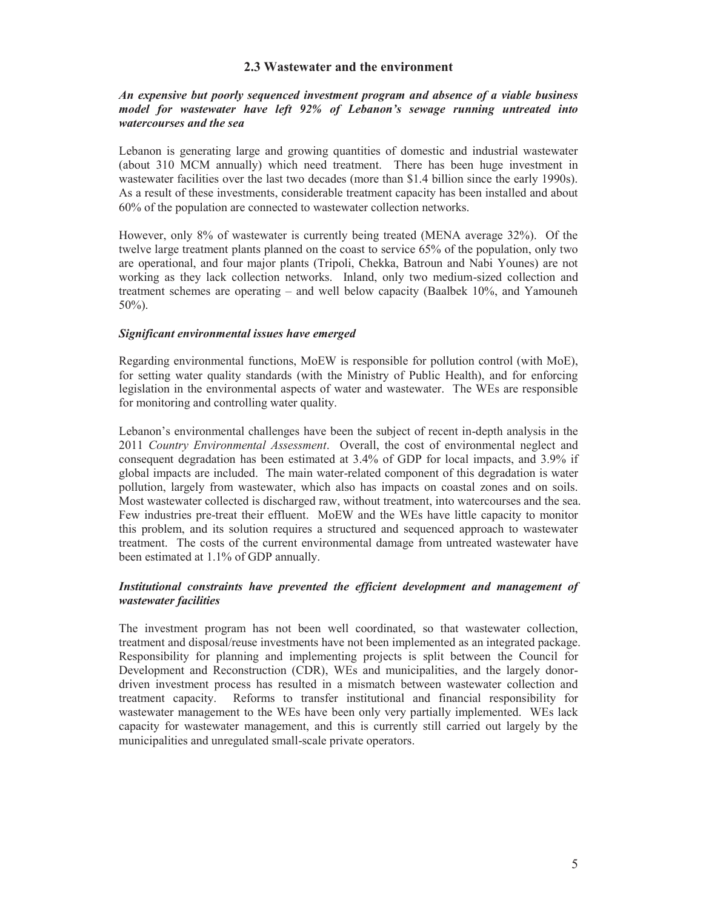## 2.3 Wastewater and the environment

***An expensive but poorly sequenced investment program and absence of a viable business model for wastewater have left 92% of Lebanon's sewage running untreated into watercourses and the sea***

Lebanon is generating large and growing quantities of domestic and industrial wastewater (about 310 MCM annually) which need treatment. There has been huge investment in wastewater facilities over the last two decades (more than $1.4 billion since the early 1990s). As a result of these investments, considerable treatment capacity has been installed and about 60% of the population are connected to wastewater collection networks.

However, only 8% of wastewater is currently being treated (MENA average 32%). Of the twelve large treatment plants planned on the coast to service 65% of the population, only two are operational, and four major plants (Tripoli, Chekka, Batroun and Nabi Younes) are not working as they lack collection networks. Inland, only two medium-sized collection and treatment schemes are operating – and well below capacity (Baalbek 10%, and Yamouneh 50%).

***Significant environmental issues have emerged***

Regarding environmental functions, MoEW is responsible for pollution control (with MoE), for setting water quality standards (with the Ministry of Public Health), and for enforcing legislation in the environmental aspects of water and wastewater. The WEs are responsible for monitoring and controlling water quality.

Lebanon's environmental challenges have been the subject of recent in-depth analysis in the 2011 *Country Environmental Assessment*. Overall, the cost of environmental neglect and consequent degradation has been estimated at 3.4% of GDP for local impacts, and 3.9% if global impacts are included. The main water-related component of this degradation is water pollution, largely from wastewater, which also has impacts on coastal zones and on soils. Most wastewater collected is discharged raw, without treatment, into watercourses and the sea. Few industries pre-treat their effluent. MoEW and the WEs have little capacity to monitor this problem, and its solution requires a structured and sequenced approach to wastewater treatment. The costs of the current environmental damage from untreated wastewater have been estimated at 1.1% of GDP annually.

***Institutional constraints have prevented the efficient development and management of wastewater facilities***

The investment program has not been well coordinated, so that wastewater collection, treatment and disposal/reuse investments have not been implemented as an integrated package. Responsibility for planning and implementing projects is split between the Council for Development and Reconstruction (CDR), WEs and municipalities, and the largely donor-driven investment process has resulted in a mismatch between wastewater collection and treatment capacity. Reforms to transfer institutional and financial responsibility for wastewater management to the WEs have been only very partially implemented. WEs lack capacity for wastewater management, and this is currently still carried out largely by the municipalities and unregulated small-scale private operators.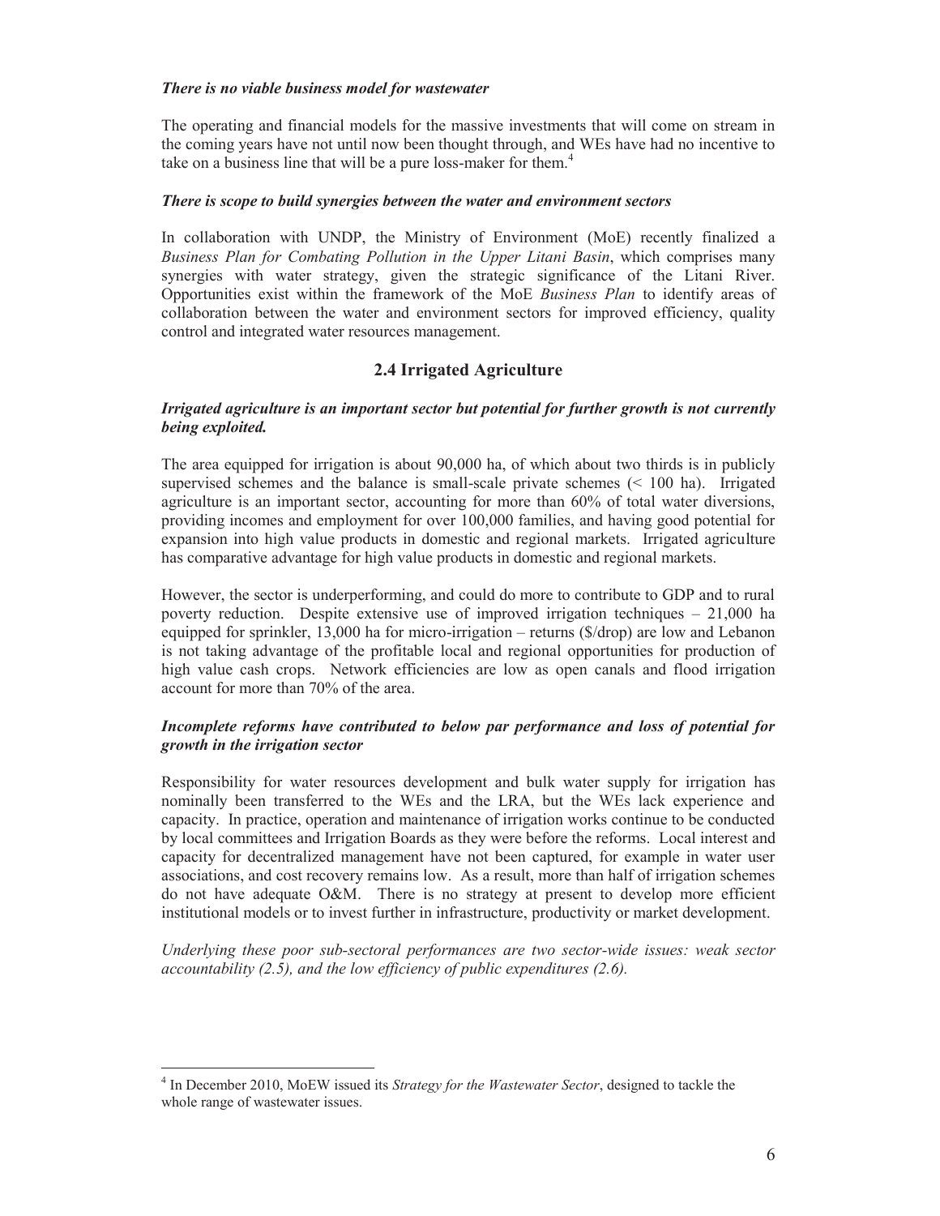***There is no viable business model for wastewater***

The operating and financial models for the massive investments that will come on stream in the coming years have not until now been thought through, and WEs have had no incentive to take on a business line that will be a pure loss-maker for them.[4]

***There is scope to build synergies between the water and environment sectors***

In collaboration with UNDP, the Ministry of Environment (MoE) recently finalized a *Business Plan for Combating Pollution in the Upper Litani Basin*, which comprises many synergies with water strategy, given the strategic significance of the Litani River. Opportunities exist within the framework of the MoE *Business Plan* to identify areas of collaboration between the water and environment sectors for improved efficiency, quality control and integrated water resources management.

## 2.4 Irrigated Agriculture

***Irrigated agriculture is an important sector but potential for further growth is not currently being exploited.***

The area equipped for irrigation is about 90,000 ha, of which about two thirds is in publicly supervised schemes and the balance is small-scale private schemes (< 100 ha). Irrigated agriculture is an important sector, accounting for more than 60% of total water diversions, providing incomes and employment for over 100,000 families, and having good potential for expansion into high value products in domestic and regional markets. Irrigated agriculture has comparative advantage for high value products in domestic and regional markets.

However, the sector is underperforming, and could do more to contribute to GDP and to rural poverty reduction. Despite extensive use of improved irrigation techniques – 21,000 ha equipped for sprinkler, 13,000 ha for micro-irrigation – returns ($/drop) are low and Lebanon is not taking advantage of the profitable local and regional opportunities for production of high value cash crops. Network efficiencies are low as open canals and flood irrigation account for more than 70% of the area.

***Incomplete reforms have contributed to below par performance and loss of potential for growth in the irrigation sector***

Responsibility for water resources development and bulk water supply for irrigation has nominally been transferred to the WEs and the LRA, but the WEs lack experience and capacity. In practice, operation and maintenance of irrigation works continue to be conducted by local committees and Irrigation Boards as they were before the reforms. Local interest and capacity for decentralized management have not been captured, for example in water user associations, and cost recovery remains low. As a result, more than half of irrigation schemes do not have adequate O&M. There is no strategy at present to develop more efficient institutional models or to invest further in infrastructure, productivity or market development.

*Underlying these poor sub-sectoral performances are two sector-wide issues: weak sector accountability (2.5), and the low efficiency of public expenditures (2.6).*

---

[4] In December 2010, MoEW issued its *Strategy for the Wastewater Sector*, designed to tackle the whole range of wastewater issues.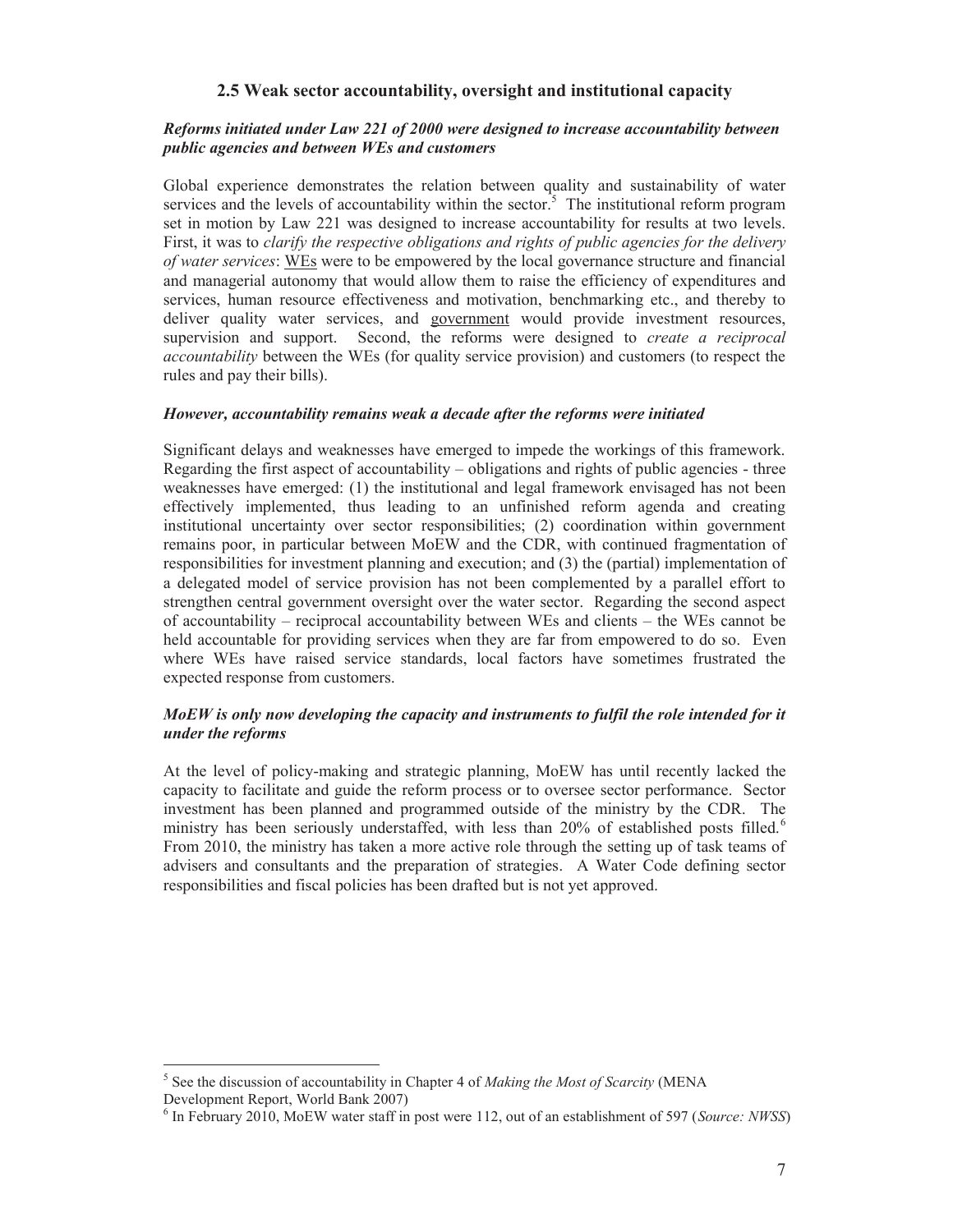## 2.5 Weak sector accountability, oversight and institutional capacity

***Reforms initiated under Law 221 of 2000 were designed to increase accountability between public agencies and between WEs and customers***

Global experience demonstrates the relation between quality and sustainability of water services and the levels of accountability within the sector.[5] The institutional reform program set in motion by Law 221 was designed to increase accountability for results at two levels. First, it was to *clarify the respective obligations and rights of public agencies for the delivery of water services*: WEs were to be empowered by the local governance structure and financial and managerial autonomy that would allow them to raise the efficiency of expenditures and services, human resource effectiveness and motivation, benchmarking etc., and thereby to deliver quality water services, and government would provide investment resources, supervision and support. Second, the reforms were designed to *create a reciprocal accountability* between the WEs (for quality service provision) and customers (to respect the rules and pay their bills).

***However, accountability remains weak a decade after the reforms were initiated***

Significant delays and weaknesses have emerged to impede the workings of this framework. Regarding the first aspect of accountability – obligations and rights of public agencies - three weaknesses have emerged: (1) the institutional and legal framework envisaged has not been effectively implemented, thus leading to an unfinished reform agenda and creating institutional uncertainty over sector responsibilities; (2) coordination within government remains poor, in particular between MoEW and the CDR, with continued fragmentation of responsibilities for investment planning and execution; and (3) the (partial) implementation of a delegated model of service provision has not been complemented by a parallel effort to strengthen central government oversight over the water sector. Regarding the second aspect of accountability – reciprocal accountability between WEs and clients – the WEs cannot be held accountable for providing services when they are far from empowered to do so. Even where WEs have raised service standards, local factors have sometimes frustrated the expected response from customers.

***MoEW is only now developing the capacity and instruments to fulfil the role intended for it under the reforms***

At the level of policy-making and strategic planning, MoEW has until recently lacked the capacity to facilitate and guide the reform process or to oversee sector performance. Sector investment has been planned and programmed outside of the ministry by the CDR. The ministry has been seriously understaffed, with less than 20% of established posts filled.[6] From 2010, the ministry has taken a more active role through the setting up of task teams of advisers and consultants and the preparation of strategies. A Water Code defining sector responsibilities and fiscal policies has been drafted but is not yet approved.

---

[5] See the discussion of accountability in Chapter 4 of *Making the Most of Scarcity* (MENA Development Report, World Bank 2007)

[6] In February 2010, MoEW water staff in post were 112, out of an establishment of 597 (*Source: NWSS*)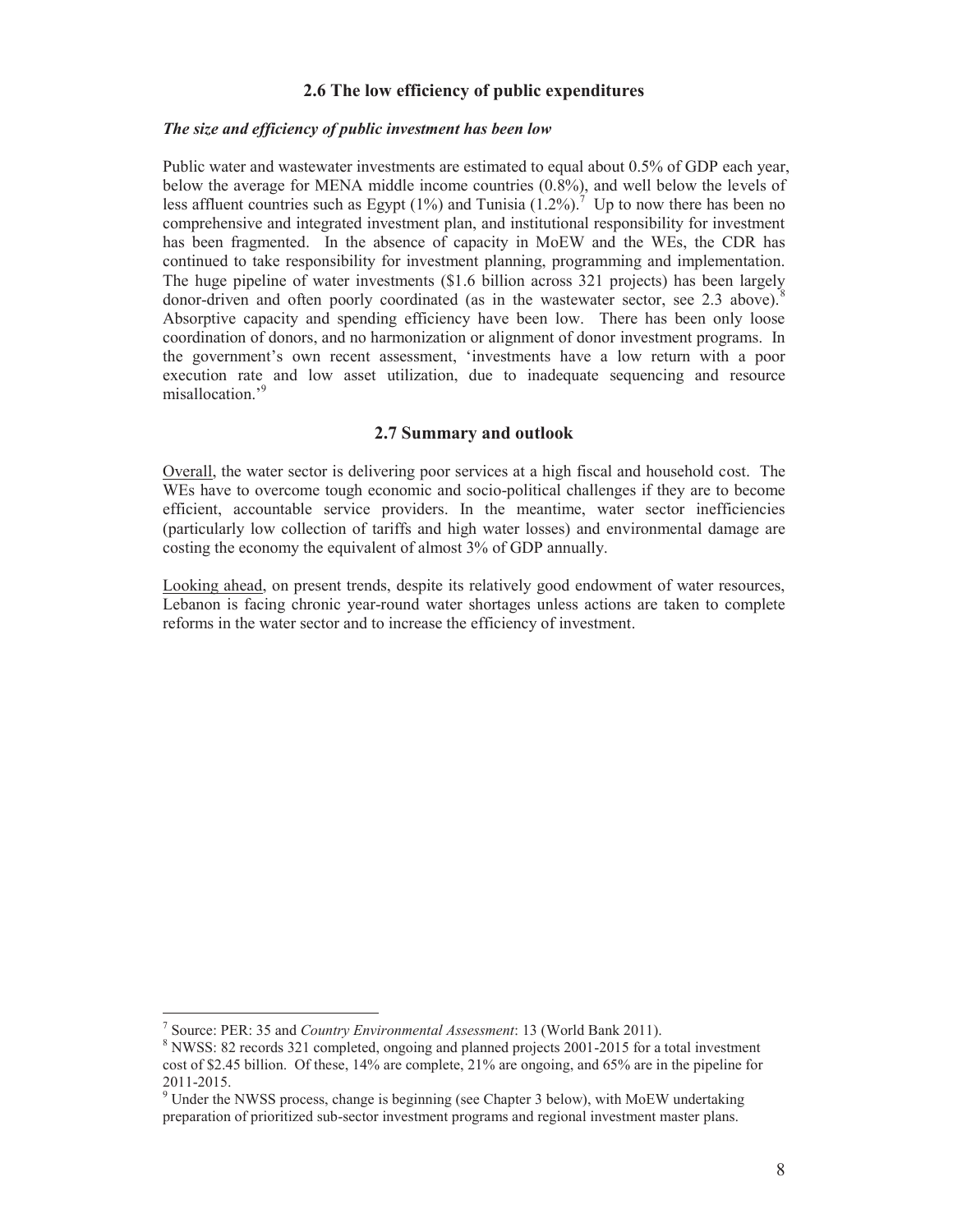## 2.6 The low efficiency of public expenditures

***The size and efficiency of public investment has been low***

Public water and wastewater investments are estimated to equal about 0.5% of GDP each year, below the average for MENA middle income countries (0.8%), and well below the levels of less affluent countries such as Egypt (1%) and Tunisia (1.2%).[7] Up to now there has been no comprehensive and integrated investment plan, and institutional responsibility for investment has been fragmented. In the absence of capacity in MoEW and the WEs, the CDR has continued to take responsibility for investment planning, programming and implementation. The huge pipeline of water investments ($1.6 billion across 321 projects) has been largely donor-driven and often poorly coordinated (as in the wastewater sector, see 2.3 above).[8] Absorptive capacity and spending efficiency have been low. There has been only loose coordination of donors, and no harmonization or alignment of donor investment programs. In the government's own recent assessment, 'investments have a low return with a poor execution rate and low asset utilization, due to inadequate sequencing and resource misallocation.'[9]

## 2.7 Summary and outlook

Overall, the water sector is delivering poor services at a high fiscal and household cost. The WEs have to overcome tough economic and socio-political challenges if they are to become efficient, accountable service providers. In the meantime, water sector inefficiencies (particularly low collection of tariffs and high water losses) and environmental damage are costing the economy the equivalent of almost 3% of GDP annually.

Looking ahead, on present trends, despite its relatively good endowment of water resources, Lebanon is facing chronic year-round water shortages unless actions are taken to complete reforms in the water sector and to increase the efficiency of investment.

---

[7] Source: PER: 35 and *Country Environmental Assessment*: 13 (World Bank 2011).

[8] NWSS: 82 records 321 completed, ongoing and planned projects 2001-2015 for a total investment cost of $2.45 billion. Of these, 14% are complete, 21% are ongoing, and 65% are in the pipeline for 2011-2015.

[9] Under the NWSS process, change is beginning (see Chapter 3 below), with MoEW undertaking preparation of prioritized sub-sector investment programs and regional investment master plans.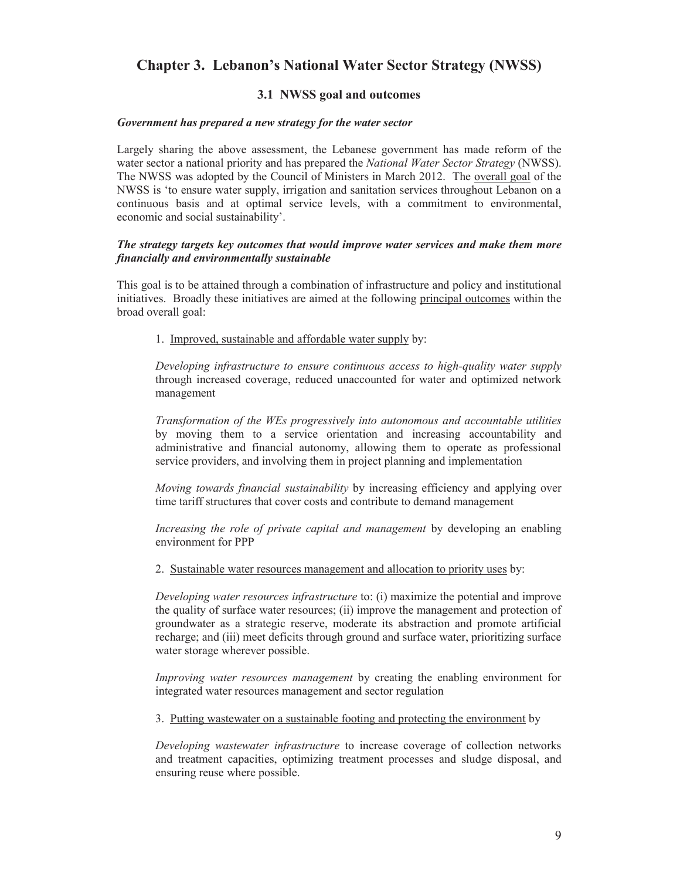# Chapter 3. Lebanon's National Water Sector Strategy (NWSS)

## 3.1 NWSS goal and outcomes

***Government has prepared a new strategy for the water sector***

Largely sharing the above assessment, the Lebanese government has made reform of the water sector a national priority and has prepared the *National Water Sector Strategy* (NWSS). The NWSS was adopted by the Council of Ministers in March 2012. The overall goal of the NWSS is 'to ensure water supply, irrigation and sanitation services throughout Lebanon on a continuous basis and at optimal service levels, with a commitment to environmental, economic and social sustainability'.

***The strategy targets key outcomes that would improve water services and make them more financially and environmentally sustainable***

This goal is to be attained through a combination of infrastructure and policy and institutional initiatives. Broadly these initiatives are aimed at the following principal outcomes within the broad overall goal:

1. Improved, sustainable and affordable water supply by:

   *Developing infrastructure to ensure continuous access to high-quality water supply* through increased coverage, reduced unaccounted for water and optimized network management

   *Transformation of the WEs progressively into autonomous and accountable utilities* by moving them to a service orientation and increasing accountability and administrative and financial autonomy, allowing them to operate as professional service providers, and involving them in project planning and implementation

   *Moving towards financial sustainability* by increasing efficiency and applying over time tariff structures that cover costs and contribute to demand management

   *Increasing the role of private capital and management* by developing an enabling environment for PPP

2. Sustainable water resources management and allocation to priority uses by:

   *Developing water resources infrastructure* to: (i) maximize the potential and improve the quality of surface water resources; (ii) improve the management and protection of groundwater as a strategic reserve, moderate its abstraction and promote artificial recharge; and (iii) meet deficits through ground and surface water, prioritizing surface water storage wherever possible.

   *Improving water resources management* by creating the enabling environment for integrated water resources management and sector regulation

3. Putting wastewater on a sustainable footing and protecting the environment by

   *Developing wastewater infrastructure* to increase coverage of collection networks and treatment capacities, optimizing treatment processes and sludge disposal, and ensuring reuse where possible.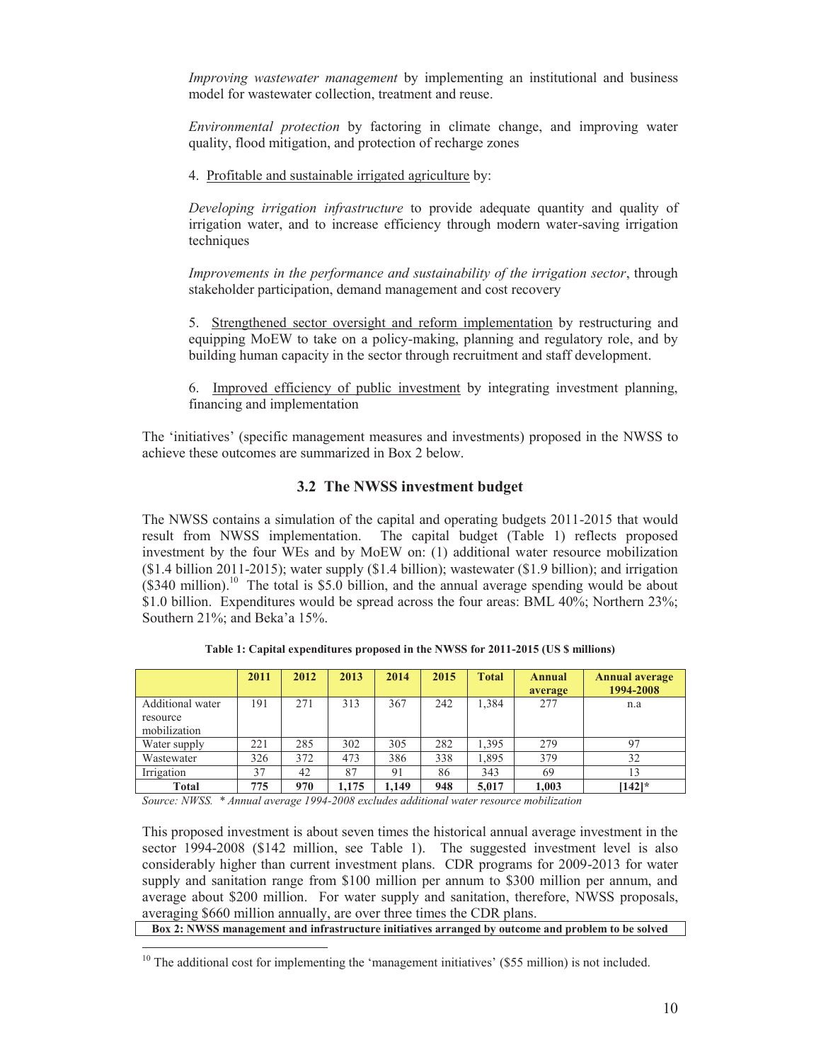*Improving wastewater management* by implementing an institutional and business model for wastewater collection, treatment and reuse.

*Environmental protection* by factoring in climate change, and improving water quality, flood mitigation, and protection of recharge zones

4. <u>Profitable and sustainable irrigated agriculture</u> by:

*Developing irrigation infrastructure* to provide adequate quantity and quality of irrigation water, and to increase efficiency through modern water-saving irrigation techniques

*Improvements in the performance and sustainability of the irrigation sector*, through stakeholder participation, demand management and cost recovery

5. <u>Strengthened sector oversight and reform implementation</u> by restructuring and equipping MoEW to take on a policy-making, planning and regulatory role, and by building human capacity in the sector through recruitment and staff development.

6. <u>Improved efficiency of public investment</u> by integrating investment planning, financing and implementation

The 'initiatives' (specific management measures and investments) proposed in the NWSS to achieve these outcomes are summarized in Box 2 below.

## 3.2 The NWSS investment budget

The NWSS contains a simulation of the capital and operating budgets 2011-2015 that would result from NWSS implementation. The capital budget (Table 1) reflects proposed investment by the four WEs and by MoEW on: (1) additional water resource mobilization ($1.4 billion 2011-2015); water supply ($1.4 billion); wastewater ($1.9 billion); and irrigation ($340 million).[10] The total is $5.0 billion, and the annual average spending would be about $1.0 billion. Expenditures would be spread across the four areas: BML 40%; Northern 23%; Southern 21%; and Beka'a 15%.

**Table 1: Capital expenditures proposed in the NWSS for 2011-2015 (US $ millions)**

| | 2011 | 2012 | 2013 | 2014 | 2015 | Total | Annual average | Annual average 1994-2008 |
|---|---|---|---|---|---|---|---|---|
| Additional water resource mobilization | 191 | 271 | 313 | 367 | 242 | 1,384 | 277 | n.a |
| Water supply | 221 | 285 | 302 | 305 | 282 | 1,395 | 279 | 97 |
| Wastewater | 326 | 372 | 473 | 386 | 338 | 1,895 | 379 | 32 |
| Irrigation | 37 | 42 | 87 | 91 | 86 | 343 | 69 | 13 |
| **Total** | **775** | **970** | **1,175** | **1,149** | **948** | **5,017** | **1,003** | **[142]*** |

*Source: NWSS. * Annual average 1994-2008 excludes additional water resource mobilization*

This proposed investment is about seven times the historical annual average investment in the sector 1994-2008 ($142 million, see Table 1). The suggested investment level is also considerably higher than current investment plans. CDR programs for 2009-2013 for water supply and sanitation range from $100 million per annum to $300 million per annum, and average about $200 million. For water supply and sanitation, therefore, NWSS proposals, averaging $660 million annually, are over three times the CDR plans.

**Box 2: NWSS management and infrastructure initiatives arranged by outcome and problem to be solved**

[10] The additional cost for implementing the 'management initiatives' ($55 million) is not included.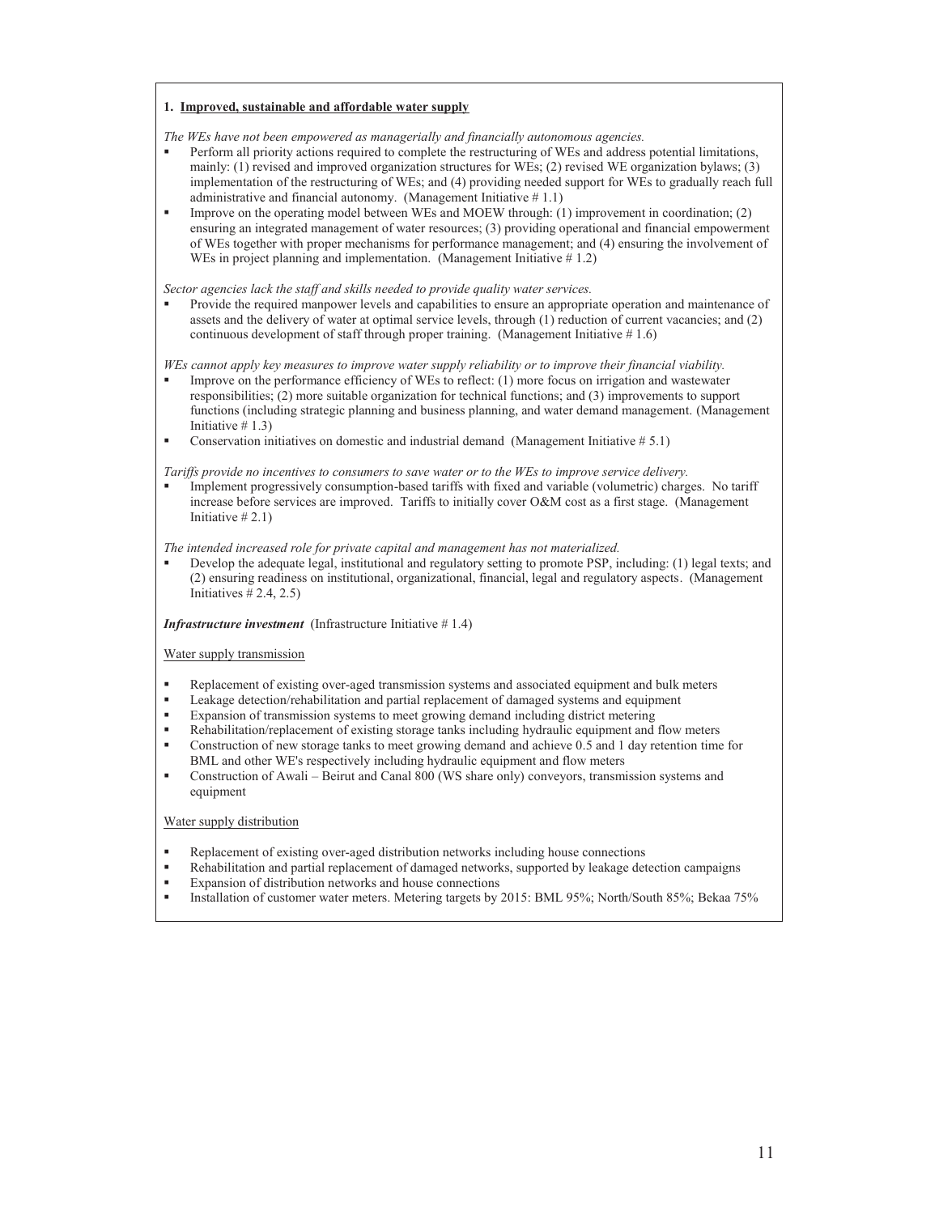**1. <u>Improved, sustainable and affordable water supply</u>**

*The WEs have not been empowered as managerially and financially autonomous agencies.*

- Perform all priority actions required to complete the restructuring of WEs and address potential limitations, mainly: (1) revised and improved organization structures for WEs; (2) revised WE organization bylaws; (3) implementation of the restructuring of WEs; and (4) providing needed support for WEs to gradually reach full administrative and financial autonomy. (Management Initiative # 1.1)
- Improve on the operating model between WEs and MOEW through: (1) improvement in coordination; (2) ensuring an integrated management of water resources; (3) providing operational and financial empowerment of WEs together with proper mechanisms for performance management; and (4) ensuring the involvement of WEs in project planning and implementation. (Management Initiative # 1.2)

*Sector agencies lack the staff and skills needed to provide quality water services.*

- Provide the required manpower levels and capabilities to ensure an appropriate operation and maintenance of assets and the delivery of water at optimal service levels, through (1) reduction of current vacancies; and (2) continuous development of staff through proper training. (Management Initiative # 1.6)

*WEs cannot apply key measures to improve water supply reliability or to improve their financial viability.*

- Improve on the performance efficiency of WEs to reflect: (1) more focus on irrigation and wastewater responsibilities; (2) more suitable organization for technical functions; and (3) improvements to support functions (including strategic planning and business planning, and water demand management. (Management Initiative # 1.3)
- Conservation initiatives on domestic and industrial demand (Management Initiative # 5.1)

*Tariffs provide no incentives to consumers to save water or to the WEs to improve service delivery.*

- Implement progressively consumption-based tariffs with fixed and variable (volumetric) charges. No tariff increase before services are improved. Tariffs to initially cover O&M cost as a first stage. (Management Initiative # 2.1)

*The intended increased role for private capital and management has not materialized.*

- Develop the adequate legal, institutional and regulatory setting to promote PSP, including: (1) legal texts; and (2) ensuring readiness on institutional, organizational, financial, legal and regulatory aspects. (Management Initiatives # 2.4, 2.5)

***Infrastructure investment*** (Infrastructure Initiative # 1.4)

<u>Water supply transmission</u>

- Replacement of existing over-aged transmission systems and associated equipment and bulk meters
- Leakage detection/rehabilitation and partial replacement of damaged systems and equipment
- Expansion of transmission systems to meet growing demand including district metering
- Rehabilitation/replacement of existing storage tanks including hydraulic equipment and flow meters
- Construction of new storage tanks to meet growing demand and achieve 0.5 and 1 day retention time for BML and other WE's respectively including hydraulic equipment and flow meters
- Construction of Awali – Beirut and Canal 800 (WS share only) conveyors, transmission systems and equipment

<u>Water supply distribution</u>

- Replacement of existing over-aged distribution networks including house connections
- Rehabilitation and partial replacement of damaged networks, supported by leakage detection campaigns
- Expansion of distribution networks and house connections
- Installation of customer water meters. Metering targets by 2015: BML 95%; North/South 85%; Bekaa 75%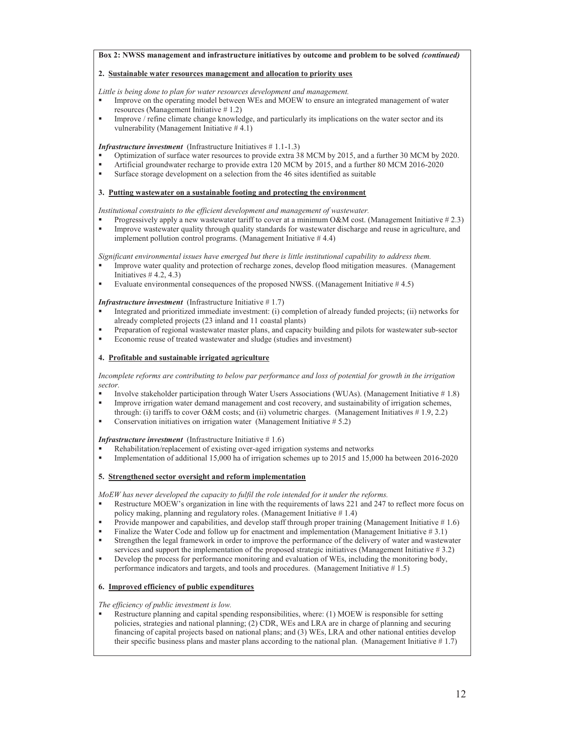**Box 2: NWSS management and infrastructure initiatives by outcome and problem to be solved *(continued)***

**2. Sustainable water resources management and allocation to priority uses**

*Little is being done to plan for water resources development and management.*

- Improve on the operating model between WEs and MOEW to ensure an integrated management of water resources (Management Initiative # 1.2)
- Improve / refine climate change knowledge, and particularly its implications on the water sector and its vulnerability (Management Initiative # 4.1)

***Infrastructure investment*** (Infrastructure Initiatives # 1.1-1.3)

- Optimization of surface water resources to provide extra 38 MCM by 2015, and a further 30 MCM by 2020.
- Artificial groundwater recharge to provide extra 120 MCM by 2015, and a further 80 MCM 2016-2020
- Surface storage development on a selection from the 46 sites identified as suitable

**3. Putting wastewater on a sustainable footing and protecting the environment**

*Institutional constraints to the efficient development and management of wastewater.*

- Progressively apply a new wastewater tariff to cover at a minimum O&M cost. (Management Initiative # 2.3)
- Improve wastewater quality through quality standards for wastewater discharge and reuse in agriculture, and implement pollution control programs. (Management Initiative # 4.4)

*Significant environmental issues have emerged but there is little institutional capability to address them.*

- Improve water quality and protection of recharge zones, develop flood mitigation measures. (Management Initiatives # 4.2, 4.3)
- Evaluate environmental consequences of the proposed NWSS. ((Management Initiative # 4.5)

***Infrastructure investment*** (Infrastructure Initiative # 1.7)

- Integrated and prioritized immediate investment: (i) completion of already funded projects; (ii) networks for already completed projects (23 inland and 11 coastal plants)
- Preparation of regional wastewater master plans, and capacity building and pilots for wastewater sub-sector
- Economic reuse of treated wastewater and sludge (studies and investment)

**4. Profitable and sustainable irrigated agriculture**

*Incomplete reforms are contributing to below par performance and loss of potential for growth in the irrigation sector.*

- Involve stakeholder participation through Water Users Associations (WUAs). (Management Initiative # 1.8)
- Improve irrigation water demand management and cost recovery, and sustainability of irrigation schemes, through: (i) tariffs to cover O&M costs; and (ii) volumetric charges. (Management Initiatives # 1.9, 2.2)
- Conservation initiatives on irrigation water (Management Initiative # 5.2)

***Infrastructure investment*** (Infrastructure Initiative # 1.6)

- Rehabilitation/replacement of existing over-aged irrigation systems and networks
- Implementation of additional 15,000 ha of irrigation schemes up to 2015 and 15,000 ha between 2016-2020

**5. Strengthened sector oversight and reform implementation**

*MoEW has never developed the capacity to fulfil the role intended for it under the reforms.*

- Restructure MOEW's organization in line with the requirements of laws 221 and 247 to reflect more focus on policy making, planning and regulatory roles. (Management Initiative # 1.4)
- Provide manpower and capabilities, and develop staff through proper training (Management Initiative # 1.6)
- Finalize the Water Code and follow up for enactment and implementation (Management Initiative # 3.1)
- Strengthen the legal framework in order to improve the performance of the delivery of water and wastewater services and support the implementation of the proposed strategic initiatives (Management Initiative # 3.2)
- Develop the process for performance monitoring and evaluation of WEs, including the monitoring body, performance indicators and targets, and tools and procedures. (Management Initiative # 1.5)

**6. Improved efficiency of public expenditures**

*The efficiency of public investment is low.*

- Restructure planning and capital spending responsibilities, where: (1) MOEW is responsible for setting policies, strategies and national planning; (2) CDR, WEs and LRA are in charge of planning and securing financing of capital projects based on national plans; and (3) WEs, LRA and other national entities develop their specific business plans and master plans according to the national plan. (Management Initiative # 1.7)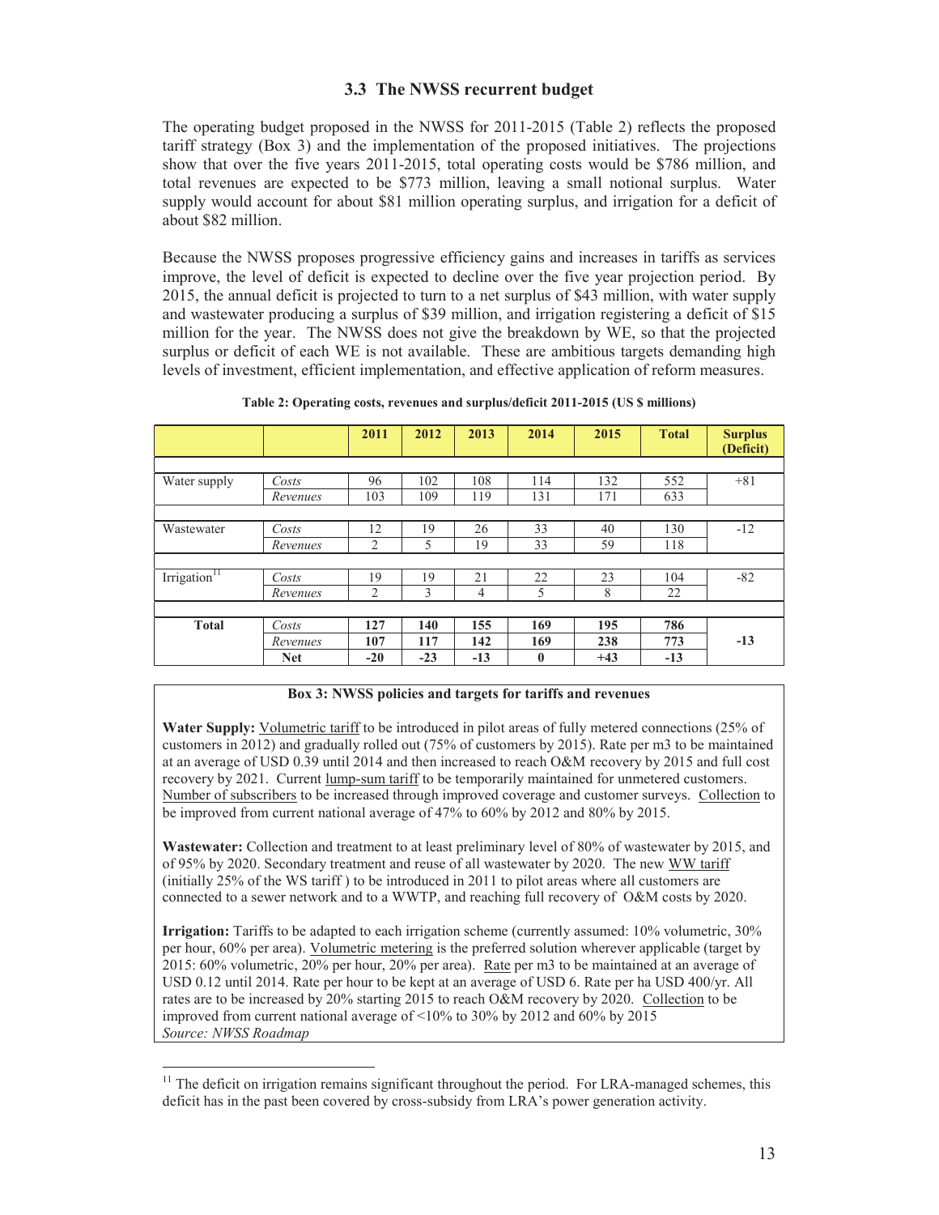### 3.3 The NWSS recurrent budget

The operating budget proposed in the NWSS for 2011-2015 (Table 2) reflects the proposed tariff strategy (Box 3) and the implementation of the proposed initiatives. The projections show that over the five years 2011-2015, total operating costs would be $786 million, and total revenues are expected to be $773 million, leaving a small notional surplus. Water supply would account for about $81 million operating surplus, and irrigation for a deficit of about $82 million.

Because the NWSS proposes progressive efficiency gains and increases in tariffs as services improve, the level of deficit is expected to decline over the five year projection period. By 2015, the annual deficit is projected to turn to a net surplus of $43 million, with water supply and wastewater producing a surplus of $39 million, and irrigation registering a deficit of $15 million for the year. The NWSS does not give the breakdown by WE, so that the projected surplus or deficit of each WE is not available. These are ambitious targets demanding high levels of investment, efficient implementation, and effective application of reform measures.

**Table 2: Operating costs, revenues and surplus/deficit 2011-2015 (US $ millions)**

| | | 2011 | 2012 | 2013 | 2014 | 2015 | Total | Surplus (Deficit) |
|---|---|---|---|---|---|---|---|---|
| Water supply | *Costs* | 96 | 102 | 108 | 114 | 132 | 552 | +81 |
| | *Revenues* | 103 | 109 | 119 | 131 | 171 | 633 | |
| Wastewater | *Costs* | 12 | 19 | 26 | 33 | 40 | 130 | -12 |
| | *Revenues* | 2 | 5 | 19 | 33 | 59 | 118 | |
| Irrigation[11] | *Costs* | 19 | 19 | 21 | 22 | 23 | 104 | -82 |
| | *Revenues* | 2 | 3 | 4 | 5 | 8 | 22 | |
| **Total** | *Costs* | **127** | **140** | **155** | **169** | **195** | **786** | |
| | *Revenues* | **107** | **117** | **142** | **169** | **238** | **773** | **-13** |
| | **Net** | **-20** | **-23** | **-13** | **0** | **+43** | **-13** | |

**Box 3: NWSS policies and targets for tariffs and revenues**

**Water Supply:** Volumetric tariff to be introduced in pilot areas of fully metered connections (25% of customers in 2012) and gradually rolled out (75% of customers by 2015). Rate per m3 to be maintained at an average of USD 0.39 until 2014 and then increased to reach O&M recovery by 2015 and full cost recovery by 2021. Current lump-sum tariff to be temporarily maintained for unmetered customers. Number of subscribers to be increased through improved coverage and customer surveys. Collection to be improved from current national average of 47% to 60% by 2012 and 80% by 2015.

**Wastewater:** Collection and treatment to at least preliminary level of 80% of wastewater by 2015, and of 95% by 2020. Secondary treatment and reuse of all wastewater by 2020. The new WW tariff (initially 25% of the WS tariff ) to be introduced in 2011 to pilot areas where all customers are connected to a sewer network and to a WWTP, and reaching full recovery of O&M costs by 2020.

**Irrigation:** Tariffs to be adapted to each irrigation scheme (currently assumed: 10% volumetric, 30% per hour, 60% per area). Volumetric metering is the preferred solution wherever applicable (target by 2015: 60% volumetric, 20% per hour, 20% per area). Rate per m3 to be maintained at an average of USD 0.12 until 2014. Rate per hour to be kept at an average of USD 6. Rate per ha USD 400/yr. All rates are to be increased by 20% starting 2015 to reach O&M recovery by 2020. Collection to be improved from current national average of <10% to 30% by 2012 and 60% by 2015

*Source: NWSS Roadmap*

[11] The deficit on irrigation remains significant throughout the period. For LRA-managed schemes, this deficit has in the past been covered by cross-subsidy from LRA's power generation activity.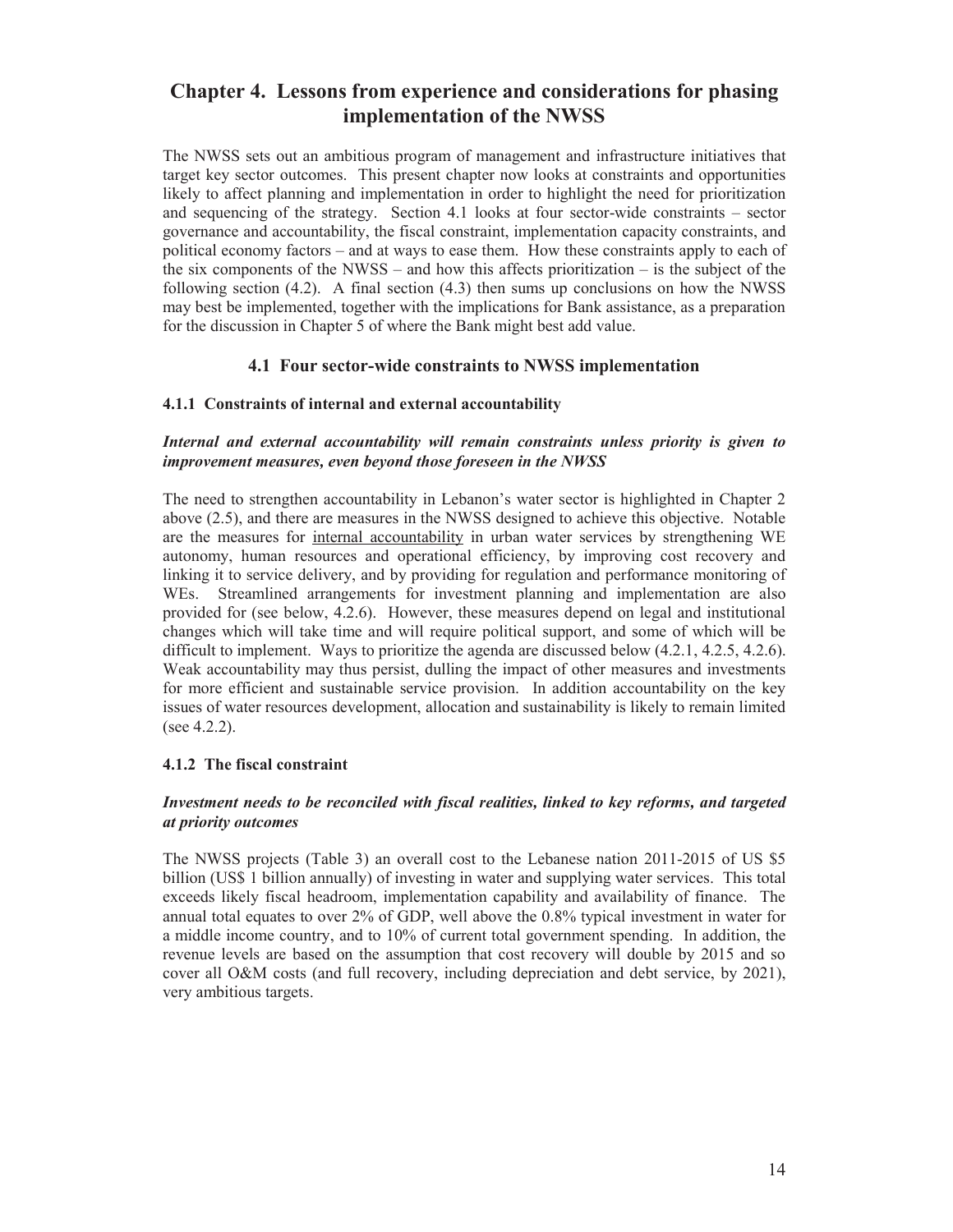# Chapter 4. Lessons from experience and considerations for phasing implementation of the NWSS

The NWSS sets out an ambitious program of management and infrastructure initiatives that target key sector outcomes. This present chapter now looks at constraints and opportunities likely to affect planning and implementation in order to highlight the need for prioritization and sequencing of the strategy. Section 4.1 looks at four sector-wide constraints – sector governance and accountability, the fiscal constraint, implementation capacity constraints, and political economy factors – and at ways to ease them. How these constraints apply to each of the six components of the NWSS – and how this affects prioritization – is the subject of the following section (4.2). A final section (4.3) then sums up conclusions on how the NWSS may best be implemented, together with the implications for Bank assistance, as a preparation for the discussion in Chapter 5 of where the Bank might best add value.

## 4.1 Four sector-wide constraints to NWSS implementation

### 4.1.1 Constraints of internal and external accountability

***Internal and external accountability will remain constraints unless priority is given to improvement measures, even beyond those foreseen in the NWSS***

The need to strengthen accountability in Lebanon's water sector is highlighted in Chapter 2 above (2.5), and there are measures in the NWSS designed to achieve this objective. Notable are the measures for internal accountability in urban water services by strengthening WE autonomy, human resources and operational efficiency, by improving cost recovery and linking it to service delivery, and by providing for regulation and performance monitoring of WEs. Streamlined arrangements for investment planning and implementation are also provided for (see below, 4.2.6). However, these measures depend on legal and institutional changes which will take time and will require political support, and some of which will be difficult to implement. Ways to prioritize the agenda are discussed below (4.2.1, 4.2.5, 4.2.6). Weak accountability may thus persist, dulling the impact of other measures and investments for more efficient and sustainable service provision. In addition accountability on the key issues of water resources development, allocation and sustainability is likely to remain limited (see 4.2.2).

### 4.1.2 The fiscal constraint

***Investment needs to be reconciled with fiscal realities, linked to key reforms, and targeted at priority outcomes***

The NWSS projects (Table 3) an overall cost to the Lebanese nation 2011-2015 of US $5 billion (US$ 1 billion annually) of investing in water and supplying water services. This total exceeds likely fiscal headroom, implementation capability and availability of finance. The annual total equates to over 2% of GDP, well above the 0.8% typical investment in water for a middle income country, and to 10% of current total government spending. In addition, the revenue levels are based on the assumption that cost recovery will double by 2015 and so cover all O&M costs (and full recovery, including depreciation and debt service, by 2021), very ambitious targets.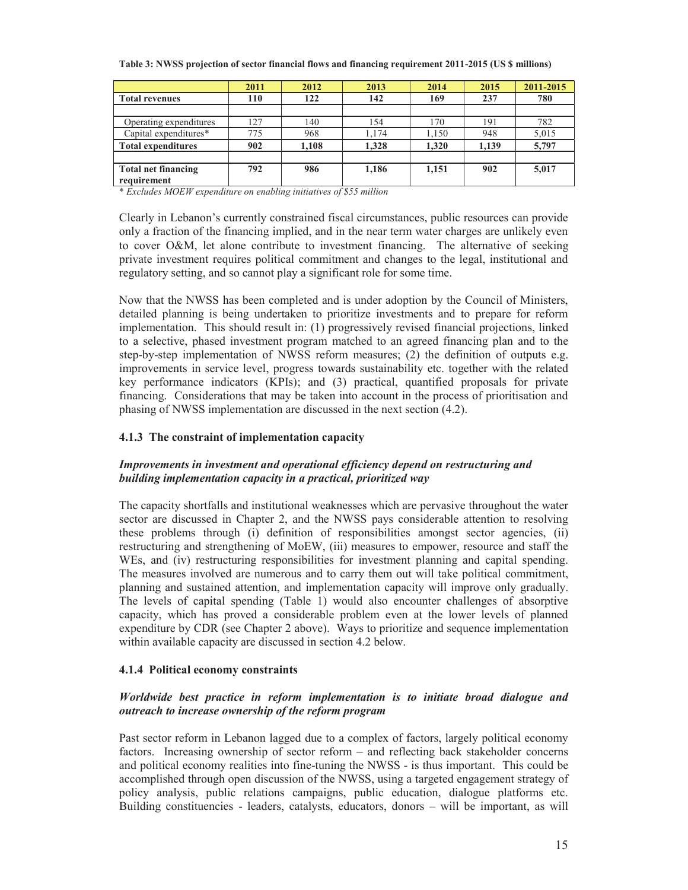**Table 3: NWSS projection of sector financial flows and financing requirement 2011-2015 (US $ millions)**

| | 2011 | 2012 | 2013 | 2014 | 2015 | 2011-2015 |
|---|---|---|---|---|---|---|
| **Total revenues** | **110** | **122** | **142** | **169** | **237** | **780** |
| | | | | | | |
| Operating expenditures | 127 | 140 | 154 | 170 | 191 | 782 |
| Capital expenditures* | 775 | 968 | 1,174 | 1,150 | 948 | 5,015 |
| **Total expenditures** | **902** | **1,108** | **1,328** | **1,320** | **1,139** | **5,797** |
| | | | | | | |
| **Total net financing requirement** | **792** | **986** | **1,186** | **1,151** | **902** | **5,017** |

* *Excludes MOEW expenditure on enabling initiatives of $55 million*

Clearly in Lebanon's currently constrained fiscal circumstances, public resources can provide only a fraction of the financing implied, and in the near term water charges are unlikely even to cover O&M, let alone contribute to investment financing. The alternative of seeking private investment requires political commitment and changes to the legal, institutional and regulatory setting, and so cannot play a significant role for some time.

Now that the NWSS has been completed and is under adoption by the Council of Ministers, detailed planning is being undertaken to prioritize investments and to prepare for reform implementation. This should result in: (1) progressively revised financial projections, linked to a selective, phased investment program matched to an agreed financing plan and to the step-by-step implementation of NWSS reform measures; (2) the definition of outputs e.g. improvements in service level, progress towards sustainability etc. together with the related key performance indicators (KPIs); and (3) practical, quantified proposals for private financing. Considerations that may be taken into account in the process of prioritisation and phasing of NWSS implementation are discussed in the next section (4.2).

### 4.1.3 The constraint of implementation capacity

***Improvements in investment and operational efficiency depend on restructuring and building implementation capacity in a practical, prioritized way***

The capacity shortfalls and institutional weaknesses which are pervasive throughout the water sector are discussed in Chapter 2, and the NWSS pays considerable attention to resolving these problems through (i) definition of responsibilities amongst sector agencies, (ii) restructuring and strengthening of MoEW, (iii) measures to empower, resource and staff the WEs, and (iv) restructuring responsibilities for investment planning and capital spending. The measures involved are numerous and to carry them out will take political commitment, planning and sustained attention, and implementation capacity will improve only gradually. The levels of capital spending (Table 1) would also encounter challenges of absorptive capacity, which has proved a considerable problem even at the lower levels of planned expenditure by CDR (see Chapter 2 above). Ways to prioritize and sequence implementation within available capacity are discussed in section 4.2 below.

### 4.1.4 Political economy constraints

***Worldwide best practice in reform implementation is to initiate broad dialogue and outreach to increase ownership of the reform program***

Past sector reform in Lebanon lagged due to a complex of factors, largely political economy factors. Increasing ownership of sector reform – and reflecting back stakeholder concerns and political economy realities into fine-tuning the NWSS - is thus important. This could be accomplished through open discussion of the NWSS, using a targeted engagement strategy of policy analysis, public relations campaigns, public education, dialogue platforms etc. Building constituencies - leaders, catalysts, educators, donors – will be important, as will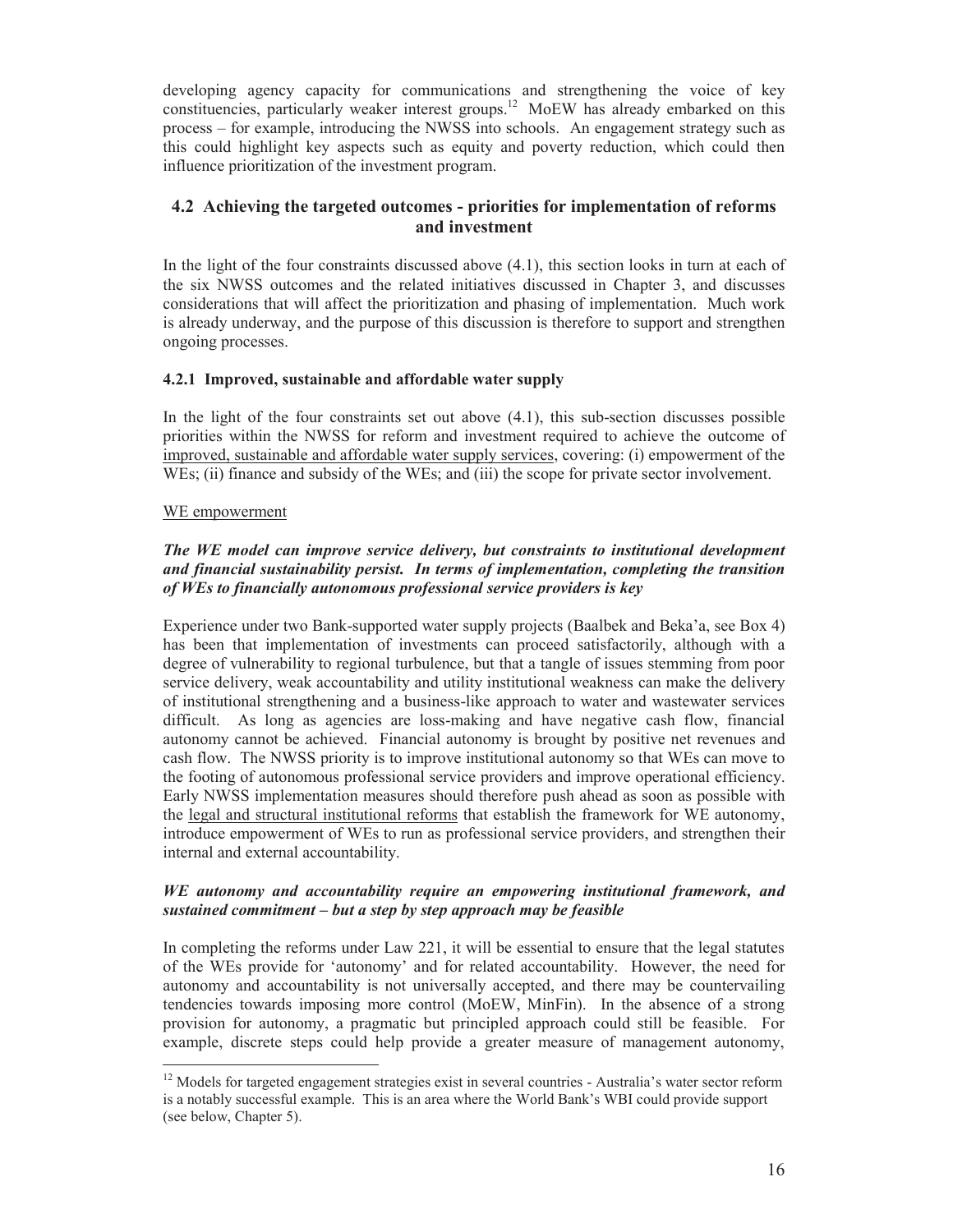developing agency capacity for communications and strengthening the voice of key constituencies, particularly weaker interest groups.[12] MoEW has already embarked on this process – for example, introducing the NWSS into schools. An engagement strategy such as this could highlight key aspects such as equity and poverty reduction, which could then influence prioritization of the investment program.

## 4.2 Achieving the targeted outcomes - priorities for implementation of reforms and investment

In the light of the four constraints discussed above (4.1), this section looks in turn at each of the six NWSS outcomes and the related initiatives discussed in Chapter 3, and discusses considerations that will affect the prioritization and phasing of implementation. Much work is already underway, and the purpose of this discussion is therefore to support and strengthen ongoing processes.

### 4.2.1 Improved, sustainable and affordable water supply

In the light of the four constraints set out above (4.1), this sub-section discusses possible priorities within the NWSS for reform and investment required to achieve the outcome of improved, sustainable and affordable water supply services, covering: (i) empowerment of the WEs; (ii) finance and subsidy of the WEs; and (iii) the scope for private sector involvement.

WE empowerment

***The WE model can improve service delivery, but constraints to institutional development and financial sustainability persist. In terms of implementation, completing the transition of WEs to financially autonomous professional service providers is key***

Experience under two Bank-supported water supply projects (Baalbek and Beka'a, see Box 4) has been that implementation of investments can proceed satisfactorily, although with a degree of vulnerability to regional turbulence, but that a tangle of issues stemming from poor service delivery, weak accountability and utility institutional weakness can make the delivery of institutional strengthening and a business-like approach to water and wastewater services difficult. As long as agencies are loss-making and have negative cash flow, financial autonomy cannot be achieved. Financial autonomy is brought by positive net revenues and cash flow. The NWSS priority is to improve institutional autonomy so that WEs can move to the footing of autonomous professional service providers and improve operational efficiency. Early NWSS implementation measures should therefore push ahead as soon as possible with the legal and structural institutional reforms that establish the framework for WE autonomy, introduce empowerment of WEs to run as professional service providers, and strengthen their internal and external accountability.

***WE autonomy and accountability require an empowering institutional framework, and sustained commitment – but a step by step approach may be feasible***

In completing the reforms under Law 221, it will be essential to ensure that the legal statutes of the WEs provide for 'autonomy' and for related accountability. However, the need for autonomy and accountability is not universally accepted, and there may be countervailing tendencies towards imposing more control (MoEW, MinFin). In the absence of a strong provision for autonomy, a pragmatic but principled approach could still be feasible. For example, discrete steps could help provide a greater measure of management autonomy,

[12] Models for targeted engagement strategies exist in several countries - Australia's water sector reform is a notably successful example. This is an area where the World Bank's WBI could provide support (see below, Chapter 5).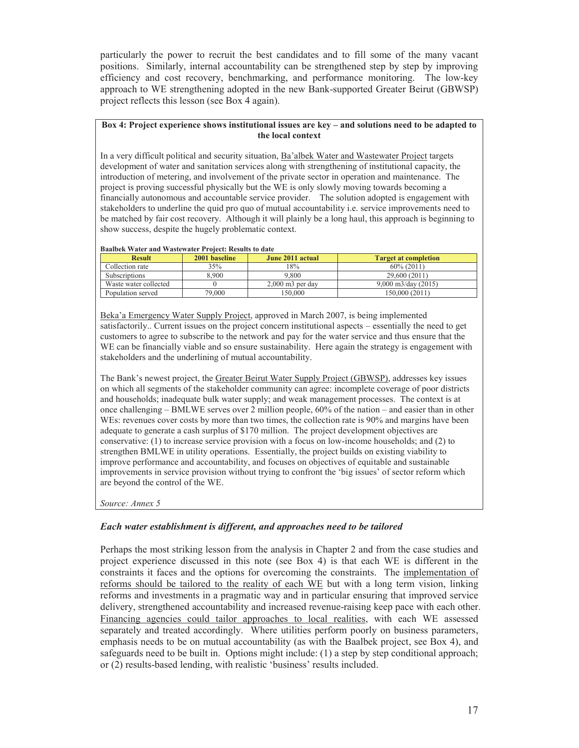particularly the power to recruit the best candidates and to fill some of the many vacant positions. Similarly, internal accountability can be strengthened step by step by improving efficiency and cost recovery, benchmarking, and performance monitoring. The low-key approach to WE strengthening adopted in the new Bank-supported Greater Beirut (GBWSP) project reflects this lesson (see Box 4 again).

**Box 4: Project experience shows institutional issues are key – and solutions need to be adapted to the local context**

In a very difficult political and security situation, Ba'albek Water and Wastewater Project targets development of water and sanitation services along with strengthening of institutional capacity, the introduction of metering, and involvement of the private sector in operation and maintenance. The project is proving successful physically but the WE is only slowly moving towards becoming a financially autonomous and accountable service provider. The solution adopted is engagement with stakeholders to underline the quid pro quo of mutual accountability i.e. service improvements need to be matched by fair cost recovery. Although it will plainly be a long haul, this approach is beginning to show success, despite the hugely problematic context.

**Baalbek Water and Wastewater Project: Results to date**

| Result | 2001 baseline | June 2011 actual | Target at completion |
|---|---|---|---|
| Collection rate | 35% | 18% | 60% (2011) |
| Subscriptions | 8,900 | 9,800 | 29,600 (2011) |
| Waste water collected | 0 | 2,000 m3 per day | 9,000 m3/day (2015) |
| Population served | 79,000 | 150,000 | 150,000 (2011) |

Beka'a Emergency Water Supply Project, approved in March 2007, is being implemented satisfactorily.. Current issues on the project concern institutional aspects – essentially the need to get customers to agree to subscribe to the network and pay for the water service and thus ensure that the WE can be financially viable and so ensure sustainability. Here again the strategy is engagement with stakeholders and the underlining of mutual accountability.

The Bank's newest project, the Greater Beirut Water Supply Project (GBWSP), addresses key issues on which all segments of the stakeholder community can agree: incomplete coverage of poor districts and households; inadequate bulk water supply; and weak management processes. The context is at once challenging – BMLWE serves over 2 million people, 60% of the nation – and easier than in other WEs: revenues cover costs by more than two times, the collection rate is 90% and margins have been adequate to generate a cash surplus of $170 million. The project development objectives are conservative: (1) to increase service provision with a focus on low-income households; and (2) to strengthen BMLWE in utility operations. Essentially, the project builds on existing viability to improve performance and accountability, and focuses on objectives of equitable and sustainable improvements in service provision without trying to confront the 'big issues' of sector reform which are beyond the control of the WE.

*Source: Annex 5*

### *Each water establishment is different, and approaches need to be tailored*

Perhaps the most striking lesson from the analysis in Chapter 2 and from the case studies and project experience discussed in this note (see Box 4) is that each WE is different in the constraints it faces and the options for overcoming the constraints. The implementation of reforms should be tailored to the reality of each WE but with a long term vision, linking reforms and investments in a pragmatic way and in particular ensuring that improved service delivery, strengthened accountability and increased revenue-raising keep pace with each other. Financing agencies could tailor approaches to local realities, with each WE assessed separately and treated accordingly. Where utilities perform poorly on business parameters, emphasis needs to be on mutual accountability (as with the Baalbek project, see Box 4), and safeguards need to be built in. Options might include: (1) a step by step conditional approach; or (2) results-based lending, with realistic 'business' results included.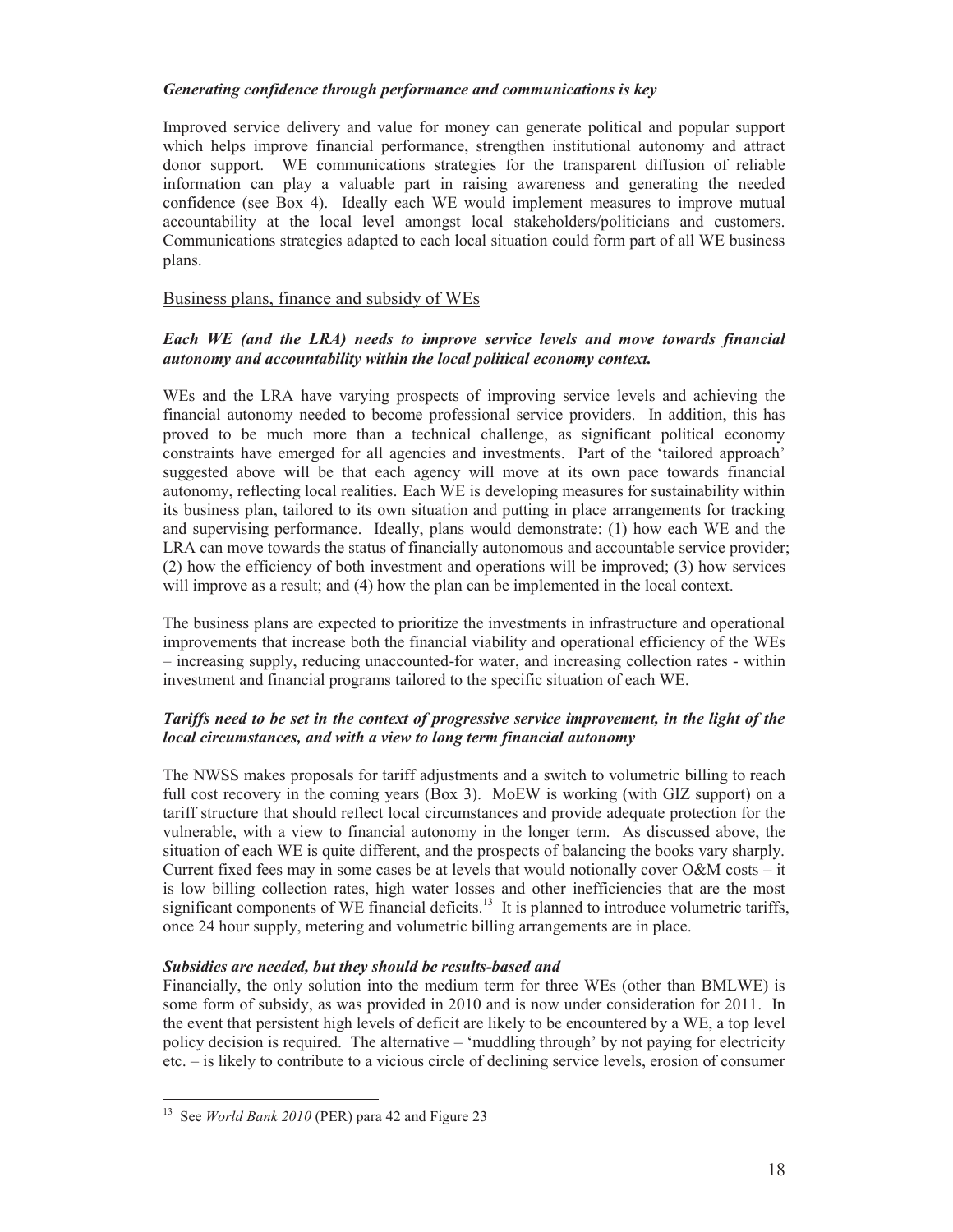***Generating confidence through performance and communications is key***

Improved service delivery and value for money can generate political and popular support which helps improve financial performance, strengthen institutional autonomy and attract donor support. WE communications strategies for the transparent diffusion of reliable information can play a valuable part in raising awareness and generating the needed confidence (see Box 4). Ideally each WE would implement measures to improve mutual accountability at the local level amongst local stakeholders/politicians and customers. Communications strategies adapted to each local situation could form part of all WE business plans.

## Business plans, finance and subsidy of WEs

***Each WE (and the LRA) needs to improve service levels and move towards financial autonomy and accountability within the local political economy context.***

WEs and the LRA have varying prospects of improving service levels and achieving the financial autonomy needed to become professional service providers. In addition, this has proved to be much more than a technical challenge, as significant political economy constraints have emerged for all agencies and investments. Part of the 'tailored approach' suggested above will be that each agency will move at its own pace towards financial autonomy, reflecting local realities. Each WE is developing measures for sustainability within its business plan, tailored to its own situation and putting in place arrangements for tracking and supervising performance. Ideally, plans would demonstrate: (1) how each WE and the LRA can move towards the status of financially autonomous and accountable service provider; (2) how the efficiency of both investment and operations will be improved; (3) how services will improve as a result; and (4) how the plan can be implemented in the local context.

The business plans are expected to prioritize the investments in infrastructure and operational improvements that increase both the financial viability and operational efficiency of the WEs – increasing supply, reducing unaccounted-for water, and increasing collection rates - within investment and financial programs tailored to the specific situation of each WE.

***Tariffs need to be set in the context of progressive service improvement, in the light of the local circumstances, and with a view to long term financial autonomy***

The NWSS makes proposals for tariff adjustments and a switch to volumetric billing to reach full cost recovery in the coming years (Box 3). MoEW is working (with GIZ support) on a tariff structure that should reflect local circumstances and provide adequate protection for the vulnerable, with a view to financial autonomy in the longer term. As discussed above, the situation of each WE is quite different, and the prospects of balancing the books vary sharply. Current fixed fees may in some cases be at levels that would notionally cover O&M costs – it is low billing collection rates, high water losses and other inefficiencies that are the most significant components of WE financial deficits.[13] It is planned to introduce volumetric tariffs, once 24 hour supply, metering and volumetric billing arrangements are in place.

***Subsidies are needed, but they should be results-based and***

Financially, the only solution into the medium term for three WEs (other than BMLWE) is some form of subsidy, as was provided in 2010 and is now under consideration for 2011. In the event that persistent high levels of deficit are likely to be encountered by a WE, a top level policy decision is required. The alternative – 'muddling through' by not paying for electricity etc. – is likely to contribute to a vicious circle of declining service levels, erosion of consumer

---

[13] See *World Bank 2010* (PER) para 42 and Figure 23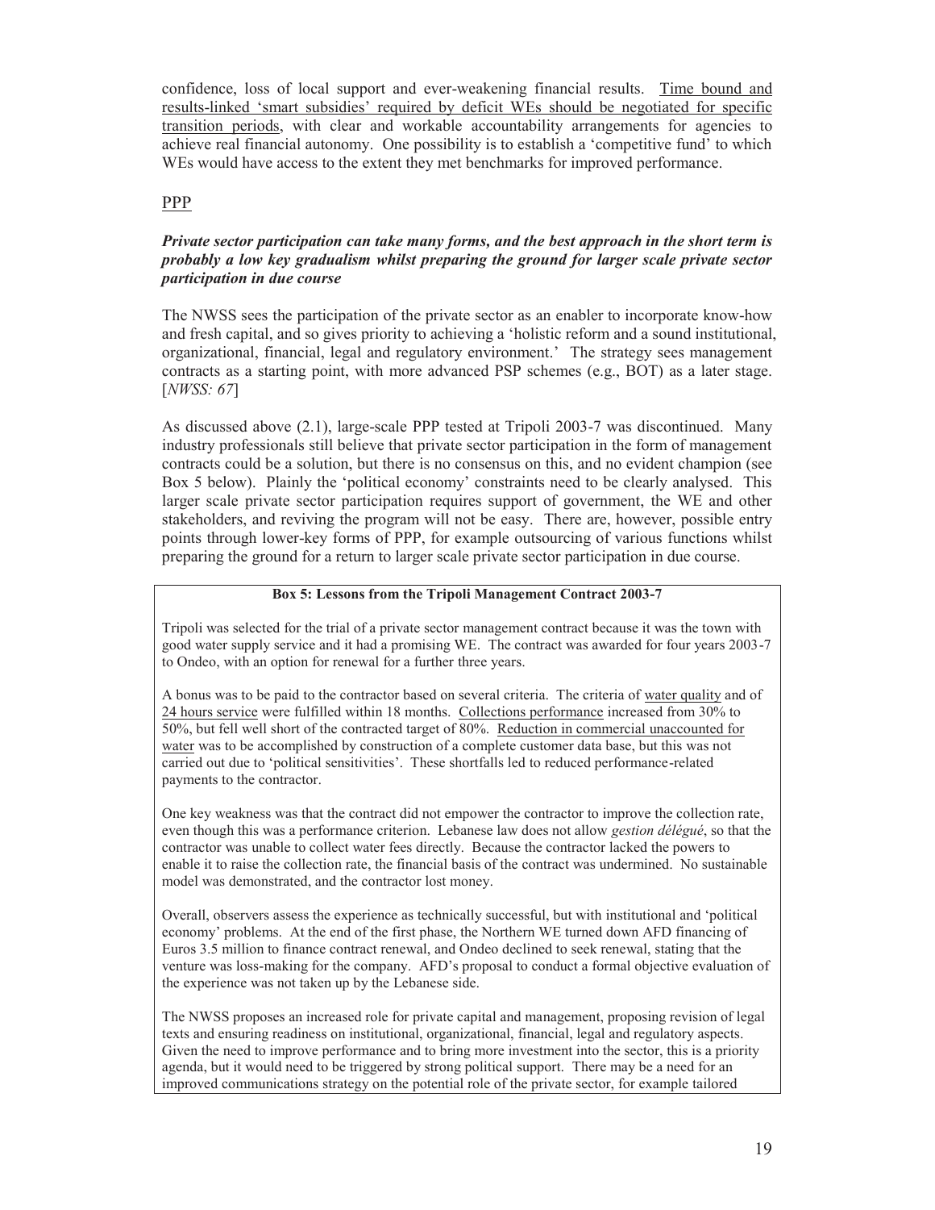confidence, loss of local support and ever-weakening financial results. <u>Time bound and results-linked 'smart subsidies' required by deficit WEs should be negotiated for specific transition periods</u>, with clear and workable accountability arrangements for agencies to achieve real financial autonomy. One possibility is to establish a 'competitive fund' to which WEs would have access to the extent they met benchmarks for improved performance.

<u>PPP</u>

***Private sector participation can take many forms, and the best approach in the short term is probably a low key gradualism whilst preparing the ground for larger scale private sector participation in due course***

The NWSS sees the participation of the private sector as an enabler to incorporate know-how and fresh capital, and so gives priority to achieving a 'holistic reform and a sound institutional, organizational, financial, legal and regulatory environment.' The strategy sees management contracts as a starting point, with more advanced PSP schemes (e.g., BOT) as a later stage. [*NWSS: 67*]

As discussed above (2.1), large-scale PPP tested at Tripoli 2003-7 was discontinued. Many industry professionals still believe that private sector participation in the form of management contracts could be a solution, but there is no consensus on this, and no evident champion (see Box 5 below). Plainly the 'political economy' constraints need to be clearly analysed. This larger scale private sector participation requires support of government, the WE and other stakeholders, and reviving the program will not be easy. There are, however, possible entry points through lower-key forms of PPP, for example outsourcing of various functions whilst preparing the ground for a return to larger scale private sector participation in due course.

**Box 5: Lessons from the Tripoli Management Contract 2003-7**

Tripoli was selected for the trial of a private sector management contract because it was the town with good water supply service and it had a promising WE. The contract was awarded for four years 2003-7 to Ondeo, with an option for renewal for a further three years.

A bonus was to be paid to the contractor based on several criteria. The criteria of <u>water quality</u> and of <u>24 hours service</u> were fulfilled within 18 months. <u>Collections performance</u> increased from 30% to 50%, but fell well short of the contracted target of 80%. <u>Reduction in commercial unaccounted for water</u> was to be accomplished by construction of a complete customer data base, but this was not carried out due to 'political sensitivities'. These shortfalls led to reduced performance-related payments to the contractor.

One key weakness was that the contract did not empower the contractor to improve the collection rate, even though this was a performance criterion. Lebanese law does not allow *gestion délégué*, so that the contractor was unable to collect water fees directly. Because the contractor lacked the powers to enable it to raise the collection rate, the financial basis of the contract was undermined. No sustainable model was demonstrated, and the contractor lost money.

Overall, observers assess the experience as technically successful, but with institutional and 'political economy' problems. At the end of the first phase, the Northern WE turned down AFD financing of Euros 3.5 million to finance contract renewal, and Ondeo declined to seek renewal, stating that the venture was loss-making for the company. AFD's proposal to conduct a formal objective evaluation of the experience was not taken up by the Lebanese side.

The NWSS proposes an increased role for private capital and management, proposing revision of legal texts and ensuring readiness on institutional, organizational, financial, legal and regulatory aspects. Given the need to improve performance and to bring more investment into the sector, this is a priority agenda, but it would need to be triggered by strong political support. There may be a need for an improved communications strategy on the potential role of the private sector, for example tailored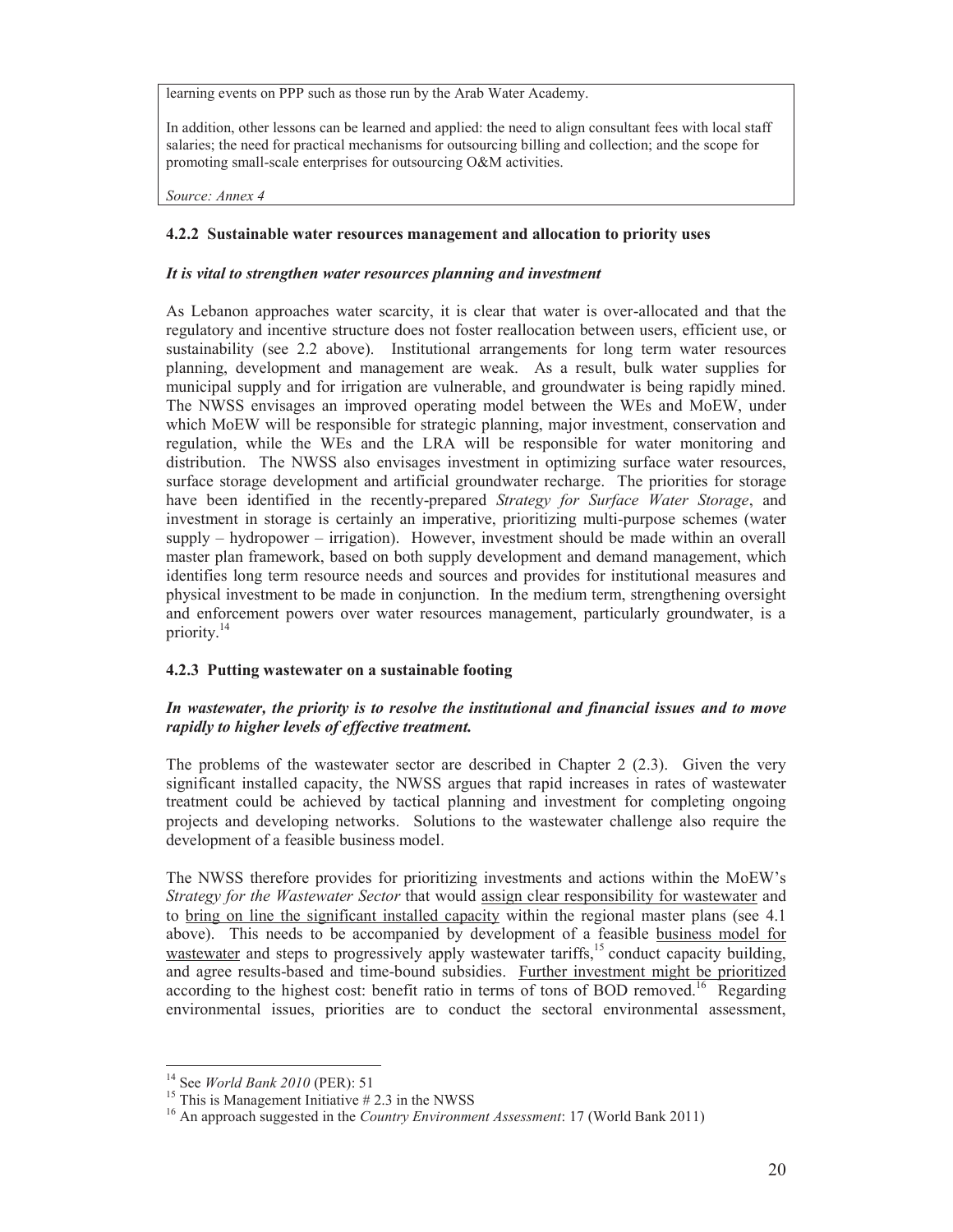learning events on PPP such as those run by the Arab Water Academy.

In addition, other lessons can be learned and applied: the need to align consultant fees with local staff salaries; the need for practical mechanisms for outsourcing billing and collection; and the scope for promoting small-scale enterprises for outsourcing O&M activities.

*Source: Annex 4*

### 4.2.2 Sustainable water resources management and allocation to priority uses

***It is vital to strengthen water resources planning and investment***

As Lebanon approaches water scarcity, it is clear that water is over-allocated and that the regulatory and incentive structure does not foster reallocation between users, efficient use, or sustainability (see 2.2 above). Institutional arrangements for long term water resources planning, development and management are weak. As a result, bulk water supplies for municipal supply and for irrigation are vulnerable, and groundwater is being rapidly mined. The NWSS envisages an improved operating model between the WEs and MoEW, under which MoEW will be responsible for strategic planning, major investment, conservation and regulation, while the WEs and the LRA will be responsible for water monitoring and distribution. The NWSS also envisages investment in optimizing surface water resources, surface storage development and artificial groundwater recharge. The priorities for storage have been identified in the recently-prepared *Strategy for Surface Water Storage*, and investment in storage is certainly an imperative, prioritizing multi-purpose schemes (water supply – hydropower – irrigation). However, investment should be made within an overall master plan framework, based on both supply development and demand management, which identifies long term resource needs and sources and provides for institutional measures and physical investment to be made in conjunction. In the medium term, strengthening oversight and enforcement powers over water resources management, particularly groundwater, is a priority.[14]

### 4.2.3 Putting wastewater on a sustainable footing

***In wastewater, the priority is to resolve the institutional and financial issues and to move rapidly to higher levels of effective treatment.***

The problems of the wastewater sector are described in Chapter 2 (2.3). Given the very significant installed capacity, the NWSS argues that rapid increases in rates of wastewater treatment could be achieved by tactical planning and investment for completing ongoing projects and developing networks. Solutions to the wastewater challenge also require the development of a feasible business model.

The NWSS therefore provides for prioritizing investments and actions within the MoEW's *Strategy for the Wastewater Sector* that would <u>assign clear responsibility for wastewater</u> and to <u>bring on line the significant installed capacity</u> within the regional master plans (see 4.1 above). This needs to be accompanied by development of a feasible <u>business model for wastewater</u> and steps to progressively apply wastewater tariffs,[15] conduct capacity building, and agree results-based and time-bound subsidies. <u>Further investment might be prioritized</u> according to the highest cost: benefit ratio in terms of tons of BOD removed.[16] Regarding environmental issues, priorities are to conduct the sectoral environmental assessment,

[14] See *World Bank 2010* (PER): 51

[15] This is Management Initiative # 2.3 in the NWSS

[16] An approach suggested in the *Country Environment Assessment*: 17 (World Bank 2011)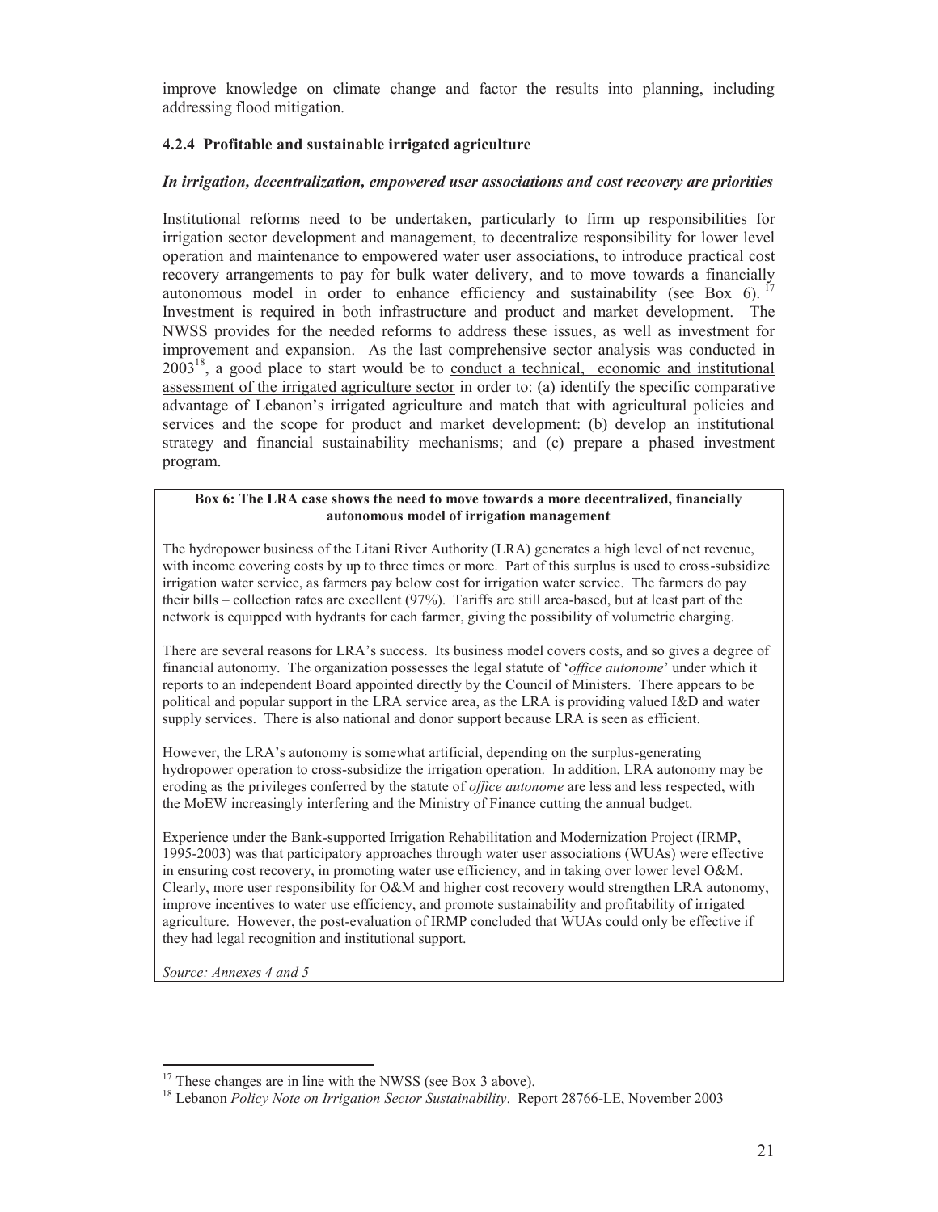improve knowledge on climate change and factor the results into planning, including addressing flood mitigation.

### 4.2.4 Profitable and sustainable irrigated agriculture

***In irrigation, decentralization, empowered user associations and cost recovery are priorities***

Institutional reforms need to be undertaken, particularly to firm up responsibilities for irrigation sector development and management, to decentralize responsibility for lower level operation and maintenance to empowered water user associations, to introduce practical cost recovery arrangements to pay for bulk water delivery, and to move towards a financially autonomous model in order to enhance efficiency and sustainability (see Box 6).[17] Investment is required in both infrastructure and product and market development. The NWSS provides for the needed reforms to address these issues, as well as investment for improvement and expansion. As the last comprehensive sector analysis was conducted in 2003[18], a good place to start would be to conduct a technical, economic and institutional assessment of the irrigated agriculture sector in order to: (a) identify the specific comparative advantage of Lebanon's irrigated agriculture and match that with agricultural policies and services and the scope for product and market development: (b) develop an institutional strategy and financial sustainability mechanisms; and (c) prepare a phased investment program.

**Box 6: The LRA case shows the need to move towards a more decentralized, financially autonomous model of irrigation management**

The hydropower business of the Litani River Authority (LRA) generates a high level of net revenue, with income covering costs by up to three times or more. Part of this surplus is used to cross-subsidize irrigation water service, as farmers pay below cost for irrigation water service. The farmers do pay their bills – collection rates are excellent (97%). Tariffs are still area-based, but at least part of the network is equipped with hydrants for each farmer, giving the possibility of volumetric charging.

There are several reasons for LRA's success. Its business model covers costs, and so gives a degree of financial autonomy. The organization possesses the legal statute of '*office autonome*' under which it reports to an independent Board appointed directly by the Council of Ministers. There appears to be political and popular support in the LRA service area, as the LRA is providing valued I&D and water supply services. There is also national and donor support because LRA is seen as efficient.

However, the LRA's autonomy is somewhat artificial, depending on the surplus-generating hydropower operation to cross-subsidize the irrigation operation. In addition, LRA autonomy may be eroding as the privileges conferred by the statute of *office autonome* are less and less respected, with the MoEW increasingly interfering and the Ministry of Finance cutting the annual budget.

Experience under the Bank-supported Irrigation Rehabilitation and Modernization Project (IRMP, 1995-2003) was that participatory approaches through water user associations (WUAs) were effective in ensuring cost recovery, in promoting water use efficiency, and in taking over lower level O&M. Clearly, more user responsibility for O&M and higher cost recovery would strengthen LRA autonomy, improve incentives to water use efficiency, and promote sustainability and profitability of irrigated agriculture. However, the post-evaluation of IRMP concluded that WUAs could only be effective if they had legal recognition and institutional support.

*Source: Annexes 4 and 5*

---

[17] These changes are in line with the NWSS (see Box 3 above).

[18] Lebanon *Policy Note on Irrigation Sector Sustainability*. Report 28766-LE, November 2003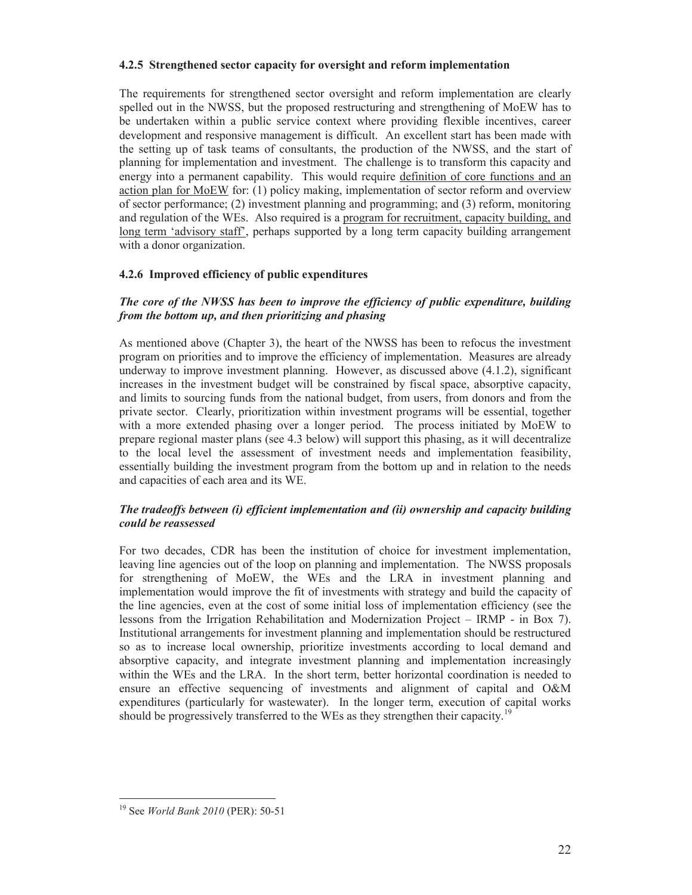### 4.2.5 Strengthened sector capacity for oversight and reform implementation

The requirements for strengthened sector oversight and reform implementation are clearly spelled out in the NWSS, but the proposed restructuring and strengthening of MoEW has to be undertaken within a public service context where providing flexible incentives, career development and responsive management is difficult. An excellent start has been made with the setting up of task teams of consultants, the production of the NWSS, and the start of planning for implementation and investment. The challenge is to transform this capacity and energy into a permanent capability. This would require <u>definition of core functions and an action plan for MoEW</u> for: (1) policy making, implementation of sector reform and overview of sector performance; (2) investment planning and programming; and (3) reform, monitoring and regulation of the WEs. Also required is a <u>program for recruitment, capacity building, and long term 'advisory staff'</u>, perhaps supported by a long term capacity building arrangement with a donor organization.

### 4.2.6 Improved efficiency of public expenditures

***The core of the NWSS has been to improve the efficiency of public expenditure, building from the bottom up, and then prioritizing and phasing***

As mentioned above (Chapter 3), the heart of the NWSS has been to refocus the investment program on priorities and to improve the efficiency of implementation. Measures are already underway to improve investment planning. However, as discussed above (4.1.2), significant increases in the investment budget will be constrained by fiscal space, absorptive capacity, and limits to sourcing funds from the national budget, from users, from donors and from the private sector. Clearly, prioritization within investment programs will be essential, together with a more extended phasing over a longer period. The process initiated by MoEW to prepare regional master plans (see 4.3 below) will support this phasing, as it will decentralize to the local level the assessment of investment needs and implementation feasibility, essentially building the investment program from the bottom up and in relation to the needs and capacities of each area and its WE.

***The tradeoffs between (i) efficient implementation and (ii) ownership and capacity building could be reassessed***

For two decades, CDR has been the institution of choice for investment implementation, leaving line agencies out of the loop on planning and implementation. The NWSS proposals for strengthening of MoEW, the WEs and the LRA in investment planning and implementation would improve the fit of investments with strategy and build the capacity of the line agencies, even at the cost of some initial loss of implementation efficiency (see the lessons from the Irrigation Rehabilitation and Modernization Project – IRMP - in Box 7). Institutional arrangements for investment planning and implementation should be restructured so as to increase local ownership, prioritize investments according to local demand and absorptive capacity, and integrate investment planning and implementation increasingly within the WEs and the LRA. In the short term, better horizontal coordination is needed to ensure an effective sequencing of investments and alignment of capital and O&M expenditures (particularly for wastewater). In the longer term, execution of capital works should be progressively transferred to the WEs as they strengthen their capacity.[19]

---

[19] See *World Bank 2010* (PER): 50-51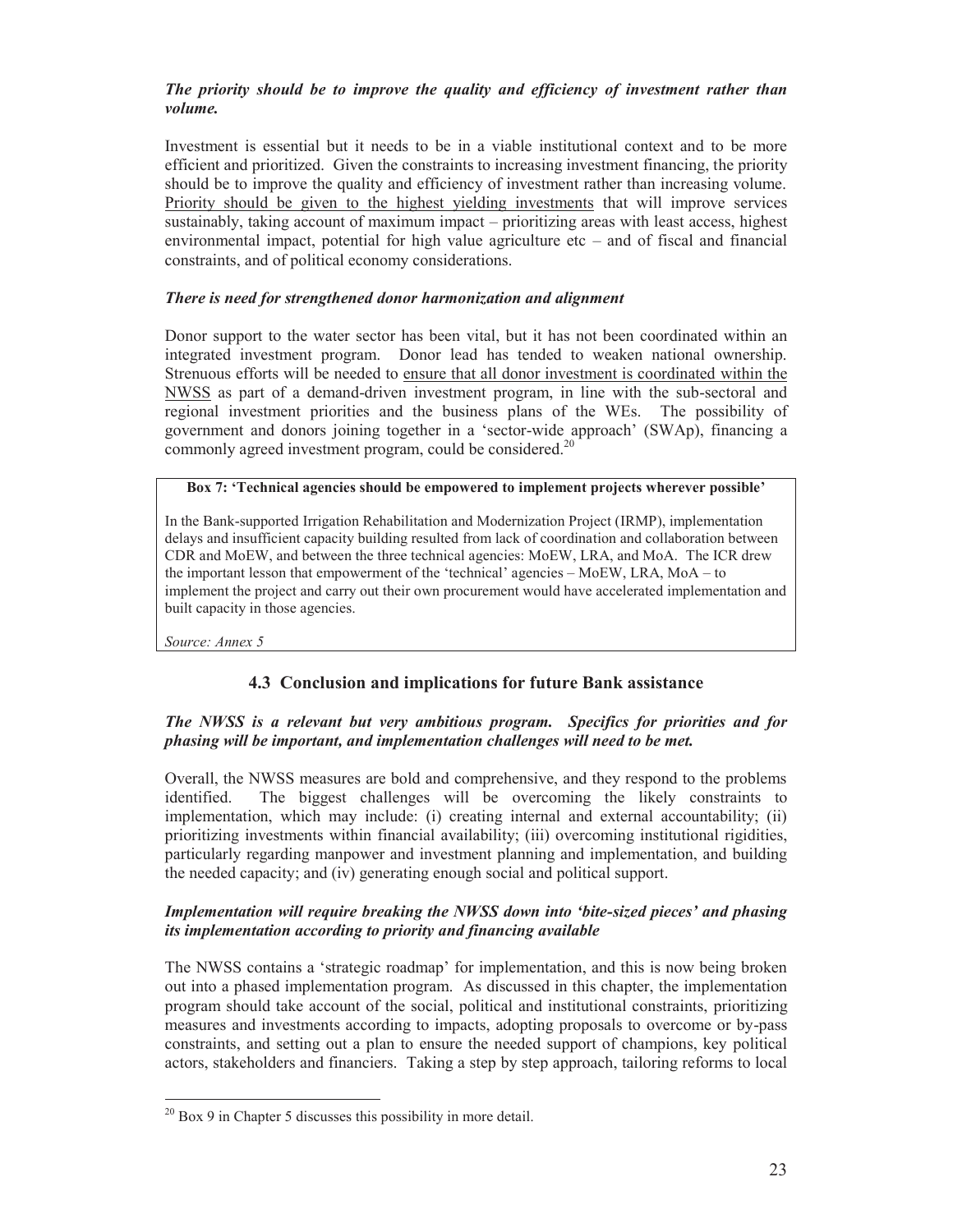***The priority should be to improve the quality and efficiency of investment rather than volume.***

Investment is essential but it needs to be in a viable institutional context and to be more efficient and prioritized. Given the constraints to increasing investment financing, the priority should be to improve the quality and efficiency of investment rather than increasing volume. Priority should be given to the highest yielding investments that will improve services sustainably, taking account of maximum impact – prioritizing areas with least access, highest environmental impact, potential for high value agriculture etc – and of fiscal and financial constraints, and of political economy considerations.

***There is need for strengthened donor harmonization and alignment***

Donor support to the water sector has been vital, but it has not been coordinated within an integrated investment program. Donor lead has tended to weaken national ownership. Strenuous efforts will be needed to ensure that all donor investment is coordinated within the NWSS as part of a demand-driven investment program, in line with the sub-sectoral and regional investment priorities and the business plans of the WEs. The possibility of government and donors joining together in a 'sector-wide approach' (SWAp), financing a commonly agreed investment program, could be considered.[20]

**Box 7: 'Technical agencies should be empowered to implement projects wherever possible'**

In the Bank-supported Irrigation Rehabilitation and Modernization Project (IRMP), implementation delays and insufficient capacity building resulted from lack of coordination and collaboration between CDR and MoEW, and between the three technical agencies: MoEW, LRA, and MoA. The ICR drew the important lesson that empowerment of the 'technical' agencies – MoEW, LRA, MoA – to implement the project and carry out their own procurement would have accelerated implementation and built capacity in those agencies.

*Source: Annex 5*

## 4.3 Conclusion and implications for future Bank assistance

***The NWSS is a relevant but very ambitious program. Specifics for priorities and for phasing will be important, and implementation challenges will need to be met.***

Overall, the NWSS measures are bold and comprehensive, and they respond to the problems identified. The biggest challenges will be overcoming the likely constraints to implementation, which may include: (i) creating internal and external accountability; (ii) prioritizing investments within financial availability; (iii) overcoming institutional rigidities, particularly regarding manpower and investment planning and implementation, and building the needed capacity; and (iv) generating enough social and political support.

***Implementation will require breaking the NWSS down into 'bite-sized pieces' and phasing its implementation according to priority and financing available***

The NWSS contains a 'strategic roadmap' for implementation, and this is now being broken out into a phased implementation program. As discussed in this chapter, the implementation program should take account of the social, political and institutional constraints, prioritizing measures and investments according to impacts, adopting proposals to overcome or by-pass constraints, and setting out a plan to ensure the needed support of champions, key political actors, stakeholders and financiers. Taking a step by step approach, tailoring reforms to local

---

[20] Box 9 in Chapter 5 discusses this possibility in more detail.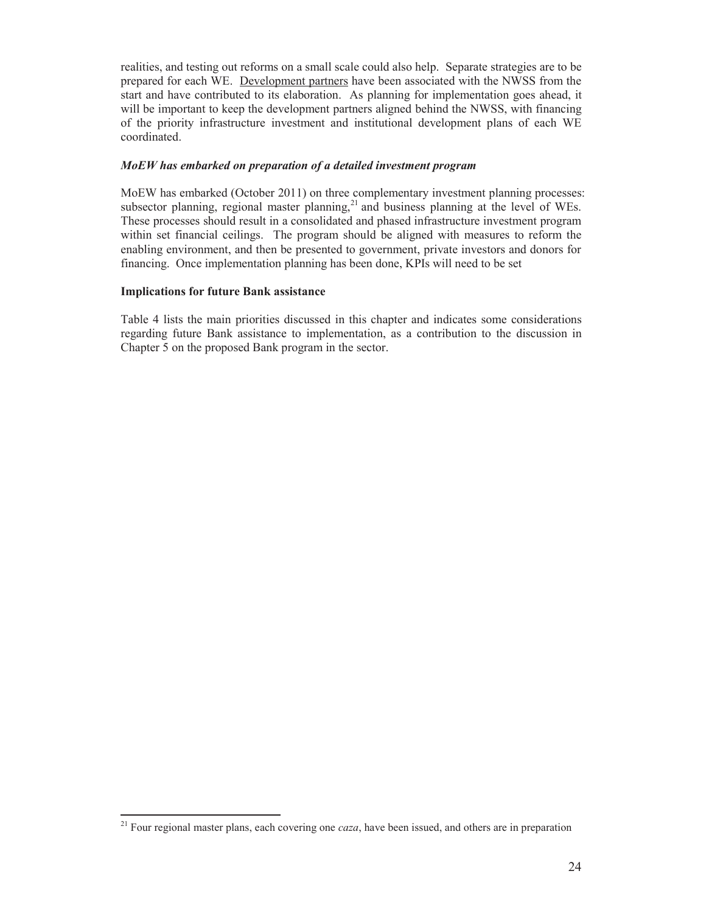realities, and testing out reforms on a small scale could also help. Separate strategies are to be prepared for each WE. Development partners have been associated with the NWSS from the start and have contributed to its elaboration. As planning for implementation goes ahead, it will be important to keep the development partners aligned behind the NWSS, with financing of the priority infrastructure investment and institutional development plans of each WE coordinated.

***MoEW has embarked on preparation of a detailed investment program***

MoEW has embarked (October 2011) on three complementary investment planning processes: subsector planning, regional master planning,[21] and business planning at the level of WEs. These processes should result in a consolidated and phased infrastructure investment program within set financial ceilings. The program should be aligned with measures to reform the enabling environment, and then be presented to government, private investors and donors for financing. Once implementation planning has been done, KPIs will need to be set

**Implications for future Bank assistance**

Table 4 lists the main priorities discussed in this chapter and indicates some considerations regarding future Bank assistance to implementation, as a contribution to the discussion in Chapter 5 on the proposed Bank program in the sector.

[21] Four regional master plans, each covering one *caza*, have been issued, and others are in preparation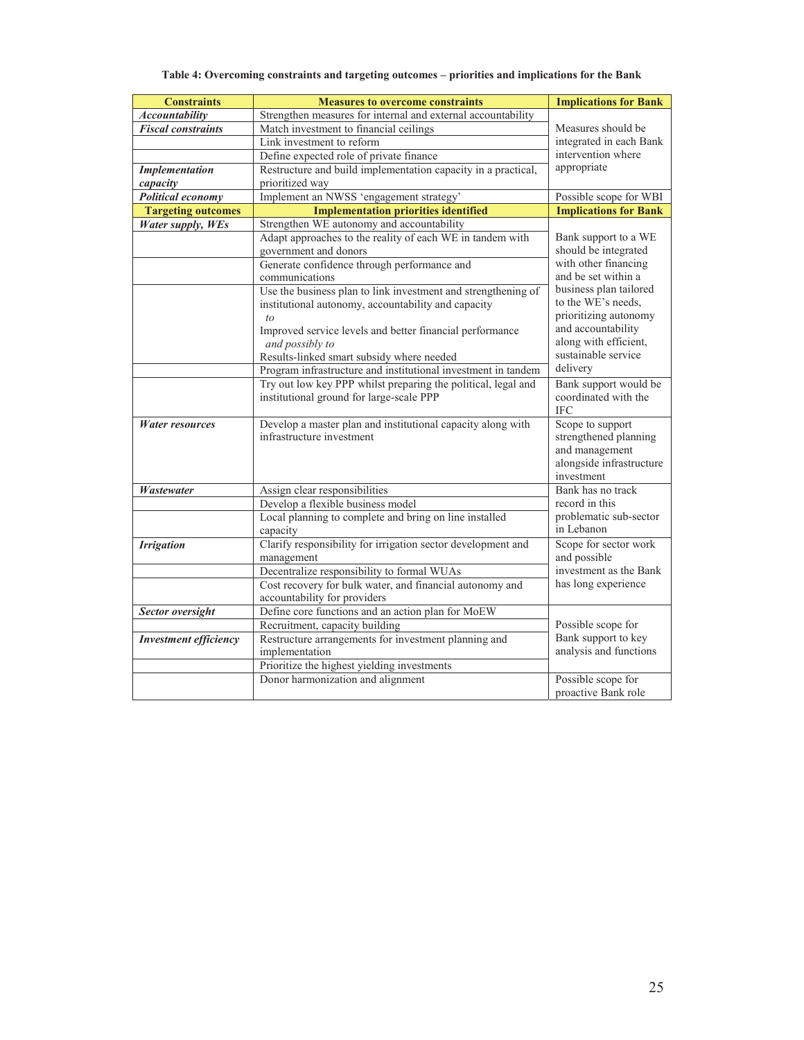**Table 4: Overcoming constraints and targeting outcomes – priorities and implications for the Bank**

| **Constraints** | **Measures to overcome constraints** | **Implications for Bank** |
|---|---|---|
| ***Accountability*** | Strengthen measures for internal and external accountability | |
| ***Fiscal constraints*** | Match investment to financial ceilings | Measures should be integrated in each Bank intervention where appropriate |
| | Link investment to reform | |
| | Define expected role of private finance | |
| ***Implementation capacity*** | Restructure and build implementation capacity in a practical, prioritized way | |
| ***Political economy*** | Implement an NWSS 'engagement strategy' | Possible scope for WBI |
| **Targeting outcomes** | **Implementation priorities identified** | **Implications for Bank** |
| ***Water supply, WEs*** | Strengthen WE autonomy and accountability | Bank support to a WE should be integrated with other financing and be set within a business plan tailored to the WE's needs, prioritizing autonomy and accountability along with efficient, sustainable service delivery |
| | Adapt approaches to the reality of each WE in tandem with government and donors | |
| | Generate confidence through performance and communications | |
| | Use the business plan to link investment and strengthening of institutional autonomy, accountability and capacity *to* Improved service levels and better financial performance *and possibly to* Results-linked smart subsidy where needed | |
| | Program infrastructure and institutional investment in tandem | |
| | Try out low key PPP whilst preparing the political, legal and institutional ground for large-scale PPP | Bank support would be coordinated with the IFC |
| ***Water resources*** | Develop a master plan and institutional capacity along with infrastructure investment | Scope to support strengthened planning and management alongside infrastructure investment |
| ***Wastewater*** | Assign clear responsibilities | Bank has no track record in this problematic sub-sector in Lebanon |
| | Develop a flexible business model | |
| | Local planning to complete and bring on line installed capacity | |
| ***Irrigation*** | Clarify responsibility for irrigation sector development and management | Scope for sector work and possible investment as the Bank has long experience |
| | Decentralize responsibility to formal WUAs | |
| | Cost recovery for bulk water, and financial autonomy and accountability for providers | |
| ***Sector oversight*** | Define core functions and an action plan for MoEW | Possible scope for Bank support to key analysis and functions |
| | Recruitment, capacity building | |
| ***Investment efficiency*** | Restructure arrangements for investment planning and implementation | |
| | Prioritize the highest yielding investments | |
| | Donor harmonization and alignment | Possible scope for proactive Bank role |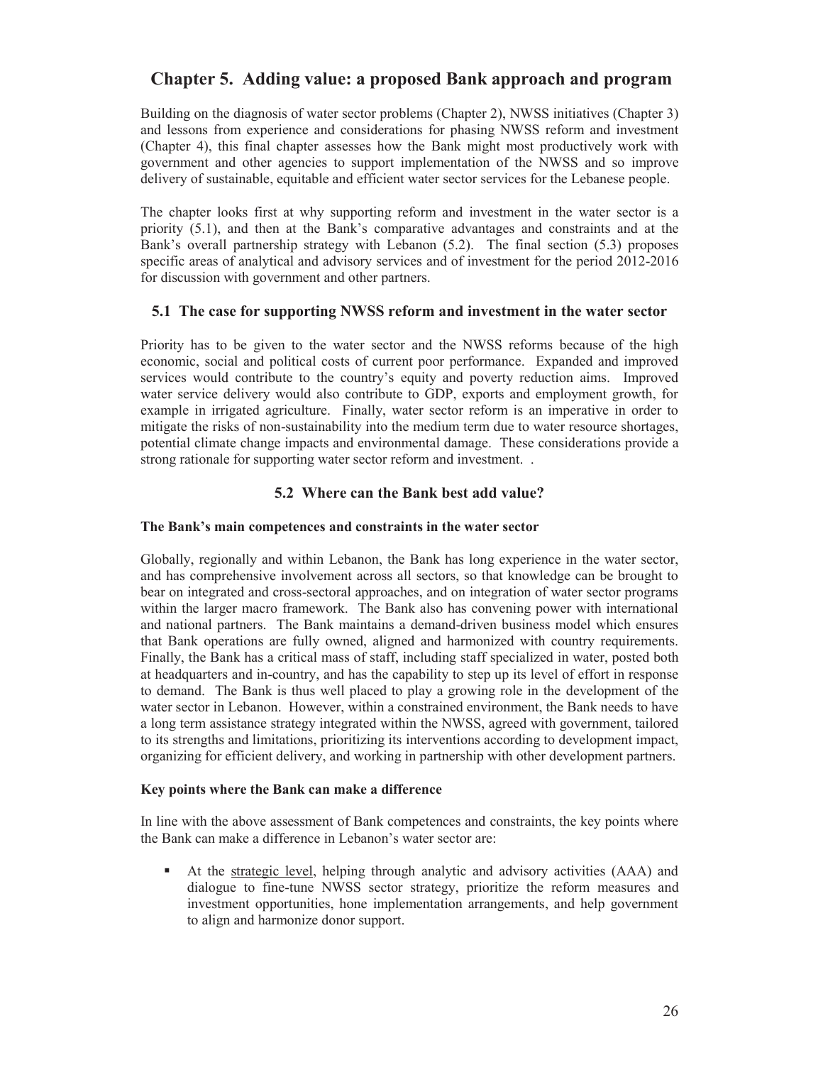# Chapter 5. Adding value: a proposed Bank approach and program

Building on the diagnosis of water sector problems (Chapter 2), NWSS initiatives (Chapter 3) and lessons from experience and considerations for phasing NWSS reform and investment (Chapter 4), this final chapter assesses how the Bank might most productively work with government and other agencies to support implementation of the NWSS and so improve delivery of sustainable, equitable and efficient water sector services for the Lebanese people.

The chapter looks first at why supporting reform and investment in the water sector is a priority (5.1), and then at the Bank's comparative advantages and constraints and at the Bank's overall partnership strategy with Lebanon (5.2). The final section (5.3) proposes specific areas of analytical and advisory services and of investment for the period 2012-2016 for discussion with government and other partners.

## 5.1 The case for supporting NWSS reform and investment in the water sector

Priority has to be given to the water sector and the NWSS reforms because of the high economic, social and political costs of current poor performance. Expanded and improved services would contribute to the country's equity and poverty reduction aims. Improved water service delivery would also contribute to GDP, exports and employment growth, for example in irrigated agriculture. Finally, water sector reform is an imperative in order to mitigate the risks of non-sustainability into the medium term due to water resource shortages, potential climate change impacts and environmental damage. These considerations provide a strong rationale for supporting water sector reform and investment. .

## 5.2 Where can the Bank best add value?

**The Bank's main competences and constraints in the water sector**

Globally, regionally and within Lebanon, the Bank has long experience in the water sector, and has comprehensive involvement across all sectors, so that knowledge can be brought to bear on integrated and cross-sectoral approaches, and on integration of water sector programs within the larger macro framework. The Bank also has convening power with international and national partners. The Bank maintains a demand-driven business model which ensures that Bank operations are fully owned, aligned and harmonized with country requirements. Finally, the Bank has a critical mass of staff, including staff specialized in water, posted both at headquarters and in-country, and has the capability to step up its level of effort in response to demand. The Bank is thus well placed to play a growing role in the development of the water sector in Lebanon. However, within a constrained environment, the Bank needs to have a long term assistance strategy integrated within the NWSS, agreed with government, tailored to its strengths and limitations, prioritizing its interventions according to development impact, organizing for efficient delivery, and working in partnership with other development partners.

**Key points where the Bank can make a difference**

In line with the above assessment of Bank competences and constraints, the key points where the Bank can make a difference in Lebanon's water sector are:

- At the <u>strategic level</u>, helping through analytic and advisory activities (AAA) and dialogue to fine-tune NWSS sector strategy, prioritize the reform measures and investment opportunities, hone implementation arrangements, and help government to align and harmonize donor support.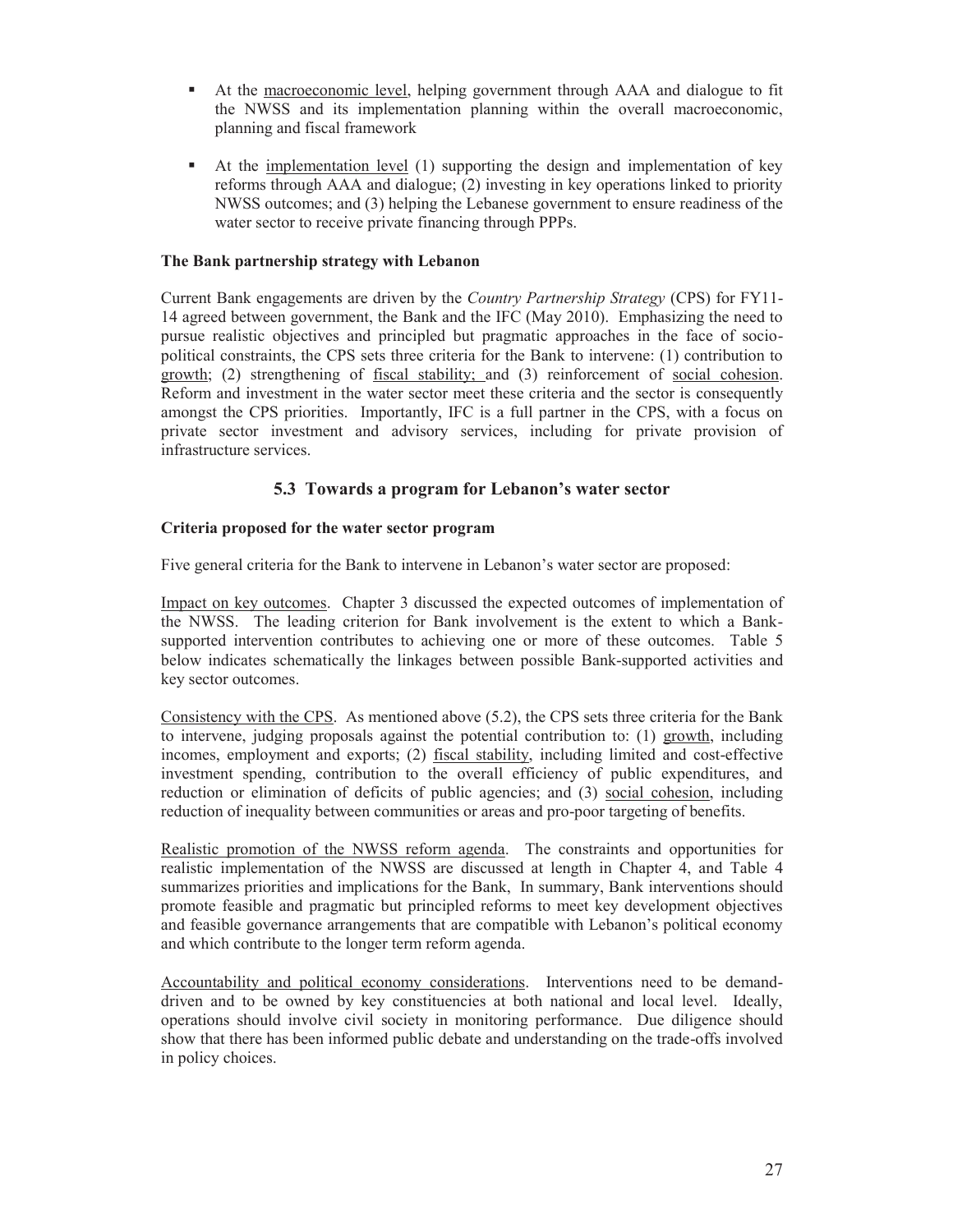- At the macroeconomic level, helping government through AAA and dialogue to fit the NWSS and its implementation planning within the overall macroeconomic, planning and fiscal framework

- At the implementation level (1) supporting the design and implementation of key reforms through AAA and dialogue; (2) investing in key operations linked to priority NWSS outcomes; and (3) helping the Lebanese government to ensure readiness of the water sector to receive private financing through PPPs.

**The Bank partnership strategy with Lebanon**

Current Bank engagements are driven by the *Country Partnership Strategy* (CPS) for FY11-14 agreed between government, the Bank and the IFC (May 2010). Emphasizing the need to pursue realistic objectives and principled but pragmatic approaches in the face of socio-political constraints, the CPS sets three criteria for the Bank to intervene: (1) contribution to growth; (2) strengthening of fiscal stability; and (3) reinforcement of social cohesion. Reform and investment in the water sector meet these criteria and the sector is consequently amongst the CPS priorities. Importantly, IFC is a full partner in the CPS, with a focus on private sector investment and advisory services, including for private provision of infrastructure services.

## 5.3 Towards a program for Lebanon's water sector

**Criteria proposed for the water sector program**

Five general criteria for the Bank to intervene in Lebanon's water sector are proposed:

Impact on key outcomes. Chapter 3 discussed the expected outcomes of implementation of the NWSS. The leading criterion for Bank involvement is the extent to which a Bank-supported intervention contributes to achieving one or more of these outcomes. Table 5 below indicates schematically the linkages between possible Bank-supported activities and key sector outcomes.

Consistency with the CPS. As mentioned above (5.2), the CPS sets three criteria for the Bank to intervene, judging proposals against the potential contribution to: (1) growth, including incomes, employment and exports; (2) fiscal stability, including limited and cost-effective investment spending, contribution to the overall efficiency of public expenditures, and reduction or elimination of deficits of public agencies; and (3) social cohesion, including reduction of inequality between communities or areas and pro-poor targeting of benefits.

Realistic promotion of the NWSS reform agenda. The constraints and opportunities for realistic implementation of the NWSS are discussed at length in Chapter 4, and Table 4 summarizes priorities and implications for the Bank, In summary, Bank interventions should promote feasible and pragmatic but principled reforms to meet key development objectives and feasible governance arrangements that are compatible with Lebanon's political economy and which contribute to the longer term reform agenda.

Accountability and political economy considerations. Interventions need to be demand-driven and to be owned by key constituencies at both national and local level. Ideally, operations should involve civil society in monitoring performance. Due diligence should show that there has been informed public debate and understanding on the trade-offs involved in policy choices.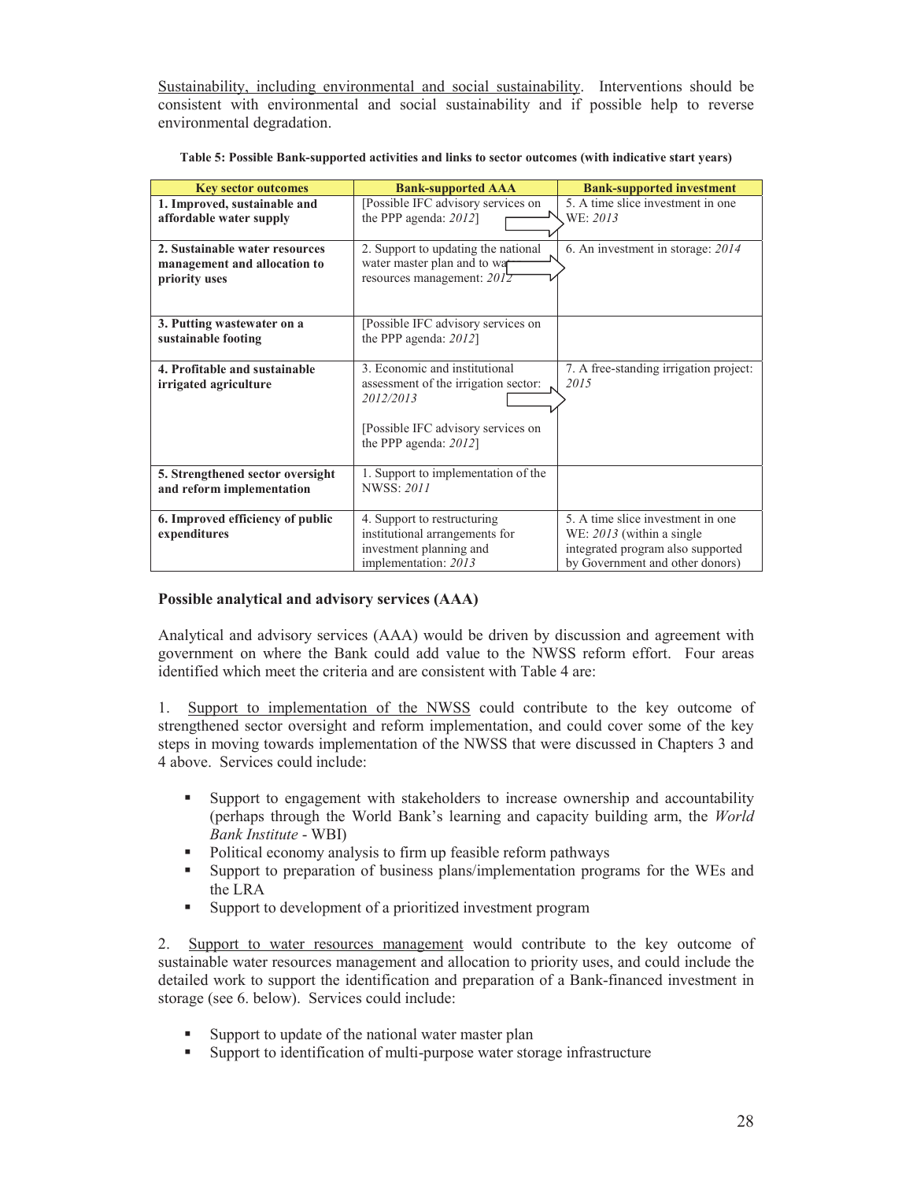Sustainability, including environmental and social sustainability. Interventions should be consistent with environmental and social sustainability and if possible help to reverse environmental degradation.

**Table 5: Possible Bank-supported activities and links to sector outcomes (with indicative start years)**

| Key sector outcomes | Bank-supported AAA | Bank-supported investment |
|---|---|---|
| **1. Improved, sustainable and affordable water supply** | [Possible IFC advisory services on the PPP agenda: *2012*] | 5. A time slice investment in one WE: *2013* |
| **2. Sustainable water resources management and allocation to priority uses** | 2. Support to updating the national water master plan and to water resources management: *2012* | 6. An investment in storage: *2014* |
| **3. Putting wastewater on a sustainable footing** | [Possible IFC advisory services on the PPP agenda: *2012*] | |
| **4. Profitable and sustainable irrigated agriculture** | 3. Economic and institutional assessment of the irrigation sector: *2012/2013*<br><br>[Possible IFC advisory services on the PPP agenda: *2012*] | 7. A free-standing irrigation project: *2015* |
| **5. Strengthened sector oversight and reform implementation** | 1. Support to implementation of the NWSS: *2011* | |
| **6. Improved efficiency of public expenditures** | 4. Support to restructuring institutional arrangements for investment planning and implementation: *2013* | 5. A time slice investment in one WE: *2013* (within a single integrated program also supported by Government and other donors) |

**Possible analytical and advisory services (AAA)**

Analytical and advisory services (AAA) would be driven by discussion and agreement with government on where the Bank could add value to the NWSS reform effort. Four areas identified which meet the criteria and are consistent with Table 4 are:

1. Support to implementation of the NWSS could contribute to the key outcome of strengthened sector oversight and reform implementation, and could cover some of the key steps in moving towards implementation of the NWSS that were discussed in Chapters 3 and 4 above. Services could include:

- Support to engagement with stakeholders to increase ownership and accountability (perhaps through the World Bank's learning and capacity building arm, the *World Bank Institute* - WBI)
- Political economy analysis to firm up feasible reform pathways
- Support to preparation of business plans/implementation programs for the WEs and the LRA
- Support to development of a prioritized investment program

2. Support to water resources management would contribute to the key outcome of sustainable water resources management and allocation to priority uses, and could include the detailed work to support the identification and preparation of a Bank-financed investment in storage (see 6. below). Services could include:

- Support to update of the national water master plan
- Support to identification of multi-purpose water storage infrastructure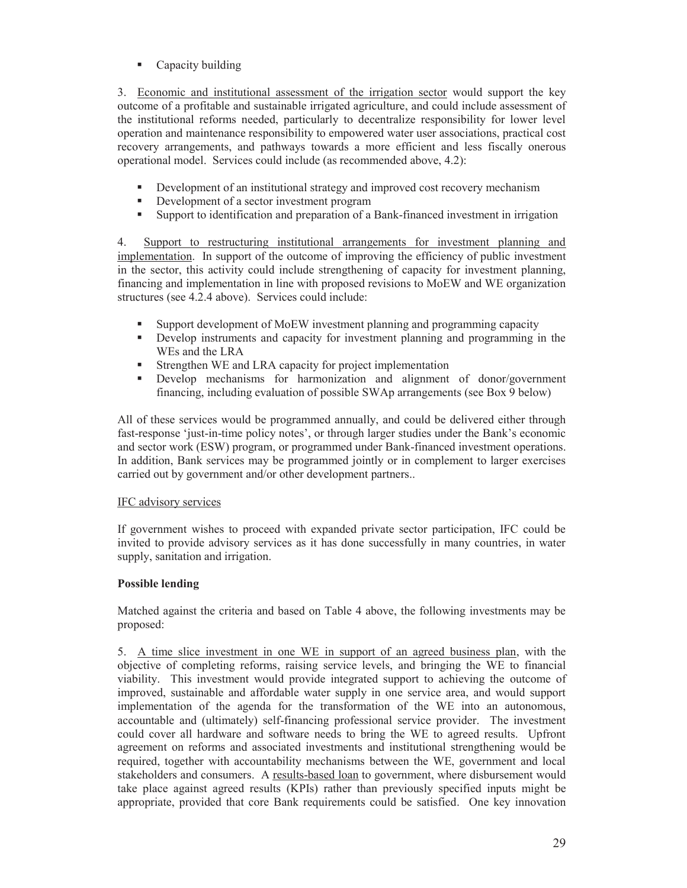- Capacity building

3. Economic and institutional assessment of the irrigation sector would support the key outcome of a profitable and sustainable irrigated agriculture, and could include assessment of the institutional reforms needed, particularly to decentralize responsibility for lower level operation and maintenance responsibility to empowered water user associations, practical cost recovery arrangements, and pathways towards a more efficient and less fiscally onerous operational model. Services could include (as recommended above, 4.2):

- Development of an institutional strategy and improved cost recovery mechanism
- Development of a sector investment program
- Support to identification and preparation of a Bank-financed investment in irrigation

4. Support to restructuring institutional arrangements for investment planning and implementation. In support of the outcome of improving the efficiency of public investment in the sector, this activity could include strengthening of capacity for investment planning, financing and implementation in line with proposed revisions to MoEW and WE organization structures (see 4.2.4 above). Services could include:

- Support development of MoEW investment planning and programming capacity
- Develop instruments and capacity for investment planning and programming in the WEs and the LRA
- Strengthen WE and LRA capacity for project implementation
- Develop mechanisms for harmonization and alignment of donor/government financing, including evaluation of possible SWAp arrangements (see Box 9 below)

All of these services would be programmed annually, and could be delivered either through fast-response 'just-in-time policy notes', or through larger studies under the Bank's economic and sector work (ESW) program, or programmed under Bank-financed investment operations. In addition, Bank services may be programmed jointly or in complement to larger exercises carried out by government and/or other development partners..

IFC advisory services

If government wishes to proceed with expanded private sector participation, IFC could be invited to provide advisory services as it has done successfully in many countries, in water supply, sanitation and irrigation.

**Possible lending**

Matched against the criteria and based on Table 4 above, the following investments may be proposed:

5. A time slice investment in one WE in support of an agreed business plan, with the objective of completing reforms, raising service levels, and bringing the WE to financial viability. This investment would provide integrated support to achieving the outcome of improved, sustainable and affordable water supply in one service area, and would support implementation of the agenda for the transformation of the WE into an autonomous, accountable and (ultimately) self-financing professional service provider. The investment could cover all hardware and software needs to bring the WE to agreed results. Upfront agreement on reforms and associated investments and institutional strengthening would be required, together with accountability mechanisms between the WE, government and local stakeholders and consumers. A results-based loan to government, where disbursement would take place against agreed results (KPIs) rather than previously specified inputs might be appropriate, provided that core Bank requirements could be satisfied. One key innovation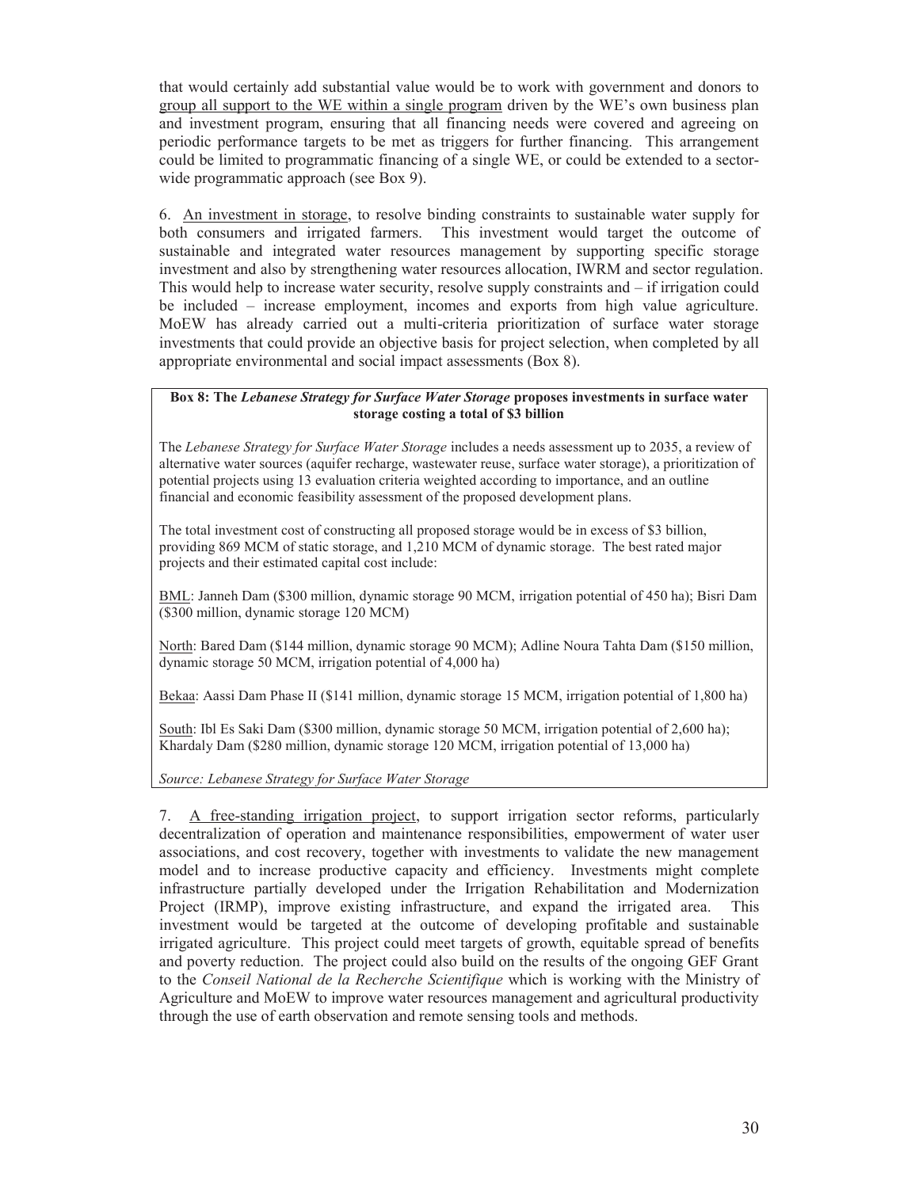that would certainly add substantial value would be to work with government and donors to group all support to the WE within a single program driven by the WE's own business plan and investment program, ensuring that all financing needs were covered and agreeing on periodic performance targets to be met as triggers for further financing. This arrangement could be limited to programmatic financing of a single WE, or could be extended to a sector-wide programmatic approach (see Box 9).

6. An investment in storage, to resolve binding constraints to sustainable water supply for both consumers and irrigated farmers. This investment would target the outcome of sustainable and integrated water resources management by supporting specific storage investment and also by strengthening water resources allocation, IWRM and sector regulation. This would help to increase water security, resolve supply constraints and – if irrigation could be included – increase employment, incomes and exports from high value agriculture. MoEW has already carried out a multi-criteria prioritization of surface water storage investments that could provide an objective basis for project selection, when completed by all appropriate environmental and social impact assessments (Box 8).

**Box 8: The *Lebanese Strategy for Surface Water Storage* proposes investments in surface water storage costing a total of $3 billion**

The *Lebanese Strategy for Surface Water Storage* includes a needs assessment up to 2035, a review of alternative water sources (aquifer recharge, wastewater reuse, surface water storage), a prioritization of potential projects using 13 evaluation criteria weighted according to importance, and an outline financial and economic feasibility assessment of the proposed development plans.

The total investment cost of constructing all proposed storage would be in excess of $3 billion, providing 869 MCM of static storage, and 1,210 MCM of dynamic storage. The best rated major projects and their estimated capital cost include:

BML: Janneh Dam ($300 million, dynamic storage 90 MCM, irrigation potential of 450 ha); Bisri Dam ($300 million, dynamic storage 120 MCM)

North: Bared Dam ($144 million, dynamic storage 90 MCM); Adline Noura Tahta Dam ($150 million, dynamic storage 50 MCM, irrigation potential of 4,000 ha)

Bekaa: Aassi Dam Phase II ($141 million, dynamic storage 15 MCM, irrigation potential of 1,800 ha)

South: Ibl Es Saki Dam ($300 million, dynamic storage 50 MCM, irrigation potential of 2,600 ha); Khardaly Dam ($280 million, dynamic storage 120 MCM, irrigation potential of 13,000 ha)

*Source: Lebanese Strategy for Surface Water Storage*

7. A free-standing irrigation project, to support irrigation sector reforms, particularly decentralization of operation and maintenance responsibilities, empowerment of water user associations, and cost recovery, together with investments to validate the new management model and to increase productive capacity and efficiency. Investments might complete infrastructure partially developed under the Irrigation Rehabilitation and Modernization Project (IRMP), improve existing infrastructure, and expand the irrigated area. This investment would be targeted at the outcome of developing profitable and sustainable irrigated agriculture. This project could meet targets of growth, equitable spread of benefits and poverty reduction. The project could also build on the results of the ongoing GEF Grant to the *Conseil National de la Recherche Scientifique* which is working with the Ministry of Agriculture and MoEW to improve water resources management and agricultural productivity through the use of earth observation and remote sensing tools and methods.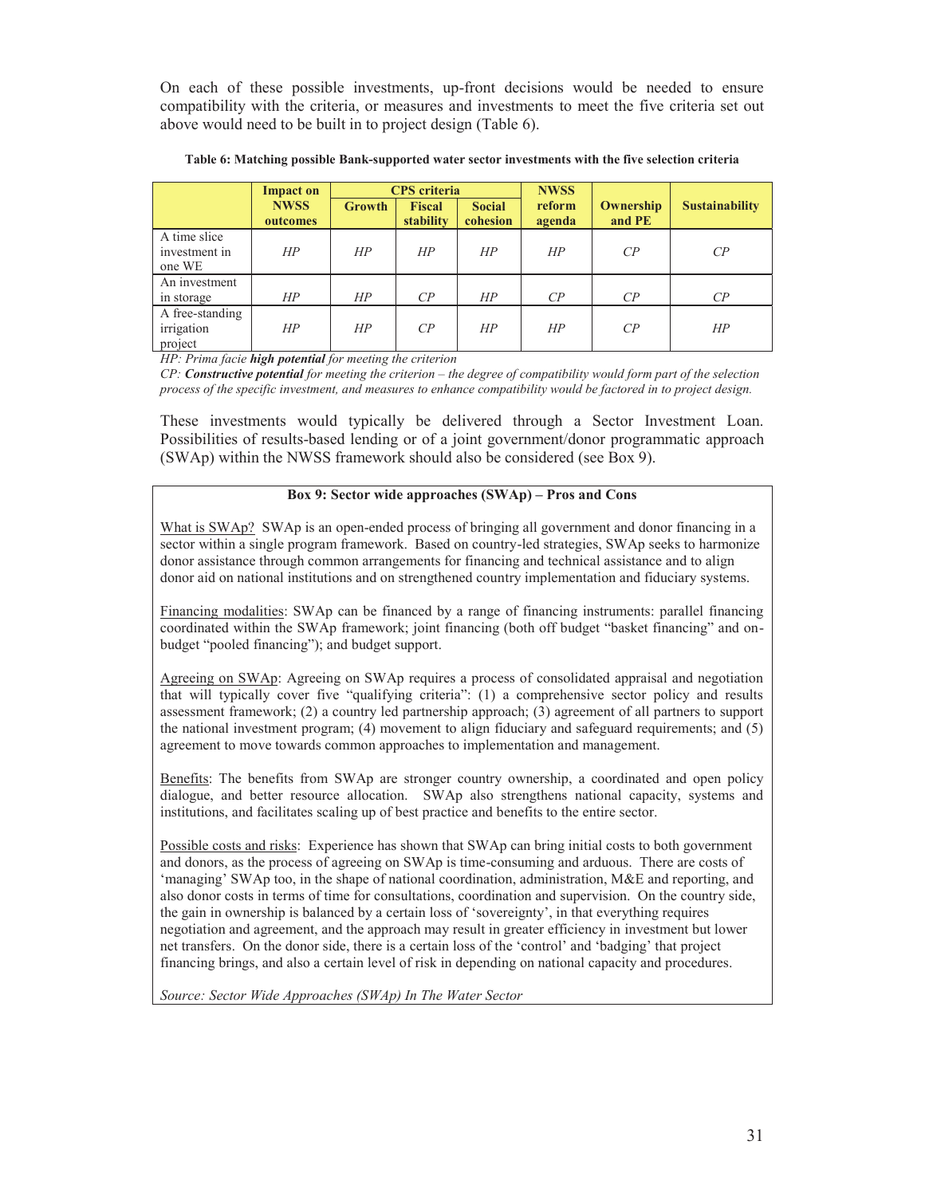On each of these possible investments, up-front decisions would be needed to ensure compatibility with the criteria, or measures and investments to meet the five criteria set out above would need to be built in to project design (Table 6).

**Table 6: Matching possible Bank-supported water sector investments with the five selection criteria**

| | Impact on NWSS outcomes | CPS criteria | | | NWSS reform agenda | Ownership and PE | Sustainability |
|---|---|---|---|---|---|---|---|
| | | Growth | Fiscal stability | Social cohesion | | | |
| A time slice investment in one WE | *HP* | *HP* | *HP* | *HP* | *HP* | *CP* | *CP* |
| An investment in storage | *HP* | *HP* | *CP* | *HP* | *CP* | *CP* | *CP* |
| A free-standing irrigation project | *HP* | *HP* | *CP* | *HP* | *HP* | *CP* | *HP* |

*HP: Prima facie **high potential** for meeting the criterion*

*CP: **Constructive potential** for meeting the criterion – the degree of compatibility would form part of the selection process of the specific investment, and measures to enhance compatibility would be factored in to project design.*

These investments would typically be delivered through a Sector Investment Loan. Possibilities of results-based lending or of a joint government/donor programmatic approach (SWAp) within the NWSS framework should also be considered (see Box 9).

**Box 9: Sector wide approaches (SWAp) – Pros and Cons**

What is SWAp? SWAp is an open-ended process of bringing all government and donor financing in a sector within a single program framework. Based on country-led strategies, SWAp seeks to harmonize donor assistance through common arrangements for financing and technical assistance and to align donor aid on national institutions and on strengthened country implementation and fiduciary systems.

Financing modalities: SWAp can be financed by a range of financing instruments: parallel financing coordinated within the SWAp framework; joint financing (both off budget "basket financing" and on-budget "pooled financing"); and budget support.

Agreeing on SWAp: Agreeing on SWAp requires a process of consolidated appraisal and negotiation that will typically cover five "qualifying criteria": (1) a comprehensive sector policy and results assessment framework; (2) a country led partnership approach; (3) agreement of all partners to support the national investment program; (4) movement to align fiduciary and safeguard requirements; and (5) agreement to move towards common approaches to implementation and management.

Benefits: The benefits from SWAp are stronger country ownership, a coordinated and open policy dialogue, and better resource allocation. SWAp also strengthens national capacity, systems and institutions, and facilitates scaling up of best practice and benefits to the entire sector.

Possible costs and risks: Experience has shown that SWAp can bring initial costs to both government and donors, as the process of agreeing on SWAp is time-consuming and arduous. There are costs of 'managing' SWAp too, in the shape of national coordination, administration, M&E and reporting, and also donor costs in terms of time for consultations, coordination and supervision. On the country side, the gain in ownership is balanced by a certain loss of 'sovereignty', in that everything requires negotiation and agreement, and the approach may result in greater efficiency in investment but lower net transfers. On the donor side, there is a certain loss of the 'control' and 'badging' that project financing brings, and also a certain level of risk in depending on national capacity and procedures.

*Source: Sector Wide Approaches (SWAp) In The Water Sector*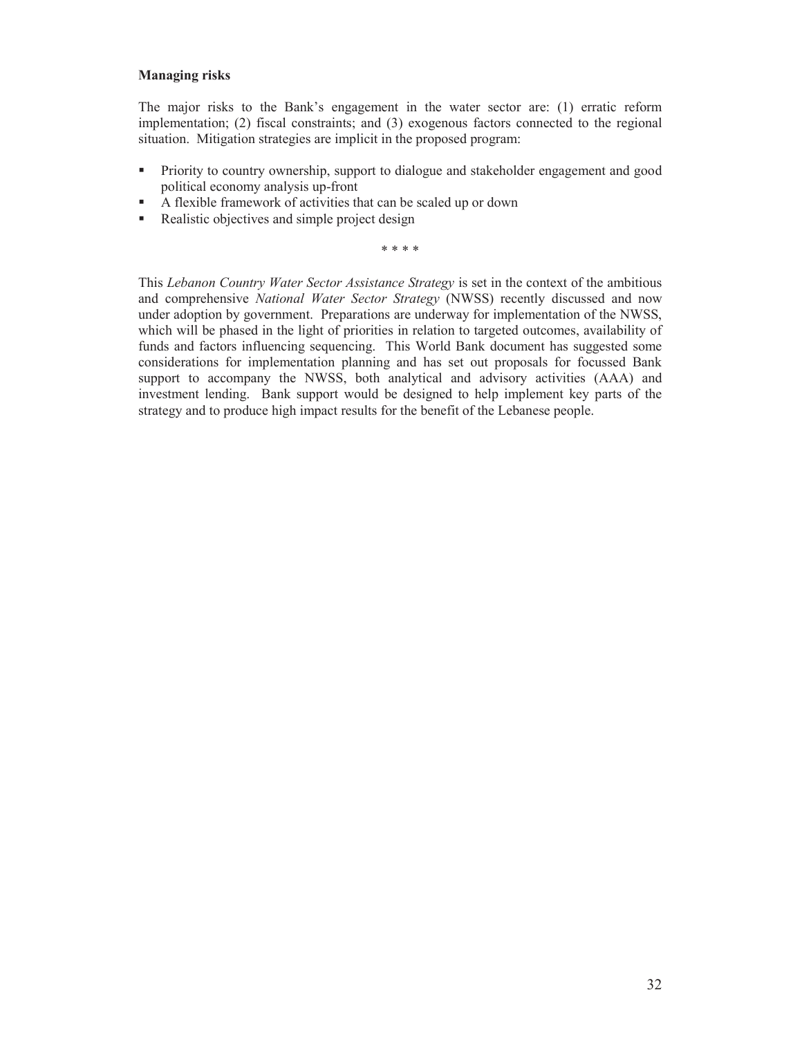**Managing risks**

The major risks to the Bank's engagement in the water sector are: (1) erratic reform implementation; (2) fiscal constraints; and (3) exogenous factors connected to the regional situation. Mitigation strategies are implicit in the proposed program:

- Priority to country ownership, support to dialogue and stakeholder engagement and good political economy analysis up-front
- A flexible framework of activities that can be scaled up or down
- Realistic objectives and simple project design

\* \* \* \*

This *Lebanon Country Water Sector Assistance Strategy* is set in the context of the ambitious and comprehensive *National Water Sector Strategy* (NWSS) recently discussed and now under adoption by government. Preparations are underway for implementation of the NWSS, which will be phased in the light of priorities in relation to targeted outcomes, availability of funds and factors influencing sequencing. This World Bank document has suggested some considerations for implementation planning and has set out proposals for focussed Bank support to accompany the NWSS, both analytical and advisory activities (AAA) and investment lending. Bank support would be designed to help implement key parts of the strategy and to produce high impact results for the benefit of the Lebanese people.